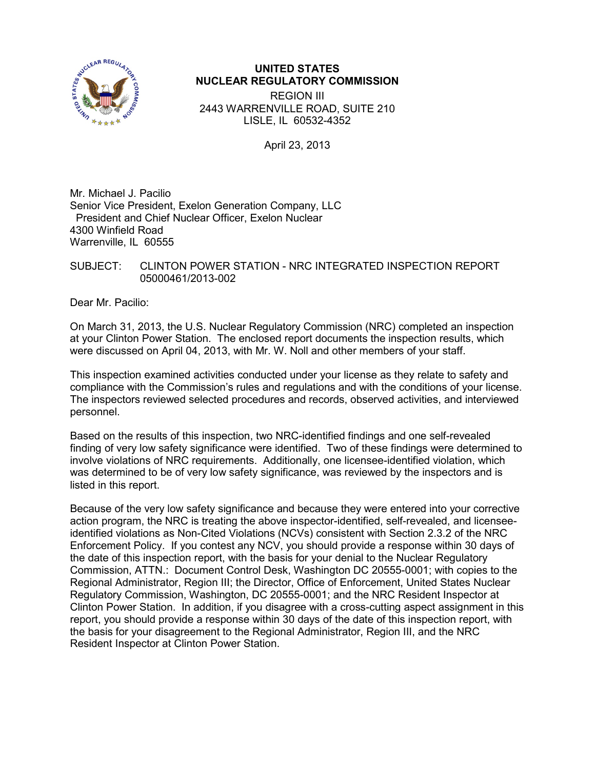**UNITED STATES**
**NUCLEAR REGULATORY COMMISSION**
REGION III
2443 WARRENVILLE ROAD, SUITE 210
LISLE, IL 60532-4352

April 23, 2013

Mr. Michael J. Pacilio
Senior Vice President, Exelon Generation Company, LLC
President and Chief Nuclear Officer, Exelon Nuclear
4300 Winfield Road
Warrenville, IL 60555

SUBJECT: CLINTON POWER STATION - NRC INTEGRATED INSPECTION REPORT 05000461/2013-002

Dear Mr. Pacilio:

On March 31, 2013, the U.S. Nuclear Regulatory Commission (NRC) completed an inspection at your Clinton Power Station. The enclosed report documents the inspection results, which were discussed on April 04, 2013, with Mr. W. Noll and other members of your staff.

This inspection examined activities conducted under your license as they relate to safety and compliance with the Commission's rules and regulations and with the conditions of your license. The inspectors reviewed selected procedures and records, observed activities, and interviewed personnel.

Based on the results of this inspection, two NRC-identified findings and one self-revealed finding of very low safety significance were identified. Two of these findings were determined to involve violations of NRC requirements. Additionally, one licensee-identified violation, which was determined to be of very low safety significance, was reviewed by the inspectors and is listed in this report.

Because of the very low safety significance and because they were entered into your corrective action program, the NRC is treating the above inspector-identified, self-revealed, and licensee-identified violations as Non-Cited Violations (NCVs) consistent with Section 2.3.2 of the NRC Enforcement Policy. If you contest any NCV, you should provide a response within 30 days of the date of this inspection report, with the basis for your denial to the Nuclear Regulatory Commission, ATTN.: Document Control Desk, Washington DC 20555-0001; with copies to the Regional Administrator, Region III; the Director, Office of Enforcement, United States Nuclear Regulatory Commission, Washington, DC 20555-0001; and the NRC Resident Inspector at Clinton Power Station. In addition, if you disagree with a cross-cutting aspect assignment in this report, you should provide a response within 30 days of the date of this inspection report, with the basis for your disagreement to the Regional Administrator, Region III, and the NRC Resident Inspector at Clinton Power Station.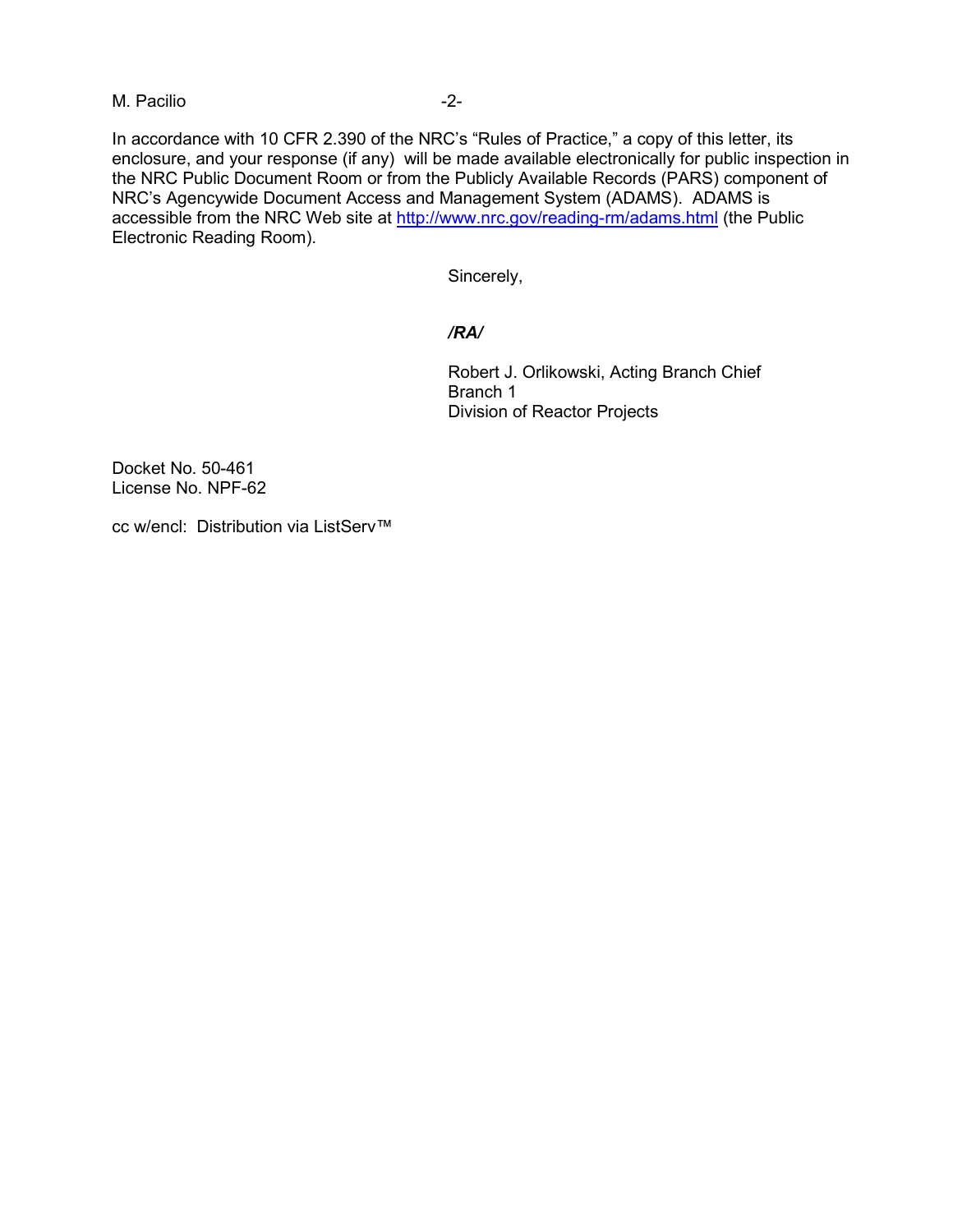In accordance with 10 CFR 2.390 of the NRC's "Rules of Practice," a copy of this letter, its enclosure, and your response (if any) will be made available electronically for public inspection in the NRC Public Document Room or from the Publicly Available Records (PARS) component of NRC's Agencywide Document Access and Management System (ADAMS). ADAMS is accessible from the NRC Web site at http://www.nrc.gov/reading-rm/adams.html (the Public Electronic Reading Room).

Sincerely,

*/RA/*

Robert J. Orlikowski, Acting Branch Chief  
Branch 1  
Division of Reactor Projects

Docket No. 50-461  
License No. NPF-62

cc w/encl: Distribution via ListServ™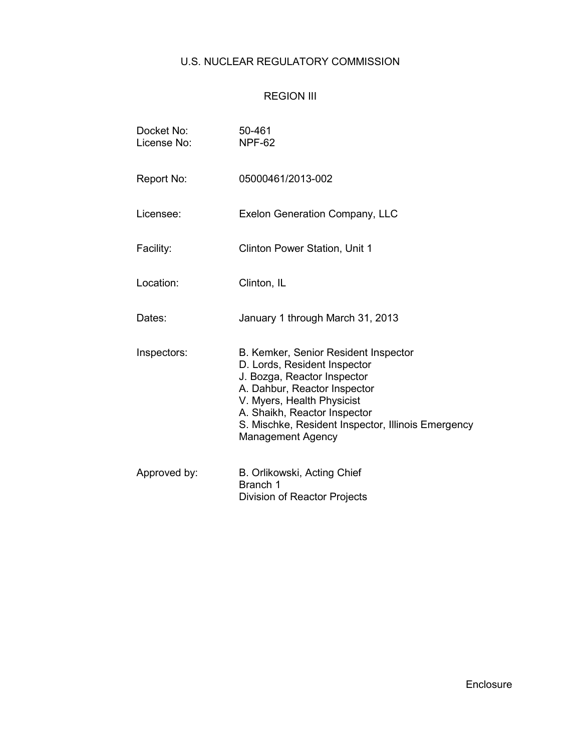# U.S. NUCLEAR REGULATORY COMMISSION

## REGION III

| | |
|---|---|
| Docket No: | 50-461 |
| License No: | NPF-62 |
| Report No: | 05000461/2013-002 |
| Licensee: | Exelon Generation Company, LLC |
| Facility: | Clinton Power Station, Unit 1 |
| Location: | Clinton, IL |
| Dates: | January 1 through March 31, 2013 |
| Inspectors: | B. Kemker, Senior Resident Inspector<br>D. Lords, Resident Inspector<br>J. Bozga, Reactor Inspector<br>A. Dahbur, Reactor Inspector<br>V. Myers, Health Physicist<br>A. Shaikh, Reactor Inspector<br>S. Mischke, Resident Inspector, Illinois Emergency Management Agency |
| Approved by: | B. Orlikowski, Acting Chief<br>Branch 1<br>Division of Reactor Projects |

Enclosure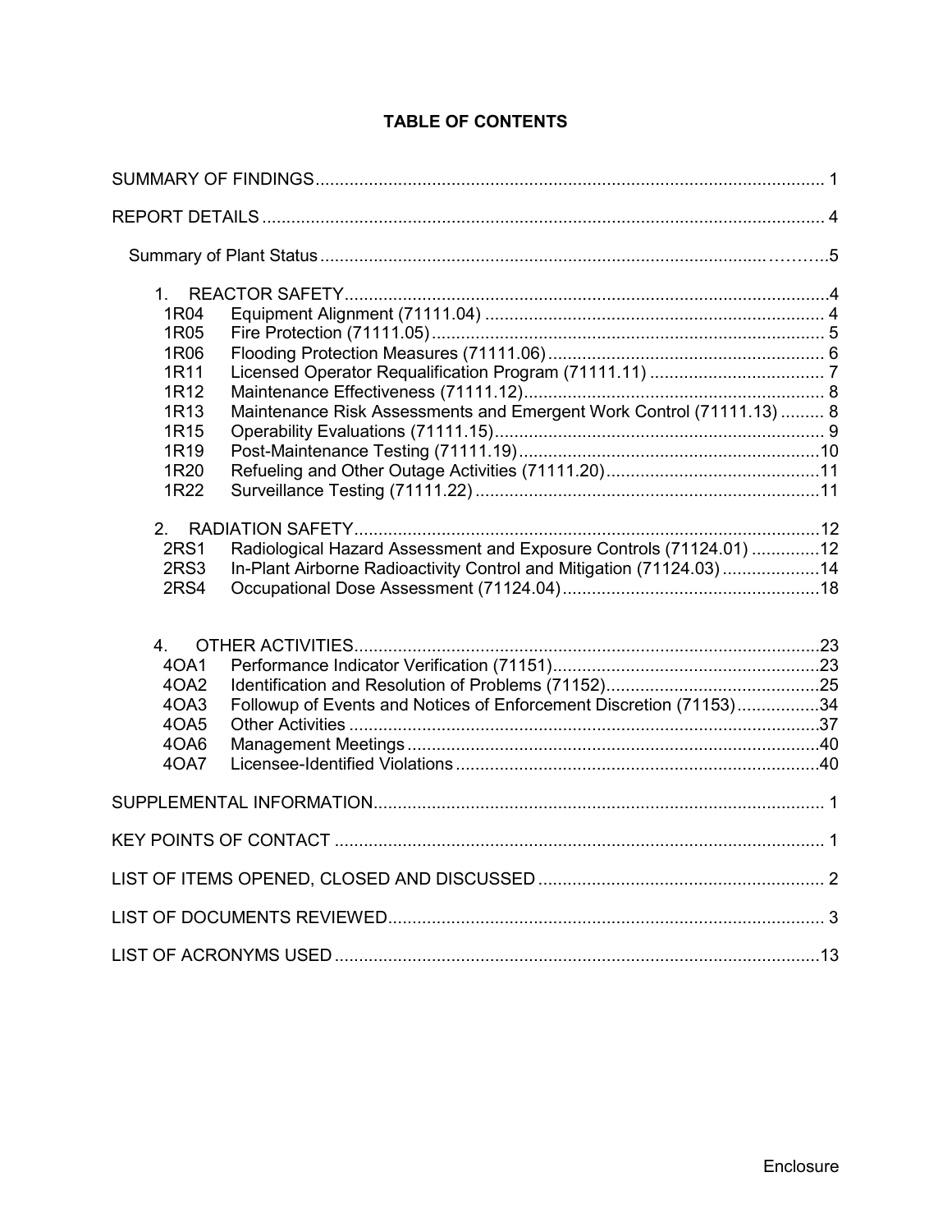# TABLE OF CONTENTS

SUMMARY OF FINDINGS .......... 1

REPORT DETAILS .......... 4

Summary of Plant Status .......... 5

1. REACTOR SAFETY .......... 4
   - 1R04 Equipment Alignment (71111.04) .......... 4
   - 1R05 Fire Protection (71111.05) .......... 5
   - 1R06 Flooding Protection Measures (71111.06) .......... 6
   - 1R11 Licensed Operator Requalification Program (71111.11) .......... 7
   - 1R12 Maintenance Effectiveness (71111.12) .......... 8
   - 1R13 Maintenance Risk Assessments and Emergent Work Control (71111.13) .......... 8
   - 1R15 Operability Evaluations (71111.15) .......... 9
   - 1R19 Post-Maintenance Testing (71111.19) .......... 10
   - 1R20 Refueling and Other Outage Activities (71111.20) .......... 11
   - 1R22 Surveillance Testing (71111.22) .......... 11

2. RADIATION SAFETY .......... 12
   - 2RS1 Radiological Hazard Assessment and Exposure Controls (71124.01) .......... 12
   - 2RS3 In-Plant Airborne Radioactivity Control and Mitigation (71124.03) .......... 14
   - 2RS4 Occupational Dose Assessment (71124.04) .......... 18

4. OTHER ACTIVITIES .......... 23
   - 4OA1 Performance Indicator Verification (71151) .......... 23
   - 4OA2 Identification and Resolution of Problems (71152) .......... 25
   - 4OA3 Followup of Events and Notices of Enforcement Discretion (71153) .......... 34
   - 4OA5 Other Activities .......... 37
   - 4OA6 Management Meetings .......... 40
   - 4OA7 Licensee-Identified Violations .......... 40

SUPPLEMENTAL INFORMATION .......... 1

KEY POINTS OF CONTACT .......... 1

LIST OF ITEMS OPENED, CLOSED AND DISCUSSED .......... 2

LIST OF DOCUMENTS REVIEWED .......... 3

LIST OF ACRONYMS USED .......... 13

Enclosure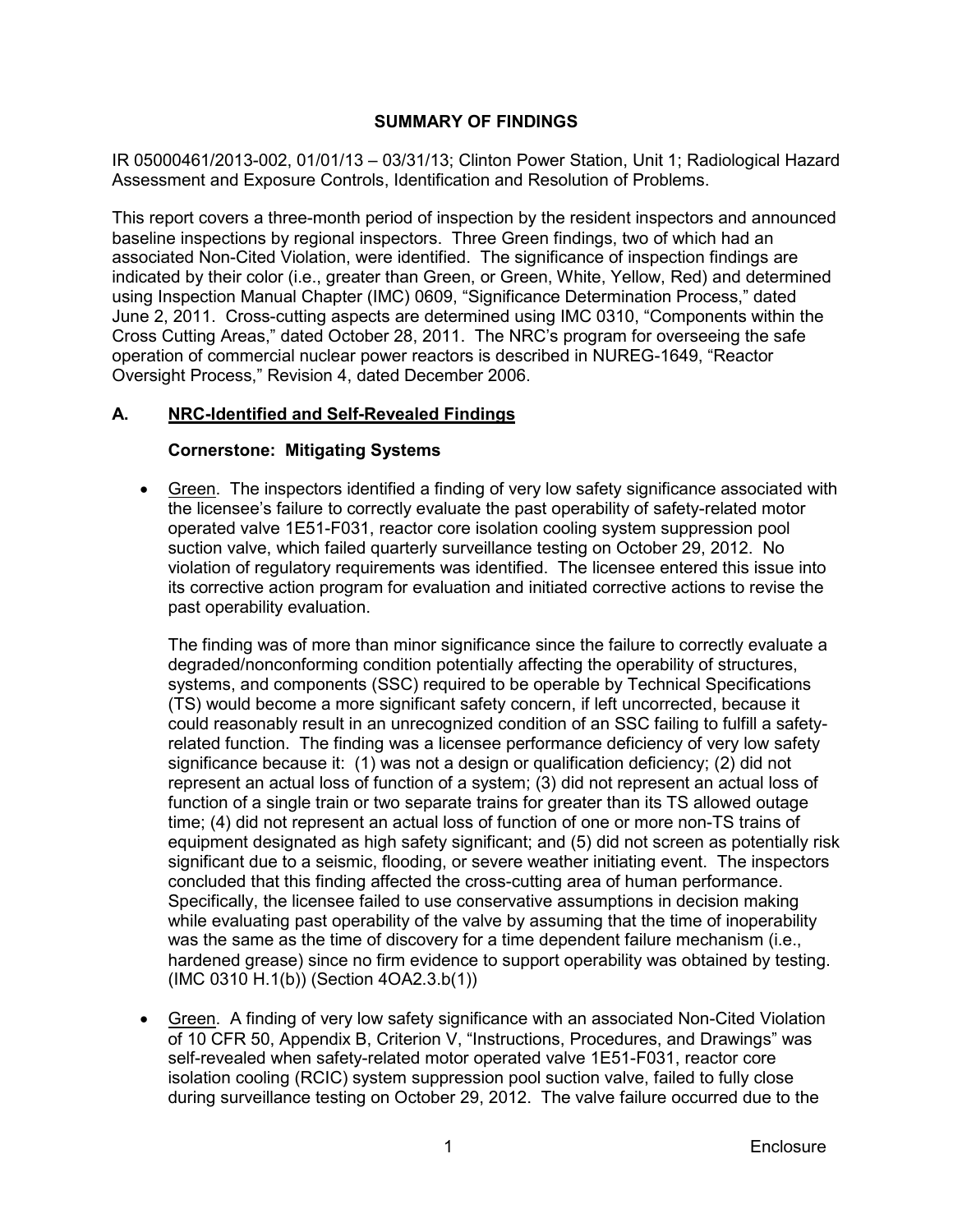## SUMMARY OF FINDINGS

IR 05000461/2013-002, 01/01/13 – 03/31/13; Clinton Power Station, Unit 1; Radiological Hazard Assessment and Exposure Controls, Identification and Resolution of Problems.

This report covers a three-month period of inspection by the resident inspectors and announced baseline inspections by regional inspectors. Three Green findings, two of which had an associated Non-Cited Violation, were identified. The significance of inspection findings are indicated by their color (i.e., greater than Green, or Green, White, Yellow, Red) and determined using Inspection Manual Chapter (IMC) 0609, "Significance Determination Process," dated June 2, 2011. Cross-cutting aspects are determined using IMC 0310, "Components within the Cross Cutting Areas," dated October 28, 2011. The NRC's program for overseeing the safe operation of commercial nuclear power reactors is described in NUREG-1649, "Reactor Oversight Process," Revision 4, dated December 2006.

### A. NRC-Identified and Self-Revealed Findings

#### Cornerstone: Mitigating Systems

- Green. The inspectors identified a finding of very low safety significance associated with the licensee's failure to correctly evaluate the past operability of safety-related motor operated valve 1E51-F031, reactor core isolation cooling system suppression pool suction valve, which failed quarterly surveillance testing on October 29, 2012. No violation of regulatory requirements was identified. The licensee entered this issue into its corrective action program for evaluation and initiated corrective actions to revise the past operability evaluation.

  The finding was of more than minor significance since the failure to correctly evaluate a degraded/nonconforming condition potentially affecting the operability of structures, systems, and components (SSC) required to be operable by Technical Specifications (TS) would become a more significant safety concern, if left uncorrected, because it could reasonably result in an unrecognized condition of an SSC failing to fulfill a safety-related function. The finding was a licensee performance deficiency of very low safety significance because it: (1) was not a design or qualification deficiency; (2) did not represent an actual loss of function of a system; (3) did not represent an actual loss of function of a single train or two separate trains for greater than its TS allowed outage time; (4) did not represent an actual loss of function of one or more non-TS trains of equipment designated as high safety significant; and (5) did not screen as potentially risk significant due to a seismic, flooding, or severe weather initiating event. The inspectors concluded that this finding affected the cross-cutting area of human performance. Specifically, the licensee failed to use conservative assumptions in decision making while evaluating past operability of the valve by assuming that the time of inoperability was the same as the time of discovery for a time dependent failure mechanism (i.e., hardened grease) since no firm evidence to support operability was obtained by testing. (IMC 0310 H.1(b)) (Section 4OA2.3.b(1))

- Green. A finding of very low safety significance with an associated Non-Cited Violation of 10 CFR 50, Appendix B, Criterion V, "Instructions, Procedures, and Drawings" was self-revealed when safety-related motor operated valve 1E51-F031, reactor core isolation cooling (RCIC) system suppression pool suction valve, failed to fully close during surveillance testing on October 29, 2012. The valve failure occurred due to the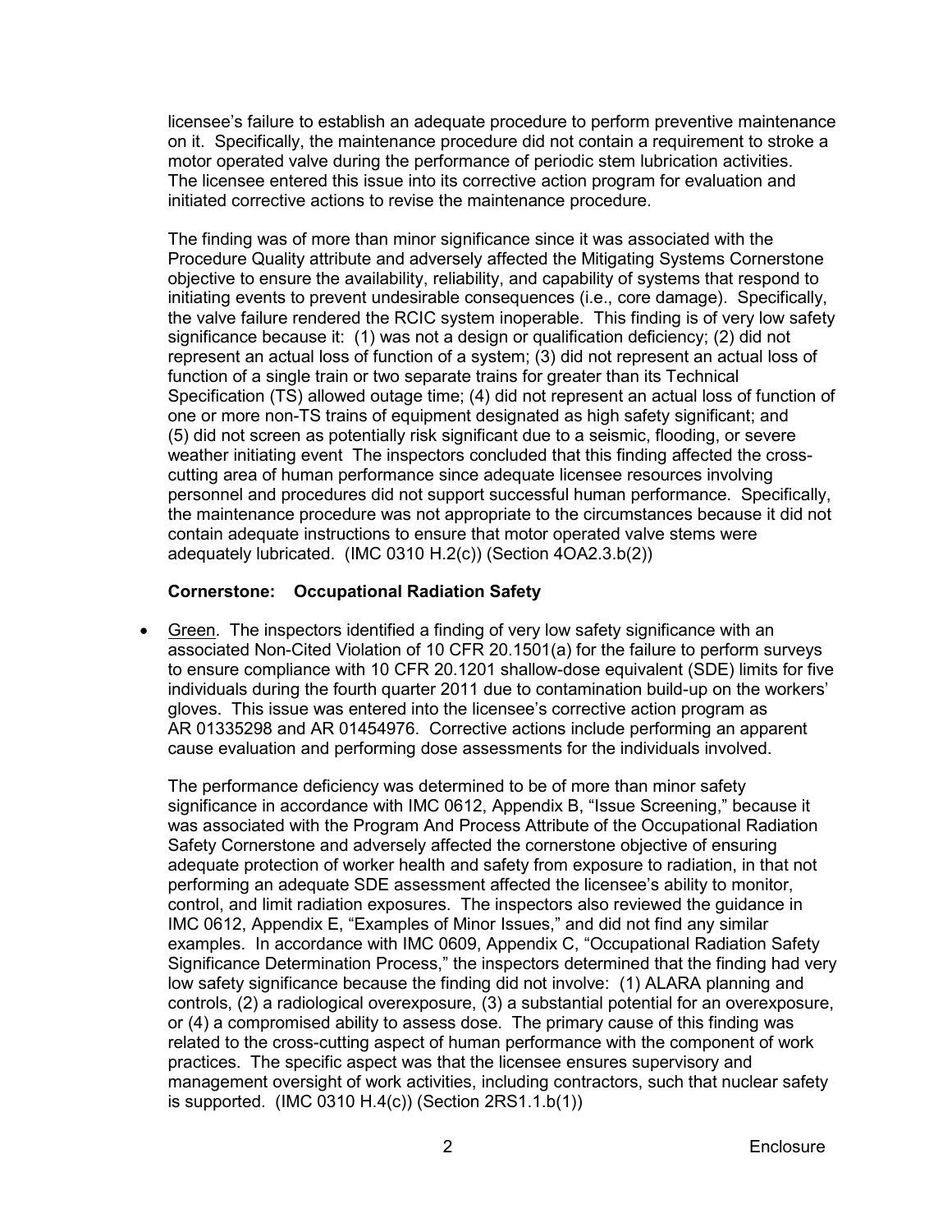licensee's failure to establish an adequate procedure to perform preventive maintenance on it. Specifically, the maintenance procedure did not contain a requirement to stroke a motor operated valve during the performance of periodic stem lubrication activities. The licensee entered this issue into its corrective action program for evaluation and initiated corrective actions to revise the maintenance procedure.

The finding was of more than minor significance since it was associated with the Procedure Quality attribute and adversely affected the Mitigating Systems Cornerstone objective to ensure the availability, reliability, and capability of systems that respond to initiating events to prevent undesirable consequences (i.e., core damage). Specifically, the valve failure rendered the RCIC system inoperable. This finding is of very low safety significance because it: (1) was not a design or qualification deficiency; (2) did not represent an actual loss of function of a system; (3) did not represent an actual loss of function of a single train or two separate trains for greater than its Technical Specification (TS) allowed outage time; (4) did not represent an actual loss of function of one or more non-TS trains of equipment designated as high safety significant; and (5) did not screen as potentially risk significant due to a seismic, flooding, or severe weather initiating event The inspectors concluded that this finding affected the cross-cutting area of human performance since adequate licensee resources involving personnel and procedures did not support successful human performance. Specifically, the maintenance procedure was not appropriate to the circumstances because it did not contain adequate instructions to ensure that motor operated valve stems were adequately lubricated. (IMC 0310 H.2(c)) (Section 4OA2.3.b(2))

**Cornerstone: Occupational Radiation Safety**

- Green. The inspectors identified a finding of very low safety significance with an associated Non-Cited Violation of 10 CFR 20.1501(a) for the failure to perform surveys to ensure compliance with 10 CFR 20.1201 shallow-dose equivalent (SDE) limits for five individuals during the fourth quarter 2011 due to contamination build-up on the workers' gloves. This issue was entered into the licensee's corrective action program as AR 01335298 and AR 01454976. Corrective actions include performing an apparent cause evaluation and performing dose assessments for the individuals involved.

  The performance deficiency was determined to be of more than minor safety significance in accordance with IMC 0612, Appendix B, "Issue Screening," because it was associated with the Program And Process Attribute of the Occupational Radiation Safety Cornerstone and adversely affected the cornerstone objective of ensuring adequate protection of worker health and safety from exposure to radiation, in that not performing an adequate SDE assessment affected the licensee's ability to monitor, control, and limit radiation exposures. The inspectors also reviewed the guidance in IMC 0612, Appendix E, "Examples of Minor Issues," and did not find any similar examples. In accordance with IMC 0609, Appendix C, "Occupational Radiation Safety Significance Determination Process," the inspectors determined that the finding had very low safety significance because the finding did not involve: (1) ALARA planning and controls, (2) a radiological overexposure, (3) a substantial potential for an overexposure, or (4) a compromised ability to assess dose. The primary cause of this finding was related to the cross-cutting aspect of human performance with the component of work practices. The specific aspect was that the licensee ensures supervisory and management oversight of work activities, including contractors, such that nuclear safety is supported. (IMC 0310 H.4(c)) (Section 2RS1.1.b(1))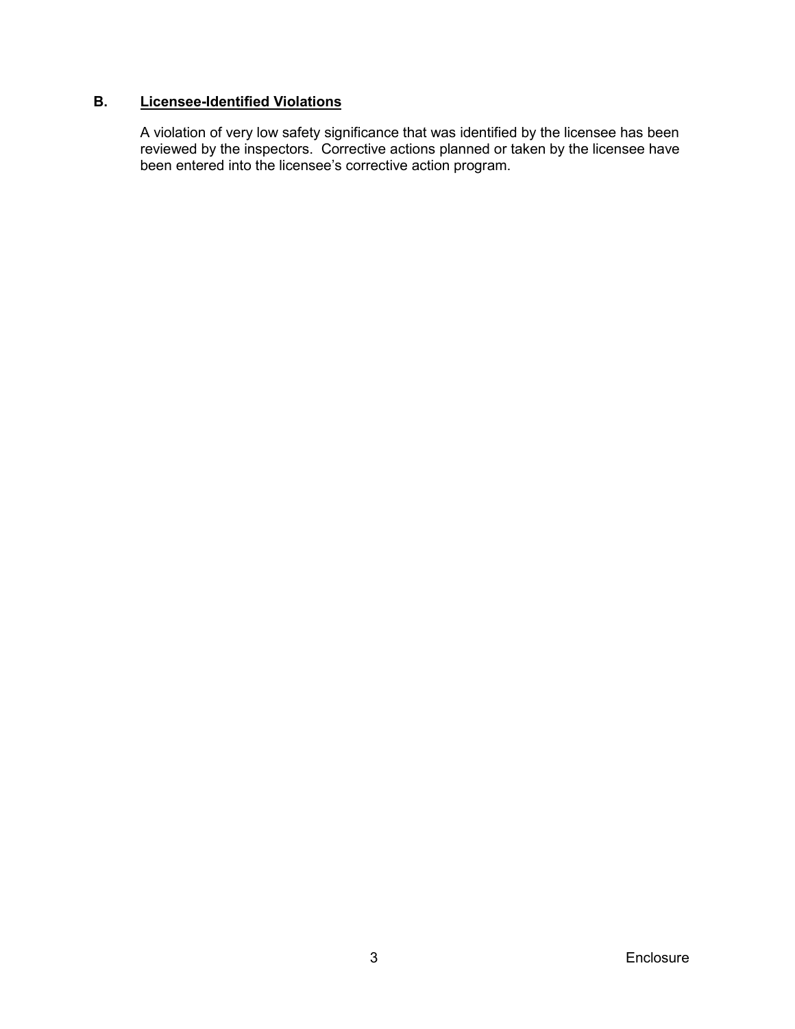## B. Licensee-Identified Violations

A violation of very low safety significance that was identified by the licensee has been reviewed by the inspectors. Corrective actions planned or taken by the licensee have been entered into the licensee's corrective action program.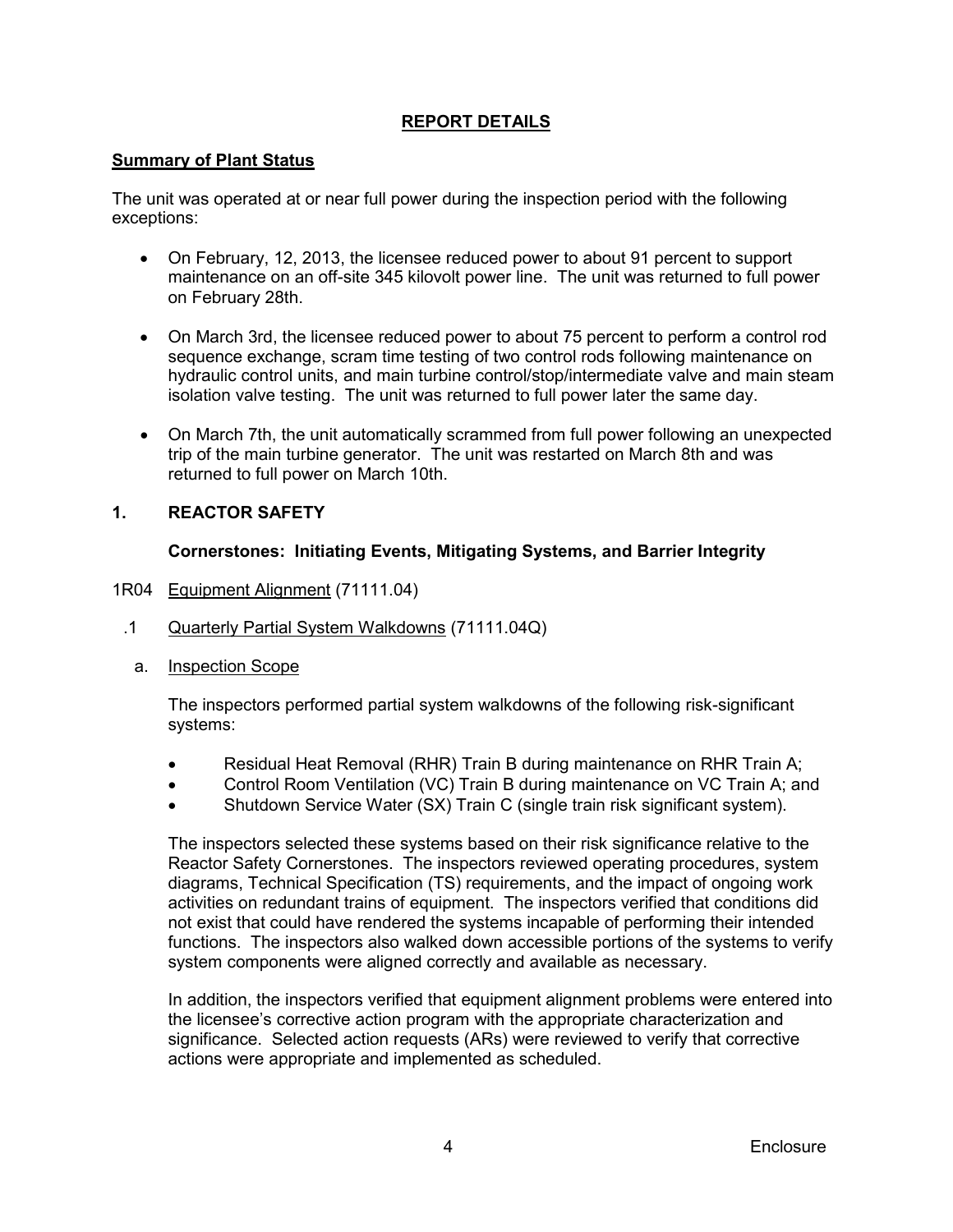## REPORT DETAILS

### Summary of Plant Status

The unit was operated at or near full power during the inspection period with the following exceptions:

- On February, 12, 2013, the licensee reduced power to about 91 percent to support maintenance on an off-site 345 kilovolt power line. The unit was returned to full power on February 28th.
- On March 3rd, the licensee reduced power to about 75 percent to perform a control rod sequence exchange, scram time testing of two control rods following maintenance on hydraulic control units, and main turbine control/stop/intermediate valve and main steam isolation valve testing. The unit was returned to full power later the same day.
- On March 7th, the unit automatically scrammed from full power following an unexpected trip of the main turbine generator. The unit was restarted on March 8th and was returned to full power on March 10th.

## 1. REACTOR SAFETY

### Cornerstones: Initiating Events, Mitigating Systems, and Barrier Integrity

1R04 Equipment Alignment (71111.04)

.1 Quarterly Partial System Walkdowns (71111.04Q)

a. Inspection Scope

The inspectors performed partial system walkdowns of the following risk-significant systems:

- Residual Heat Removal (RHR) Train B during maintenance on RHR Train A;
- Control Room Ventilation (VC) Train B during maintenance on VC Train A; and
- Shutdown Service Water (SX) Train C (single train risk significant system).

The inspectors selected these systems based on their risk significance relative to the Reactor Safety Cornerstones. The inspectors reviewed operating procedures, system diagrams, Technical Specification (TS) requirements, and the impact of ongoing work activities on redundant trains of equipment. The inspectors verified that conditions did not exist that could have rendered the systems incapable of performing their intended functions. The inspectors also walked down accessible portions of the systems to verify system components were aligned correctly and available as necessary.

In addition, the inspectors verified that equipment alignment problems were entered into the licensee's corrective action program with the appropriate characterization and significance. Selected action requests (ARs) were reviewed to verify that corrective actions were appropriate and implemented as scheduled.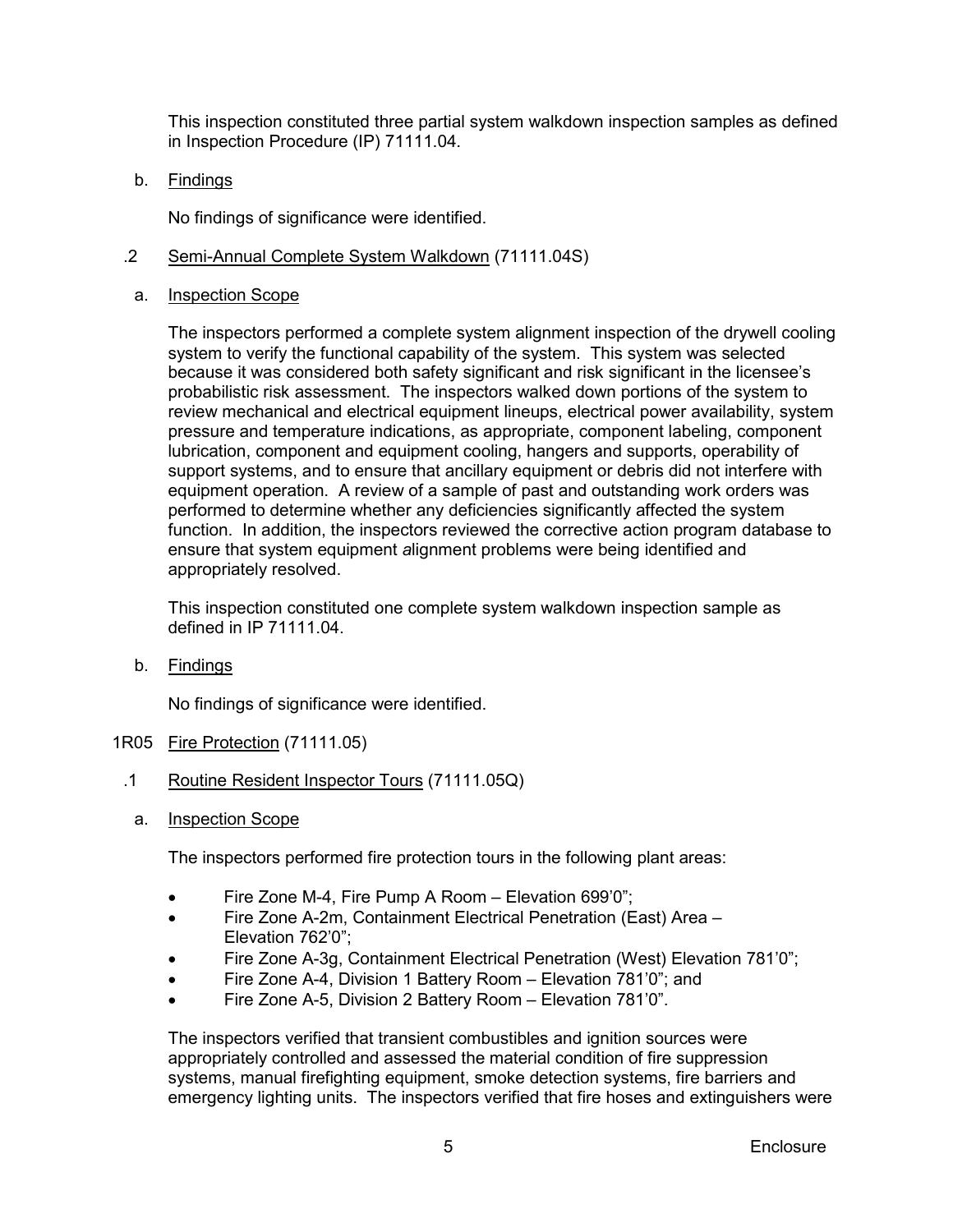This inspection constituted three partial system walkdown inspection samples as defined in Inspection Procedure (IP) 71111.04.

b. Findings

No findings of significance were identified.

.2 Semi-Annual Complete System Walkdown (71111.04S)

a. Inspection Scope

The inspectors performed a complete system alignment inspection of the drywell cooling system to verify the functional capability of the system. This system was selected because it was considered both safety significant and risk significant in the licensee's probabilistic risk assessment. The inspectors walked down portions of the system to review mechanical and electrical equipment lineups, electrical power availability, system pressure and temperature indications, as appropriate, component labeling, component lubrication, component and equipment cooling, hangers and supports, operability of support systems, and to ensure that ancillary equipment or debris did not interfere with equipment operation. A review of a sample of past and outstanding work orders was performed to determine whether any deficiencies significantly affected the system function. In addition, the inspectors reviewed the corrective action program database to ensure that system equipment alignment problems were being identified and appropriately resolved.

This inspection constituted one complete system walkdown inspection sample as defined in IP 71111.04.

b. Findings

No findings of significance were identified.

1R05 Fire Protection (71111.05)

.1 Routine Resident Inspector Tours (71111.05Q)

a. Inspection Scope

The inspectors performed fire protection tours in the following plant areas:

- Fire Zone M-4, Fire Pump A Room – Elevation 699'0";
- Fire Zone A-2m, Containment Electrical Penetration (East) Area – Elevation 762'0";
- Fire Zone A-3g, Containment Electrical Penetration (West) Elevation 781'0";
- Fire Zone A-4, Division 1 Battery Room – Elevation 781'0"; and
- Fire Zone A-5, Division 2 Battery Room – Elevation 781'0".

The inspectors verified that transient combustibles and ignition sources were appropriately controlled and assessed the material condition of fire suppression systems, manual firefighting equipment, smoke detection systems, fire barriers and emergency lighting units. The inspectors verified that fire hoses and extinguishers were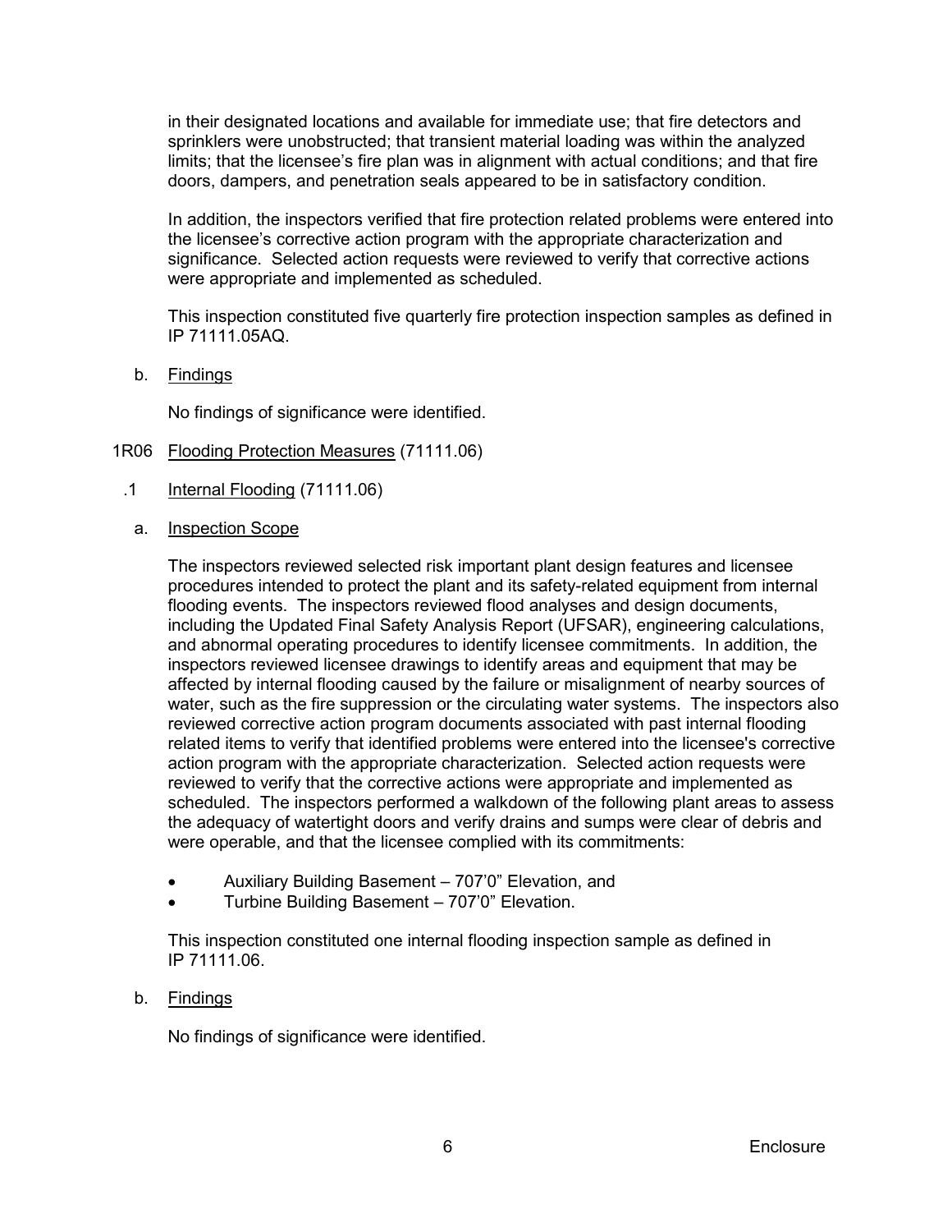in their designated locations and available for immediate use; that fire detectors and sprinklers were unobstructed; that transient material loading was within the analyzed limits; that the licensee's fire plan was in alignment with actual conditions; and that fire doors, dampers, and penetration seals appeared to be in satisfactory condition.

In addition, the inspectors verified that fire protection related problems were entered into the licensee's corrective action program with the appropriate characterization and significance. Selected action requests were reviewed to verify that corrective actions were appropriate and implemented as scheduled.

This inspection constituted five quarterly fire protection inspection samples as defined in IP 71111.05AQ.

b. Findings

No findings of significance were identified.

1R06 Flooding Protection Measures (71111.06)

.1 Internal Flooding (71111.06)

a. Inspection Scope

The inspectors reviewed selected risk important plant design features and licensee procedures intended to protect the plant and its safety-related equipment from internal flooding events. The inspectors reviewed flood analyses and design documents, including the Updated Final Safety Analysis Report (UFSAR), engineering calculations, and abnormal operating procedures to identify licensee commitments. In addition, the inspectors reviewed licensee drawings to identify areas and equipment that may be affected by internal flooding caused by the failure or misalignment of nearby sources of water, such as the fire suppression or the circulating water systems. The inspectors also reviewed corrective action program documents associated with past internal flooding related items to verify that identified problems were entered into the licensee's corrective action program with the appropriate characterization. Selected action requests were reviewed to verify that the corrective actions were appropriate and implemented as scheduled. The inspectors performed a walkdown of the following plant areas to assess the adequacy of watertight doors and verify drains and sumps were clear of debris and were operable, and that the licensee complied with its commitments:

- Auxiliary Building Basement – 707'0" Elevation, and
- Turbine Building Basement – 707'0" Elevation.

This inspection constituted one internal flooding inspection sample as defined in IP 71111.06.

b. Findings

No findings of significance were identified.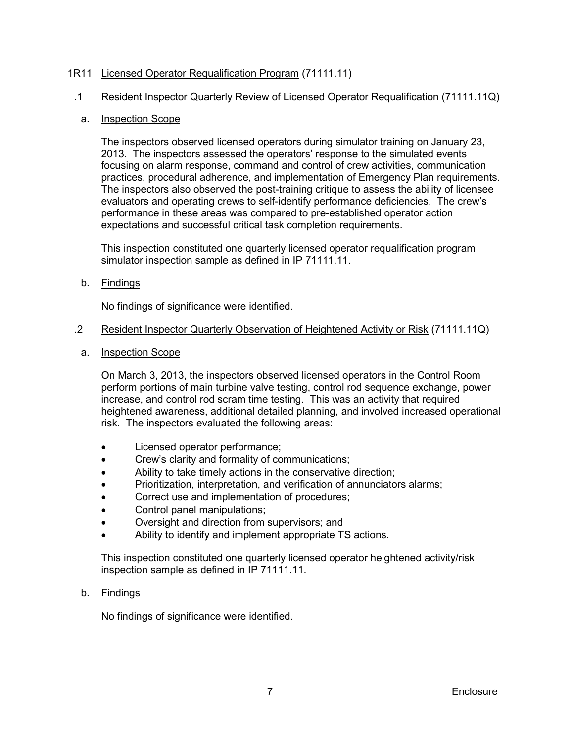## 1R11 Licensed Operator Requalification Program (71111.11)

### .1 Resident Inspector Quarterly Review of Licensed Operator Requalification (71111.11Q)

#### a. Inspection Scope

The inspectors observed licensed operators during simulator training on January 23, 2013. The inspectors assessed the operators' response to the simulated events focusing on alarm response, command and control of crew activities, communication practices, procedural adherence, and implementation of Emergency Plan requirements. The inspectors also observed the post-training critique to assess the ability of licensee evaluators and operating crews to self-identify performance deficiencies. The crew's performance in these areas was compared to pre-established operator action expectations and successful critical task completion requirements.

This inspection constituted one quarterly licensed operator requalification program simulator inspection sample as defined in IP 71111.11.

#### b. Findings

No findings of significance were identified.

### .2 Resident Inspector Quarterly Observation of Heightened Activity or Risk (71111.11Q)

#### a. Inspection Scope

On March 3, 2013, the inspectors observed licensed operators in the Control Room perform portions of main turbine valve testing, control rod sequence exchange, power increase, and control rod scram time testing. This was an activity that required heightened awareness, additional detailed planning, and involved increased operational risk. The inspectors evaluated the following areas:

- Licensed operator performance;
- Crew's clarity and formality of communications;
- Ability to take timely actions in the conservative direction;
- Prioritization, interpretation, and verification of annunciators alarms;
- Correct use and implementation of procedures;
- Control panel manipulations;
- Oversight and direction from supervisors; and
- Ability to identify and implement appropriate TS actions.

This inspection constituted one quarterly licensed operator heightened activity/risk inspection sample as defined in IP 71111.11.

#### b. Findings

No findings of significance were identified.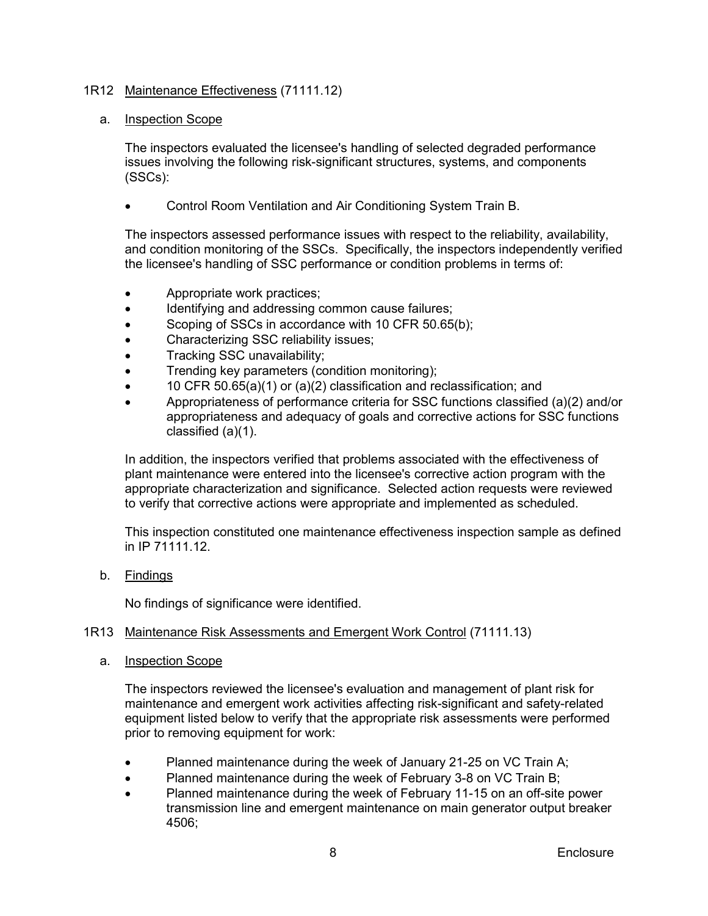## 1R12 Maintenance Effectiveness (71111.12)

### a. Inspection Scope

The inspectors evaluated the licensee's handling of selected degraded performance issues involving the following risk-significant structures, systems, and components (SSCs):

- Control Room Ventilation and Air Conditioning System Train B.

The inspectors assessed performance issues with respect to the reliability, availability, and condition monitoring of the SSCs. Specifically, the inspectors independently verified the licensee's handling of SSC performance or condition problems in terms of:

- Appropriate work practices;
- Identifying and addressing common cause failures;
- Scoping of SSCs in accordance with 10 CFR 50.65(b);
- Characterizing SSC reliability issues;
- Tracking SSC unavailability;
- Trending key parameters (condition monitoring);
- 10 CFR 50.65(a)(1) or (a)(2) classification and reclassification; and
- Appropriateness of performance criteria for SSC functions classified (a)(2) and/or appropriateness and adequacy of goals and corrective actions for SSC functions classified (a)(1).

In addition, the inspectors verified that problems associated with the effectiveness of plant maintenance were entered into the licensee's corrective action program with the appropriate characterization and significance. Selected action requests were reviewed to verify that corrective actions were appropriate and implemented as scheduled.

This inspection constituted one maintenance effectiveness inspection sample as defined in IP 71111.12.

### b. Findings

No findings of significance were identified.

## 1R13 Maintenance Risk Assessments and Emergent Work Control (71111.13)

### a. Inspection Scope

The inspectors reviewed the licensee's evaluation and management of plant risk for maintenance and emergent work activities affecting risk-significant and safety-related equipment listed below to verify that the appropriate risk assessments were performed prior to removing equipment for work:

- Planned maintenance during the week of January 21-25 on VC Train A;
- Planned maintenance during the week of February 3-8 on VC Train B;
- Planned maintenance during the week of February 11-15 on an off-site power transmission line and emergent maintenance on main generator output breaker 4506;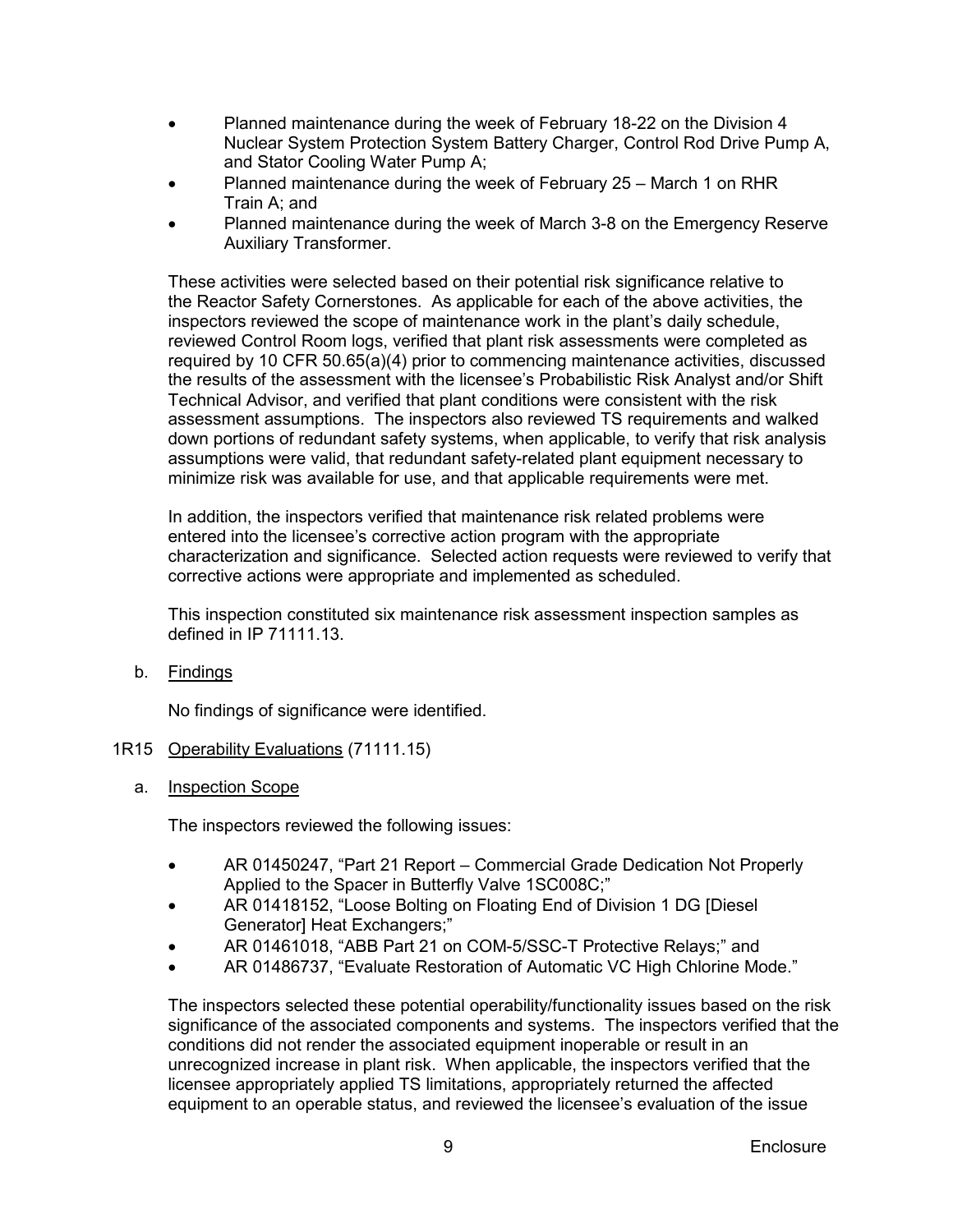- Planned maintenance during the week of February 18-22 on the Division 4 Nuclear System Protection System Battery Charger, Control Rod Drive Pump A, and Stator Cooling Water Pump A;
- Planned maintenance during the week of February 25 – March 1 on RHR Train A; and
- Planned maintenance during the week of March 3-8 on the Emergency Reserve Auxiliary Transformer.

These activities were selected based on their potential risk significance relative to the Reactor Safety Cornerstones. As applicable for each of the above activities, the inspectors reviewed the scope of maintenance work in the plant's daily schedule, reviewed Control Room logs, verified that plant risk assessments were completed as required by 10 CFR 50.65(a)(4) prior to commencing maintenance activities, discussed the results of the assessment with the licensee's Probabilistic Risk Analyst and/or Shift Technical Advisor, and verified that plant conditions were consistent with the risk assessment assumptions. The inspectors also reviewed TS requirements and walked down portions of redundant safety systems, when applicable, to verify that risk analysis assumptions were valid, that redundant safety-related plant equipment necessary to minimize risk was available for use, and that applicable requirements were met.

In addition, the inspectors verified that maintenance risk related problems were entered into the licensee's corrective action program with the appropriate characterization and significance. Selected action requests were reviewed to verify that corrective actions were appropriate and implemented as scheduled.

This inspection constituted six maintenance risk assessment inspection samples as defined in IP 71111.13.

b. Findings

No findings of significance were identified.

## 1R15 Operability Evaluations (71111.15)

a. Inspection Scope

The inspectors reviewed the following issues:

- AR 01450247, "Part 21 Report – Commercial Grade Dedication Not Properly Applied to the Spacer in Butterfly Valve 1SC008C;"
- AR 01418152, "Loose Bolting on Floating End of Division 1 DG [Diesel Generator] Heat Exchangers;"
- AR 01461018, "ABB Part 21 on COM-5/SSC-T Protective Relays;" and
- AR 01486737, "Evaluate Restoration of Automatic VC High Chlorine Mode."

The inspectors selected these potential operability/functionality issues based on the risk significance of the associated components and systems. The inspectors verified that the conditions did not render the associated equipment inoperable or result in an unrecognized increase in plant risk. When applicable, the inspectors verified that the licensee appropriately applied TS limitations, appropriately returned the affected equipment to an operable status, and reviewed the licensee's evaluation of the issue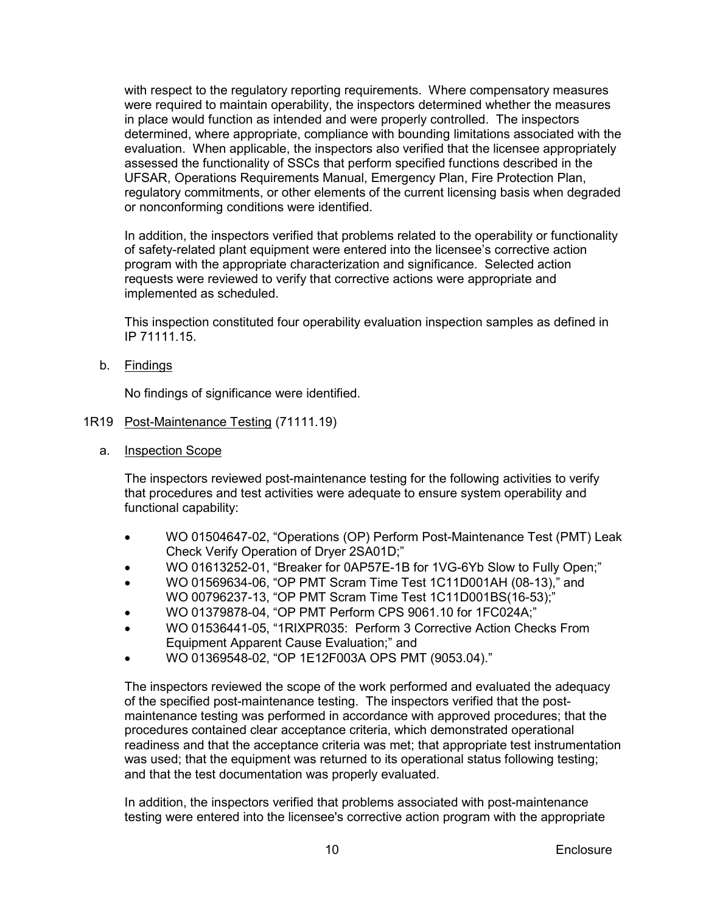with respect to the regulatory reporting requirements. Where compensatory measures were required to maintain operability, the inspectors determined whether the measures in place would function as intended and were properly controlled. The inspectors determined, where appropriate, compliance with bounding limitations associated with the evaluation. When applicable, the inspectors also verified that the licensee appropriately assessed the functionality of SSCs that perform specified functions described in the UFSAR, Operations Requirements Manual, Emergency Plan, Fire Protection Plan, regulatory commitments, or other elements of the current licensing basis when degraded or nonconforming conditions were identified.

In addition, the inspectors verified that problems related to the operability or functionality of safety-related plant equipment were entered into the licensee's corrective action program with the appropriate characterization and significance. Selected action requests were reviewed to verify that corrective actions were appropriate and implemented as scheduled.

This inspection constituted four operability evaluation inspection samples as defined in IP 71111.15.

b. Findings

No findings of significance were identified.

## 1R19 Post-Maintenance Testing (71111.19)

a. Inspection Scope

The inspectors reviewed post-maintenance testing for the following activities to verify that procedures and test activities were adequate to ensure system operability and functional capability:

- WO 01504647-02, "Operations (OP) Perform Post-Maintenance Test (PMT) Leak Check Verify Operation of Dryer 2SA01D;"
- WO 01613252-01, "Breaker for 0AP57E-1B for 1VG-6Yb Slow to Fully Open;"
- WO 01569634-06, "OP PMT Scram Time Test 1C11D001AH (08-13)," and WO 00796237-13, "OP PMT Scram Time Test 1C11D001BS(16-53);"
- WO 01379878-04, "OP PMT Perform CPS 9061.10 for 1FC024A;"
- WO 01536441-05, "1RIXPR035: Perform 3 Corrective Action Checks From Equipment Apparent Cause Evaluation;" and
- WO 01369548-02, "OP 1E12F003A OPS PMT (9053.04)."

The inspectors reviewed the scope of the work performed and evaluated the adequacy of the specified post-maintenance testing. The inspectors verified that the post-maintenance testing was performed in accordance with approved procedures; that the procedures contained clear acceptance criteria, which demonstrated operational readiness and that the acceptance criteria was met; that appropriate test instrumentation was used; that the equipment was returned to its operational status following testing; and that the test documentation was properly evaluated.

In addition, the inspectors verified that problems associated with post-maintenance testing were entered into the licensee's corrective action program with the appropriate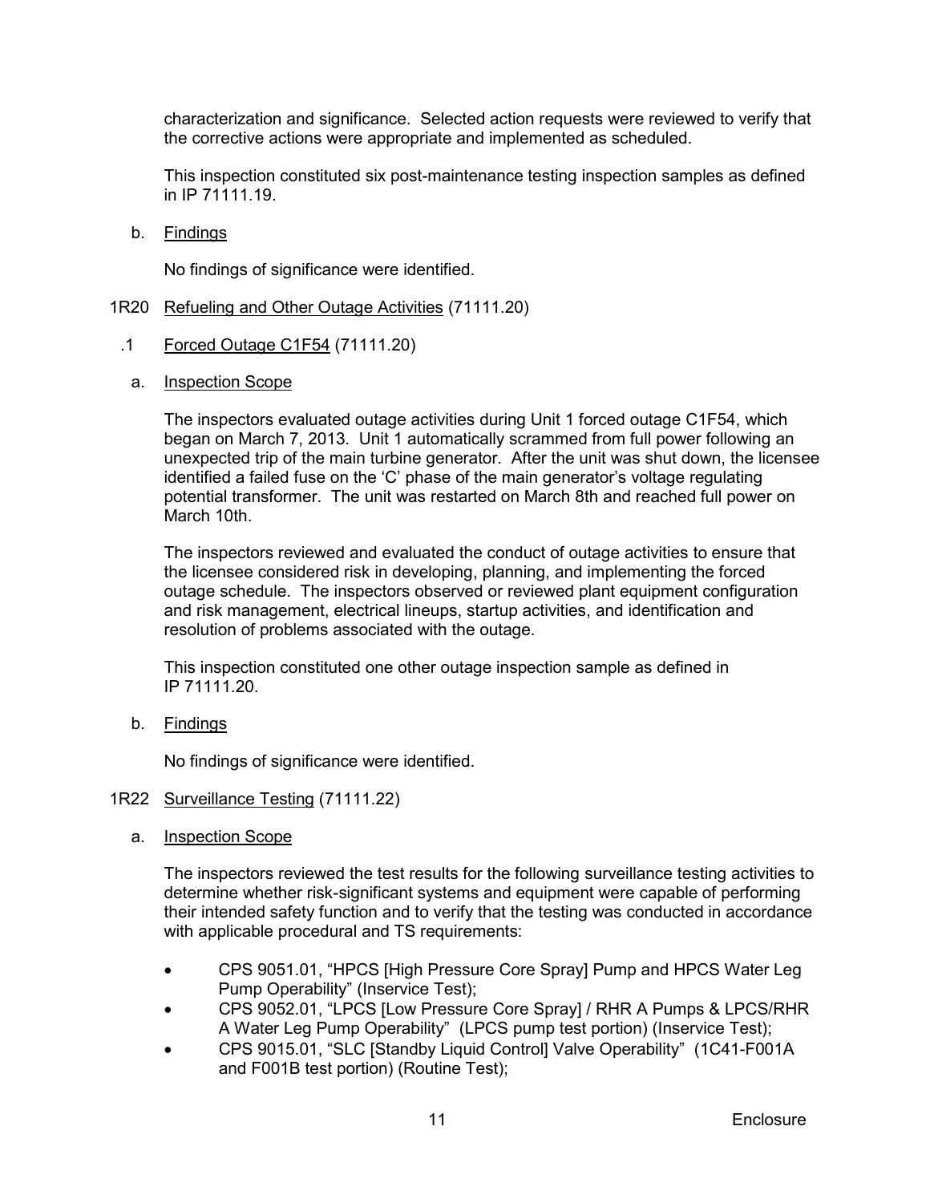characterization and significance. Selected action requests were reviewed to verify that the corrective actions were appropriate and implemented as scheduled.

This inspection constituted six post-maintenance testing inspection samples as defined in IP 71111.19.

b. Findings

No findings of significance were identified.

## 1R20 Refueling and Other Outage Activities (71111.20)

### .1 Forced Outage C1F54 (71111.20)

a. Inspection Scope

The inspectors evaluated outage activities during Unit 1 forced outage C1F54, which began on March 7, 2013. Unit 1 automatically scrammed from full power following an unexpected trip of the main turbine generator. After the unit was shut down, the licensee identified a failed fuse on the 'C' phase of the main generator's voltage regulating potential transformer. The unit was restarted on March 8th and reached full power on March 10th.

The inspectors reviewed and evaluated the conduct of outage activities to ensure that the licensee considered risk in developing, planning, and implementing the forced outage schedule. The inspectors observed or reviewed plant equipment configuration and risk management, electrical lineups, startup activities, and identification and resolution of problems associated with the outage.

This inspection constituted one other outage inspection sample as defined in IP 71111.20.

b. Findings

No findings of significance were identified.

## 1R22 Surveillance Testing (71111.22)

a. Inspection Scope

The inspectors reviewed the test results for the following surveillance testing activities to determine whether risk-significant systems and equipment were capable of performing their intended safety function and to verify that the testing was conducted in accordance with applicable procedural and TS requirements:

- CPS 9051.01, "HPCS [High Pressure Core Spray] Pump and HPCS Water Leg Pump Operability" (Inservice Test);
- CPS 9052.01, "LPCS [Low Pressure Core Spray] / RHR A Pumps & LPCS/RHR A Water Leg Pump Operability" (LPCS pump test portion) (Inservice Test);
- CPS 9015.01, "SLC [Standby Liquid Control] Valve Operability" (1C41-F001A and F001B test portion) (Routine Test);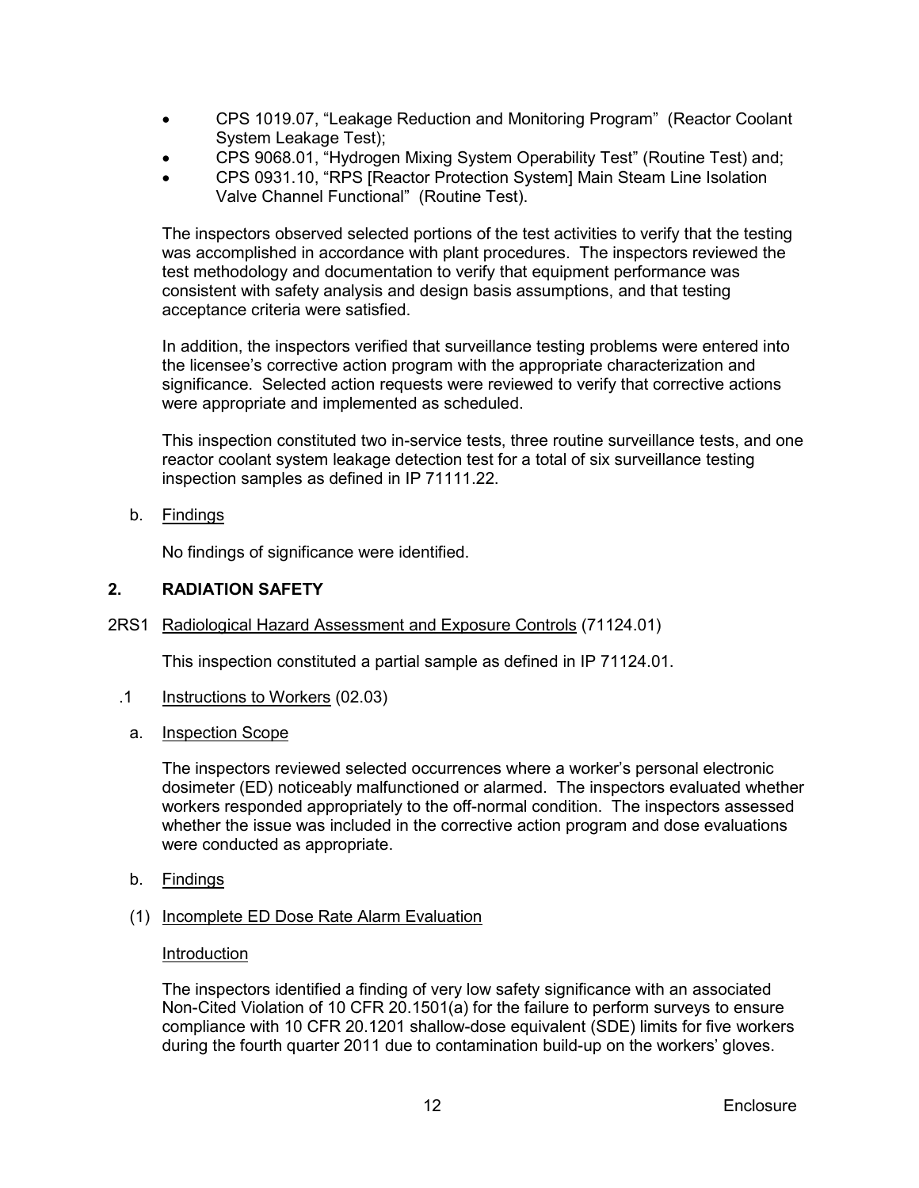- CPS 1019.07, “Leakage Reduction and Monitoring Program” (Reactor Coolant System Leakage Test);
- CPS 9068.01, “Hydrogen Mixing System Operability Test” (Routine Test) and;
- CPS 0931.10, “RPS [Reactor Protection System] Main Steam Line Isolation Valve Channel Functional” (Routine Test).

The inspectors observed selected portions of the test activities to verify that the testing was accomplished in accordance with plant procedures. The inspectors reviewed the test methodology and documentation to verify that equipment performance was consistent with safety analysis and design basis assumptions, and that testing acceptance criteria were satisfied.

In addition, the inspectors verified that surveillance testing problems were entered into the licensee’s corrective action program with the appropriate characterization and significance. Selected action requests were reviewed to verify that corrective actions were appropriate and implemented as scheduled.

This inspection constituted two in-service tests, three routine surveillance tests, and one reactor coolant system leakage detection test for a total of six surveillance testing inspection samples as defined in IP 71111.22.

b. Findings

No findings of significance were identified.

## 2. RADIATION SAFETY

### 2RS1 Radiological Hazard Assessment and Exposure Controls (71124.01)

This inspection constituted a partial sample as defined in IP 71124.01.

#### .1 Instructions to Workers (02.03)

a. Inspection Scope

The inspectors reviewed selected occurrences where a worker’s personal electronic dosimeter (ED) noticeably malfunctioned or alarmed. The inspectors evaluated whether workers responded appropriately to the off-normal condition. The inspectors assessed whether the issue was included in the corrective action program and dose evaluations were conducted as appropriate.

b. Findings

(1) Incomplete ED Dose Rate Alarm Evaluation

Introduction

The inspectors identified a finding of very low safety significance with an associated Non-Cited Violation of 10 CFR 20.1501(a) for the failure to perform surveys to ensure compliance with 10 CFR 20.1201 shallow-dose equivalent (SDE) limits for five workers during the fourth quarter 2011 due to contamination build-up on the workers’ gloves.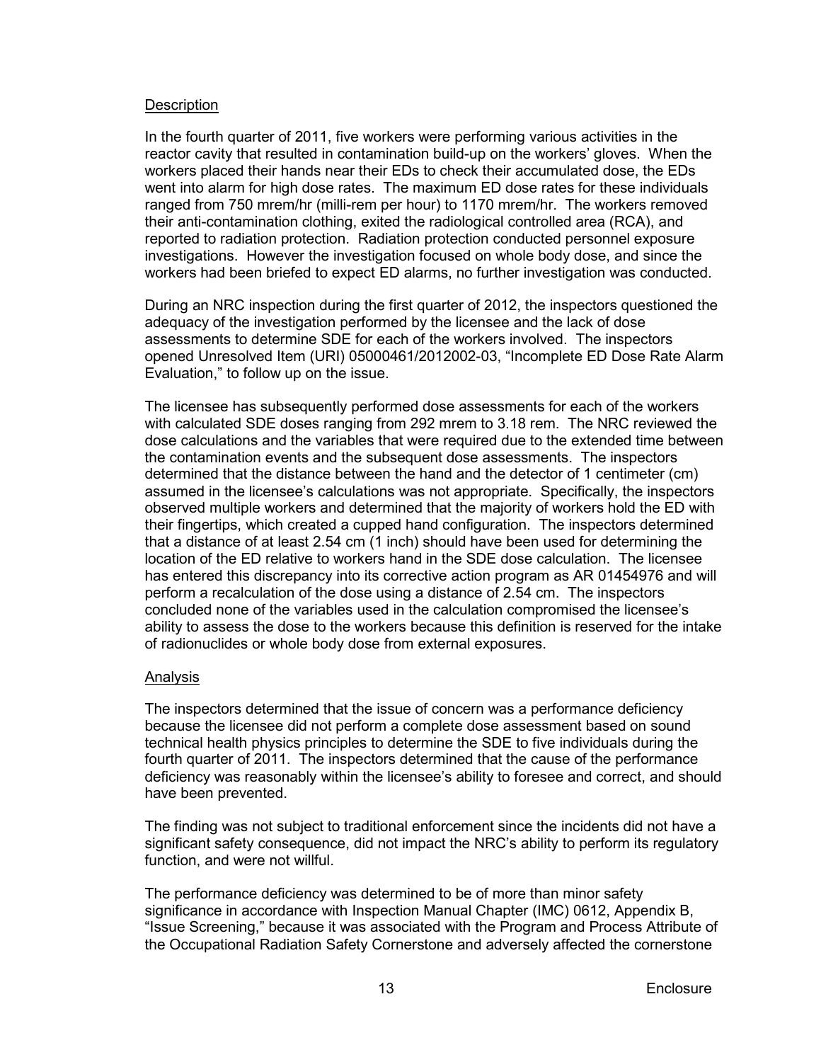Description

In the fourth quarter of 2011, five workers were performing various activities in the reactor cavity that resulted in contamination build-up on the workers' gloves. When the workers placed their hands near their EDs to check their accumulated dose, the EDs went into alarm for high dose rates. The maximum ED dose rates for these individuals ranged from 750 mrem/hr (milli-rem per hour) to 1170 mrem/hr. The workers removed their anti-contamination clothing, exited the radiological controlled area (RCA), and reported to radiation protection. Radiation protection conducted personnel exposure investigations. However the investigation focused on whole body dose, and since the workers had been briefed to expect ED alarms, no further investigation was conducted.

During an NRC inspection during the first quarter of 2012, the inspectors questioned the adequacy of the investigation performed by the licensee and the lack of dose assessments to determine SDE for each of the workers involved. The inspectors opened Unresolved Item (URI) 05000461/2012002-03, "Incomplete ED Dose Rate Alarm Evaluation," to follow up on the issue.

The licensee has subsequently performed dose assessments for each of the workers with calculated SDE doses ranging from 292 mrem to 3.18 rem. The NRC reviewed the dose calculations and the variables that were required due to the extended time between the contamination events and the subsequent dose assessments. The inspectors determined that the distance between the hand and the detector of 1 centimeter (cm) assumed in the licensee's calculations was not appropriate. Specifically, the inspectors observed multiple workers and determined that the majority of workers hold the ED with their fingertips, which created a cupped hand configuration. The inspectors determined that a distance of at least 2.54 cm (1 inch) should have been used for determining the location of the ED relative to workers hand in the SDE dose calculation. The licensee has entered this discrepancy into its corrective action program as AR 01454976 and will perform a recalculation of the dose using a distance of 2.54 cm. The inspectors concluded none of the variables used in the calculation compromised the licensee's ability to assess the dose to the workers because this definition is reserved for the intake of radionuclides or whole body dose from external exposures.

Analysis

The inspectors determined that the issue of concern was a performance deficiency because the licensee did not perform a complete dose assessment based on sound technical health physics principles to determine the SDE to five individuals during the fourth quarter of 2011. The inspectors determined that the cause of the performance deficiency was reasonably within the licensee's ability to foresee and correct, and should have been prevented.

The finding was not subject to traditional enforcement since the incidents did not have a significant safety consequence, did not impact the NRC's ability to perform its regulatory function, and were not willful.

The performance deficiency was determined to be of more than minor safety significance in accordance with Inspection Manual Chapter (IMC) 0612, Appendix B, "Issue Screening," because it was associated with the Program and Process Attribute of the Occupational Radiation Safety Cornerstone and adversely affected the cornerstone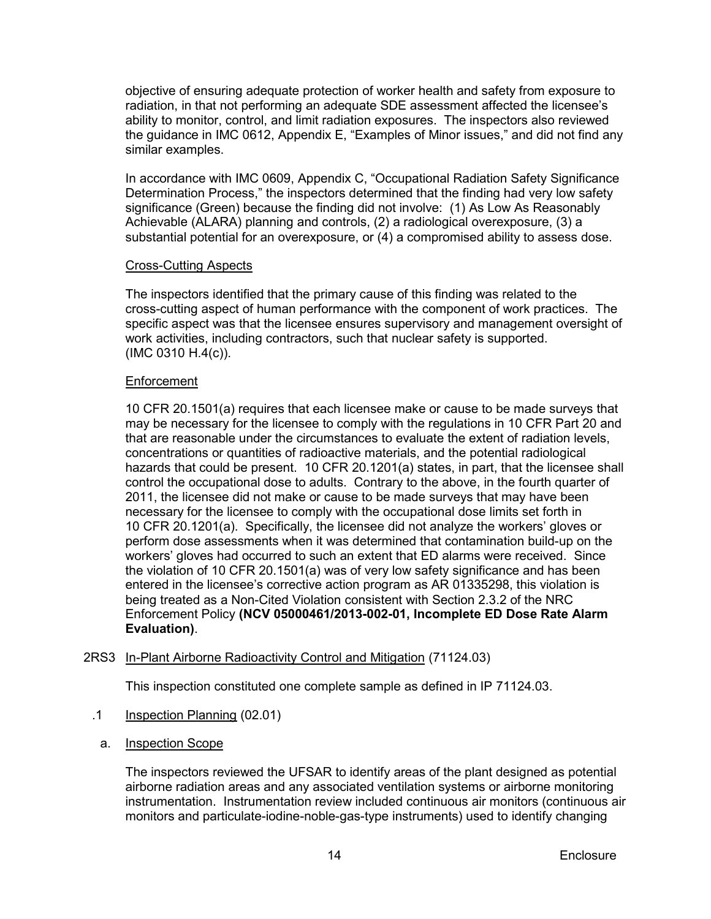objective of ensuring adequate protection of worker health and safety from exposure to radiation, in that not performing an adequate SDE assessment affected the licensee's ability to monitor, control, and limit radiation exposures. The inspectors also reviewed the guidance in IMC 0612, Appendix E, "Examples of Minor issues," and did not find any similar examples.

In accordance with IMC 0609, Appendix C, "Occupational Radiation Safety Significance Determination Process," the inspectors determined that the finding had very low safety significance (Green) because the finding did not involve: (1) As Low As Reasonably Achievable (ALARA) planning and controls, (2) a radiological overexposure, (3) a substantial potential for an overexposure, or (4) a compromised ability to assess dose.

Cross-Cutting Aspects

The inspectors identified that the primary cause of this finding was related to the cross-cutting aspect of human performance with the component of work practices. The specific aspect was that the licensee ensures supervisory and management oversight of work activities, including contractors, such that nuclear safety is supported. (IMC 0310 H.4(c)).

Enforcement

10 CFR 20.1501(a) requires that each licensee make or cause to be made surveys that may be necessary for the licensee to comply with the regulations in 10 CFR Part 20 and that are reasonable under the circumstances to evaluate the extent of radiation levels, concentrations or quantities of radioactive materials, and the potential radiological hazards that could be present. 10 CFR 20.1201(a) states, in part, that the licensee shall control the occupational dose to adults. Contrary to the above, in the fourth quarter of 2011, the licensee did not make or cause to be made surveys that may have been necessary for the licensee to comply with the occupational dose limits set forth in 10 CFR 20.1201(a). Specifically, the licensee did not analyze the workers' gloves or perform dose assessments when it was determined that contamination build-up on the workers' gloves had occurred to such an extent that ED alarms were received. Since the violation of 10 CFR 20.1501(a) was of very low safety significance and has been entered in the licensee's corrective action program as AR 01335298, this violation is being treated as a Non-Cited Violation consistent with Section 2.3.2 of the NRC Enforcement Policy **(NCV 05000461/2013-002-01, Incomplete ED Dose Rate Alarm Evaluation)**.

2RS3 In-Plant Airborne Radioactivity Control and Mitigation (71124.03)

This inspection constituted one complete sample as defined in IP 71124.03.

.1 Inspection Planning (02.01)

a. Inspection Scope

The inspectors reviewed the UFSAR to identify areas of the plant designed as potential airborne radiation areas and any associated ventilation systems or airborne monitoring instrumentation. Instrumentation review included continuous air monitors (continuous air monitors and particulate-iodine-noble-gas-type instruments) used to identify changing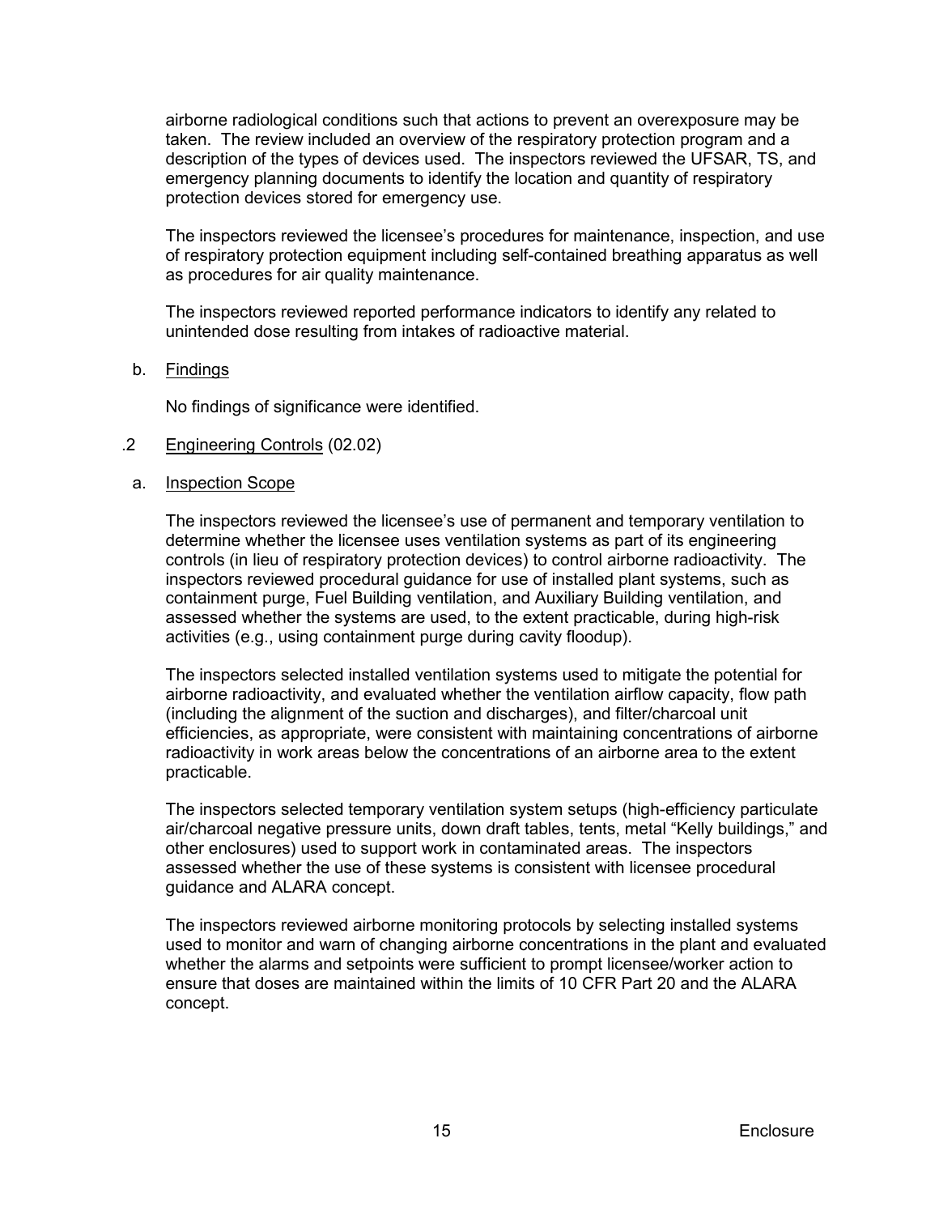airborne radiological conditions such that actions to prevent an overexposure may be taken. The review included an overview of the respiratory protection program and a description of the types of devices used. The inspectors reviewed the UFSAR, TS, and emergency planning documents to identify the location and quantity of respiratory protection devices stored for emergency use.

The inspectors reviewed the licensee's procedures for maintenance, inspection, and use of respiratory protection equipment including self-contained breathing apparatus as well as procedures for air quality maintenance.

The inspectors reviewed reported performance indicators to identify any related to unintended dose resulting from intakes of radioactive material.

b. Findings

No findings of significance were identified.

.2 Engineering Controls (02.02)

a. Inspection Scope

The inspectors reviewed the licensee's use of permanent and temporary ventilation to determine whether the licensee uses ventilation systems as part of its engineering controls (in lieu of respiratory protection devices) to control airborne radioactivity. The inspectors reviewed procedural guidance for use of installed plant systems, such as containment purge, Fuel Building ventilation, and Auxiliary Building ventilation, and assessed whether the systems are used, to the extent practicable, during high-risk activities (e.g., using containment purge during cavity floodup).

The inspectors selected installed ventilation systems used to mitigate the potential for airborne radioactivity, and evaluated whether the ventilation airflow capacity, flow path (including the alignment of the suction and discharges), and filter/charcoal unit efficiencies, as appropriate, were consistent with maintaining concentrations of airborne radioactivity in work areas below the concentrations of an airborne area to the extent practicable.

The inspectors selected temporary ventilation system setups (high-efficiency particulate air/charcoal negative pressure units, down draft tables, tents, metal "Kelly buildings," and other enclosures) used to support work in contaminated areas. The inspectors assessed whether the use of these systems is consistent with licensee procedural guidance and ALARA concept.

The inspectors reviewed airborne monitoring protocols by selecting installed systems used to monitor and warn of changing airborne concentrations in the plant and evaluated whether the alarms and setpoints were sufficient to prompt licensee/worker action to ensure that doses are maintained within the limits of 10 CFR Part 20 and the ALARA concept.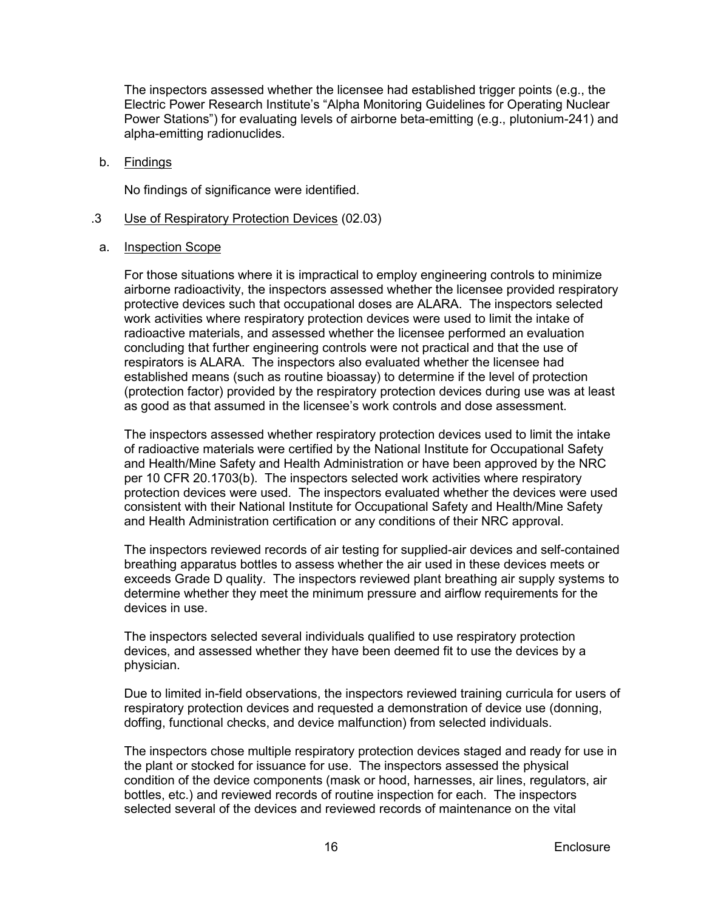The inspectors assessed whether the licensee had established trigger points (e.g., the Electric Power Research Institute's "Alpha Monitoring Guidelines for Operating Nuclear Power Stations") for evaluating levels of airborne beta-emitting (e.g., plutonium-241) and alpha-emitting radionuclides.

b. Findings

No findings of significance were identified.

.3 Use of Respiratory Protection Devices (02.03)

a. Inspection Scope

For those situations where it is impractical to employ engineering controls to minimize airborne radioactivity, the inspectors assessed whether the licensee provided respiratory protective devices such that occupational doses are ALARA. The inspectors selected work activities where respiratory protection devices were used to limit the intake of radioactive materials, and assessed whether the licensee performed an evaluation concluding that further engineering controls were not practical and that the use of respirators is ALARA. The inspectors also evaluated whether the licensee had established means (such as routine bioassay) to determine if the level of protection (protection factor) provided by the respiratory protection devices during use was at least as good as that assumed in the licensee's work controls and dose assessment.

The inspectors assessed whether respiratory protection devices used to limit the intake of radioactive materials were certified by the National Institute for Occupational Safety and Health/Mine Safety and Health Administration or have been approved by the NRC per 10 CFR 20.1703(b). The inspectors selected work activities where respiratory protection devices were used. The inspectors evaluated whether the devices were used consistent with their National Institute for Occupational Safety and Health/Mine Safety and Health Administration certification or any conditions of their NRC approval.

The inspectors reviewed records of air testing for supplied-air devices and self-contained breathing apparatus bottles to assess whether the air used in these devices meets or exceeds Grade D quality. The inspectors reviewed plant breathing air supply systems to determine whether they meet the minimum pressure and airflow requirements for the devices in use.

The inspectors selected several individuals qualified to use respiratory protection devices, and assessed whether they have been deemed fit to use the devices by a physician.

Due to limited in-field observations, the inspectors reviewed training curricula for users of respiratory protection devices and requested a demonstration of device use (donning, doffing, functional checks, and device malfunction) from selected individuals.

The inspectors chose multiple respiratory protection devices staged and ready for use in the plant or stocked for issuance for use. The inspectors assessed the physical condition of the device components (mask or hood, harnesses, air lines, regulators, air bottles, etc.) and reviewed records of routine inspection for each. The inspectors selected several of the devices and reviewed records of maintenance on the vital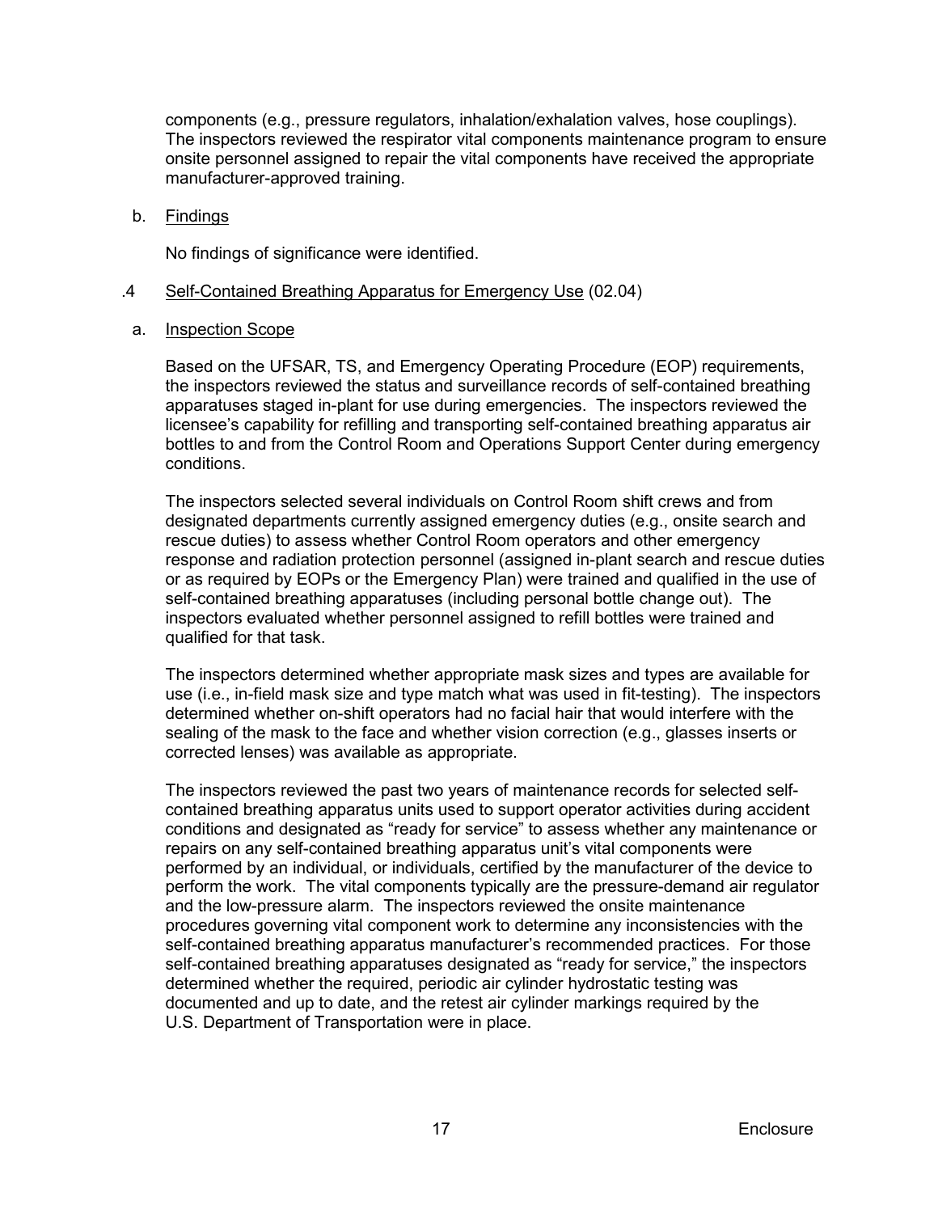components (e.g., pressure regulators, inhalation/exhalation valves, hose couplings). The inspectors reviewed the respirator vital components maintenance program to ensure onsite personnel assigned to repair the vital components have received the appropriate manufacturer-approved training.

b. Findings

No findings of significance were identified.

.4 Self-Contained Breathing Apparatus for Emergency Use (02.04)

a. Inspection Scope

Based on the UFSAR, TS, and Emergency Operating Procedure (EOP) requirements, the inspectors reviewed the status and surveillance records of self-contained breathing apparatuses staged in-plant for use during emergencies. The inspectors reviewed the licensee's capability for refilling and transporting self-contained breathing apparatus air bottles to and from the Control Room and Operations Support Center during emergency conditions.

The inspectors selected several individuals on Control Room shift crews and from designated departments currently assigned emergency duties (e.g., onsite search and rescue duties) to assess whether Control Room operators and other emergency response and radiation protection personnel (assigned in-plant search and rescue duties or as required by EOPs or the Emergency Plan) were trained and qualified in the use of self-contained breathing apparatuses (including personal bottle change out). The inspectors evaluated whether personnel assigned to refill bottles were trained and qualified for that task.

The inspectors determined whether appropriate mask sizes and types are available for use (i.e., in-field mask size and type match what was used in fit-testing). The inspectors determined whether on-shift operators had no facial hair that would interfere with the sealing of the mask to the face and whether vision correction (e.g., glasses inserts or corrected lenses) was available as appropriate.

The inspectors reviewed the past two years of maintenance records for selected self-contained breathing apparatus units used to support operator activities during accident conditions and designated as "ready for service" to assess whether any maintenance or repairs on any self-contained breathing apparatus unit's vital components were performed by an individual, or individuals, certified by the manufacturer of the device to perform the work. The vital components typically are the pressure-demand air regulator and the low-pressure alarm. The inspectors reviewed the onsite maintenance procedures governing vital component work to determine any inconsistencies with the self-contained breathing apparatus manufacturer's recommended practices. For those self-contained breathing apparatuses designated as "ready for service," the inspectors determined whether the required, periodic air cylinder hydrostatic testing was documented and up to date, and the retest air cylinder markings required by the U.S. Department of Transportation were in place.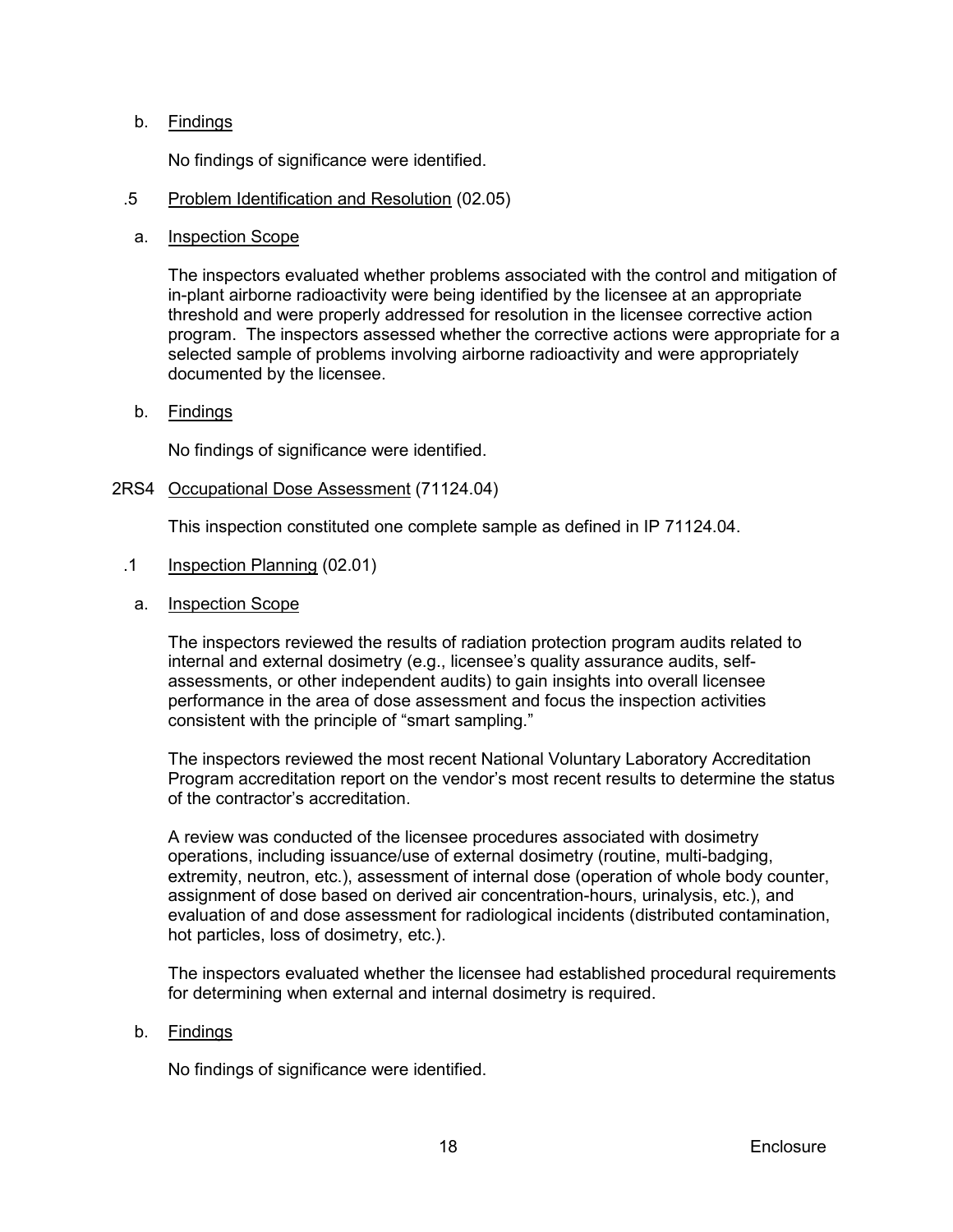b. Findings

No findings of significance were identified.

.5 Problem Identification and Resolution (02.05)

a. Inspection Scope

The inspectors evaluated whether problems associated with the control and mitigation of in-plant airborne radioactivity were being identified by the licensee at an appropriate threshold and were properly addressed for resolution in the licensee corrective action program. The inspectors assessed whether the corrective actions were appropriate for a selected sample of problems involving airborne radioactivity and were appropriately documented by the licensee.

b. Findings

No findings of significance were identified.

## 2RS4 Occupational Dose Assessment (71124.04)

This inspection constituted one complete sample as defined in IP 71124.04.

.1 Inspection Planning (02.01)

a. Inspection Scope

The inspectors reviewed the results of radiation protection program audits related to internal and external dosimetry (e.g., licensee's quality assurance audits, self-assessments, or other independent audits) to gain insights into overall licensee performance in the area of dose assessment and focus the inspection activities consistent with the principle of "smart sampling."

The inspectors reviewed the most recent National Voluntary Laboratory Accreditation Program accreditation report on the vendor's most recent results to determine the status of the contractor's accreditation.

A review was conducted of the licensee procedures associated with dosimetry operations, including issuance/use of external dosimetry (routine, multi-badging, extremity, neutron, etc.), assessment of internal dose (operation of whole body counter, assignment of dose based on derived air concentration-hours, urinalysis, etc.), and evaluation of and dose assessment for radiological incidents (distributed contamination, hot particles, loss of dosimetry, etc.).

The inspectors evaluated whether the licensee had established procedural requirements for determining when external and internal dosimetry is required.

b. Findings

No findings of significance were identified.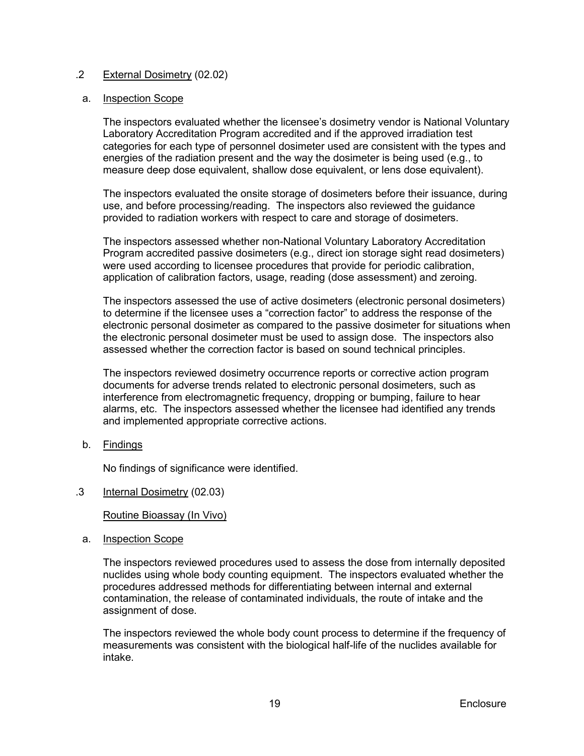.2 External Dosimetry (02.02)

a. Inspection Scope

The inspectors evaluated whether the licensee's dosimetry vendor is National Voluntary Laboratory Accreditation Program accredited and if the approved irradiation test categories for each type of personnel dosimeter used are consistent with the types and energies of the radiation present and the way the dosimeter is being used (e.g., to measure deep dose equivalent, shallow dose equivalent, or lens dose equivalent).

The inspectors evaluated the onsite storage of dosimeters before their issuance, during use, and before processing/reading. The inspectors also reviewed the guidance provided to radiation workers with respect to care and storage of dosimeters.

The inspectors assessed whether non-National Voluntary Laboratory Accreditation Program accredited passive dosimeters (e.g., direct ion storage sight read dosimeters) were used according to licensee procedures that provide for periodic calibration, application of calibration factors, usage, reading (dose assessment) and zeroing.

The inspectors assessed the use of active dosimeters (electronic personal dosimeters) to determine if the licensee uses a "correction factor" to address the response of the electronic personal dosimeter as compared to the passive dosimeter for situations when the electronic personal dosimeter must be used to assign dose. The inspectors also assessed whether the correction factor is based on sound technical principles.

The inspectors reviewed dosimetry occurrence reports or corrective action program documents for adverse trends related to electronic personal dosimeters, such as interference from electromagnetic frequency, dropping or bumping, failure to hear alarms, etc. The inspectors assessed whether the licensee had identified any trends and implemented appropriate corrective actions.

b. Findings

No findings of significance were identified.

.3 Internal Dosimetry (02.03)

Routine Bioassay (In Vivo)

a. Inspection Scope

The inspectors reviewed procedures used to assess the dose from internally deposited nuclides using whole body counting equipment. The inspectors evaluated whether the procedures addressed methods for differentiating between internal and external contamination, the release of contaminated individuals, the route of intake and the assignment of dose.

The inspectors reviewed the whole body count process to determine if the frequency of measurements was consistent with the biological half-life of the nuclides available for intake.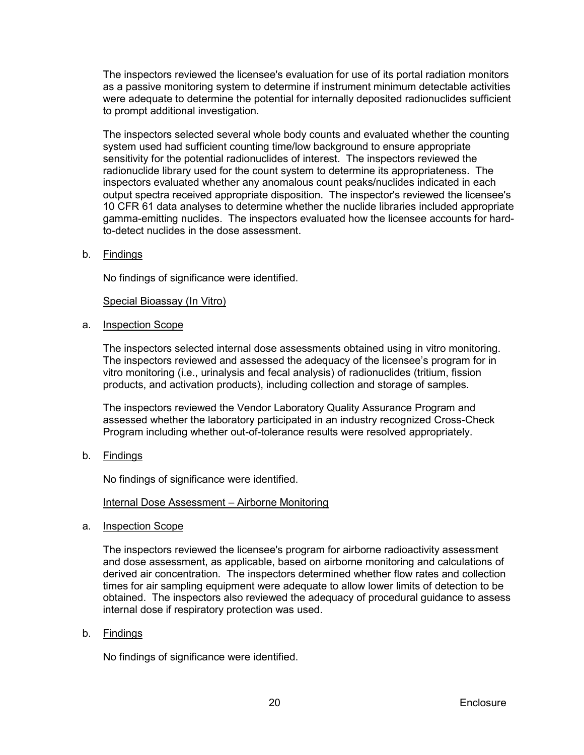The inspectors reviewed the licensee's evaluation for use of its portal radiation monitors as a passive monitoring system to determine if instrument minimum detectable activities were adequate to determine the potential for internally deposited radionuclides sufficient to prompt additional investigation.

The inspectors selected several whole body counts and evaluated whether the counting system used had sufficient counting time/low background to ensure appropriate sensitivity for the potential radionuclides of interest. The inspectors reviewed the radionuclide library used for the count system to determine its appropriateness. The inspectors evaluated whether any anomalous count peaks/nuclides indicated in each output spectra received appropriate disposition. The inspector's reviewed the licensee's 10 CFR 61 data analyses to determine whether the nuclide libraries included appropriate gamma-emitting nuclides. The inspectors evaluated how the licensee accounts for hard-to-detect nuclides in the dose assessment.

b. Findings

No findings of significance were identified.

Special Bioassay (In Vitro)

a. Inspection Scope

The inspectors selected internal dose assessments obtained using in vitro monitoring. The inspectors reviewed and assessed the adequacy of the licensee's program for in vitro monitoring (i.e., urinalysis and fecal analysis) of radionuclides (tritium, fission products, and activation products), including collection and storage of samples.

The inspectors reviewed the Vendor Laboratory Quality Assurance Program and assessed whether the laboratory participated in an industry recognized Cross-Check Program including whether out-of-tolerance results were resolved appropriately.

b. Findings

No findings of significance were identified.

Internal Dose Assessment – Airborne Monitoring

a. Inspection Scope

The inspectors reviewed the licensee's program for airborne radioactivity assessment and dose assessment, as applicable, based on airborne monitoring and calculations of derived air concentration. The inspectors determined whether flow rates and collection times for air sampling equipment were adequate to allow lower limits of detection to be obtained. The inspectors also reviewed the adequacy of procedural guidance to assess internal dose if respiratory protection was used.

b. Findings

No findings of significance were identified.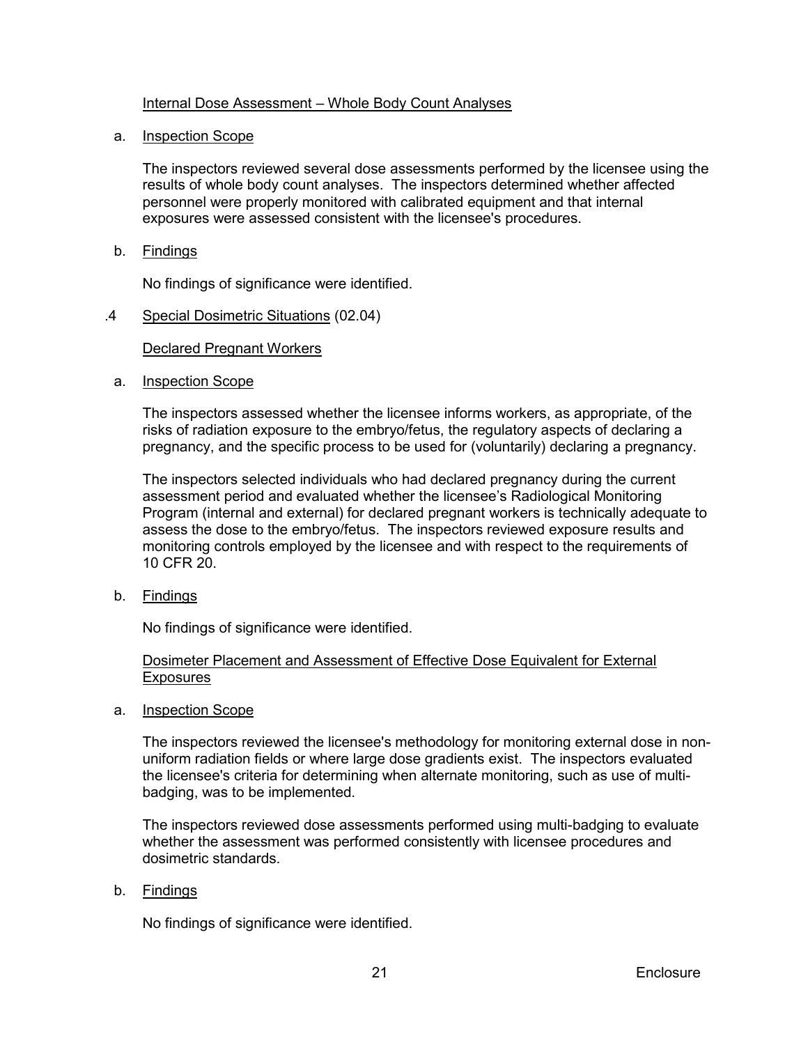Internal Dose Assessment – Whole Body Count Analyses

a. Inspection Scope

The inspectors reviewed several dose assessments performed by the licensee using the results of whole body count analyses. The inspectors determined whether affected personnel were properly monitored with calibrated equipment and that internal exposures were assessed consistent with the licensee's procedures.

b. Findings

No findings of significance were identified.

.4 Special Dosimetric Situations (02.04)

Declared Pregnant Workers

a. Inspection Scope

The inspectors assessed whether the licensee informs workers, as appropriate, of the risks of radiation exposure to the embryo/fetus, the regulatory aspects of declaring a pregnancy, and the specific process to be used for (voluntarily) declaring a pregnancy.

The inspectors selected individuals who had declared pregnancy during the current assessment period and evaluated whether the licensee's Radiological Monitoring Program (internal and external) for declared pregnant workers is technically adequate to assess the dose to the embryo/fetus. The inspectors reviewed exposure results and monitoring controls employed by the licensee and with respect to the requirements of 10 CFR 20.

b. Findings

No findings of significance were identified.

Dosimeter Placement and Assessment of Effective Dose Equivalent for External Exposures

a. Inspection Scope

The inspectors reviewed the licensee's methodology for monitoring external dose in non-uniform radiation fields or where large dose gradients exist. The inspectors evaluated the licensee's criteria for determining when alternate monitoring, such as use of multi-badging, was to be implemented.

The inspectors reviewed dose assessments performed using multi-badging to evaluate whether the assessment was performed consistently with licensee procedures and dosimetric standards.

b. Findings

No findings of significance were identified.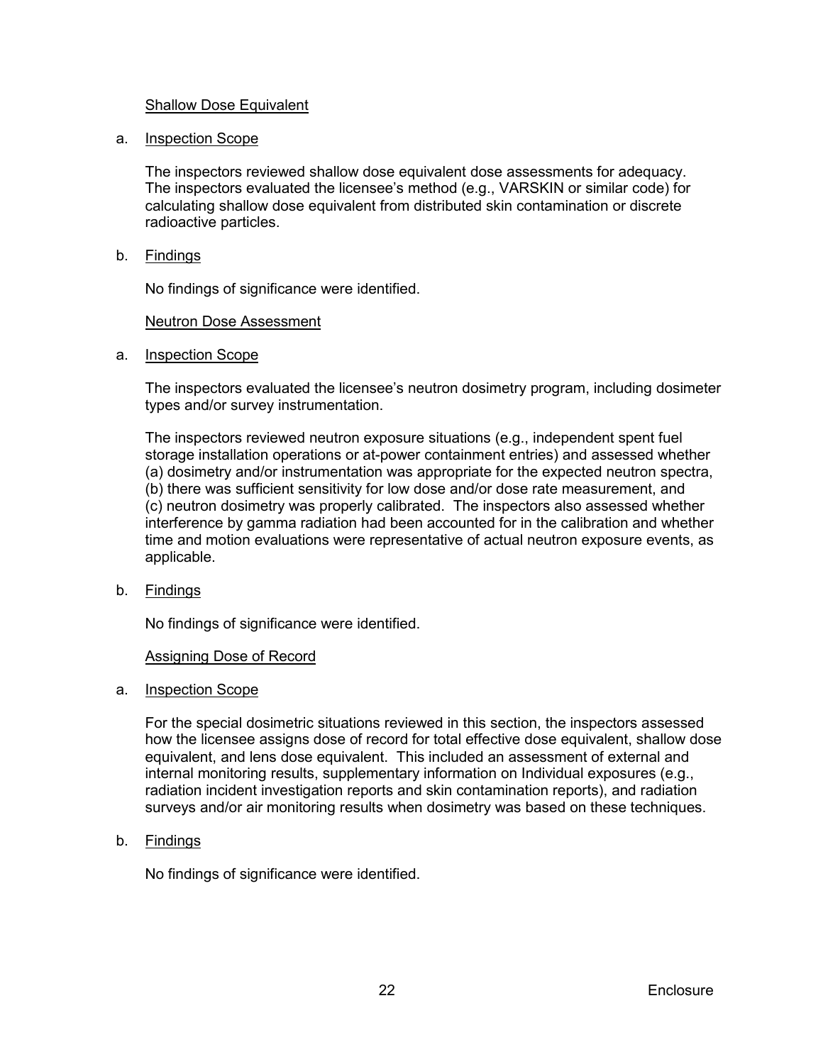Shallow Dose Equivalent

a. Inspection Scope

The inspectors reviewed shallow dose equivalent dose assessments for adequacy. The inspectors evaluated the licensee's method (e.g., VARSKIN or similar code) for calculating shallow dose equivalent from distributed skin contamination or discrete radioactive particles.

b. Findings

No findings of significance were identified.

Neutron Dose Assessment

a. Inspection Scope

The inspectors evaluated the licensee's neutron dosimetry program, including dosimeter types and/or survey instrumentation.

The inspectors reviewed neutron exposure situations (e.g., independent spent fuel storage installation operations or at-power containment entries) and assessed whether (a) dosimetry and/or instrumentation was appropriate for the expected neutron spectra, (b) there was sufficient sensitivity for low dose and/or dose rate measurement, and (c) neutron dosimetry was properly calibrated. The inspectors also assessed whether interference by gamma radiation had been accounted for in the calibration and whether time and motion evaluations were representative of actual neutron exposure events, as applicable.

b. Findings

No findings of significance were identified.

Assigning Dose of Record

a. Inspection Scope

For the special dosimetric situations reviewed in this section, the inspectors assessed how the licensee assigns dose of record for total effective dose equivalent, shallow dose equivalent, and lens dose equivalent. This included an assessment of external and internal monitoring results, supplementary information on Individual exposures (e.g., radiation incident investigation reports and skin contamination reports), and radiation surveys and/or air monitoring results when dosimetry was based on these techniques.

b. Findings

No findings of significance were identified.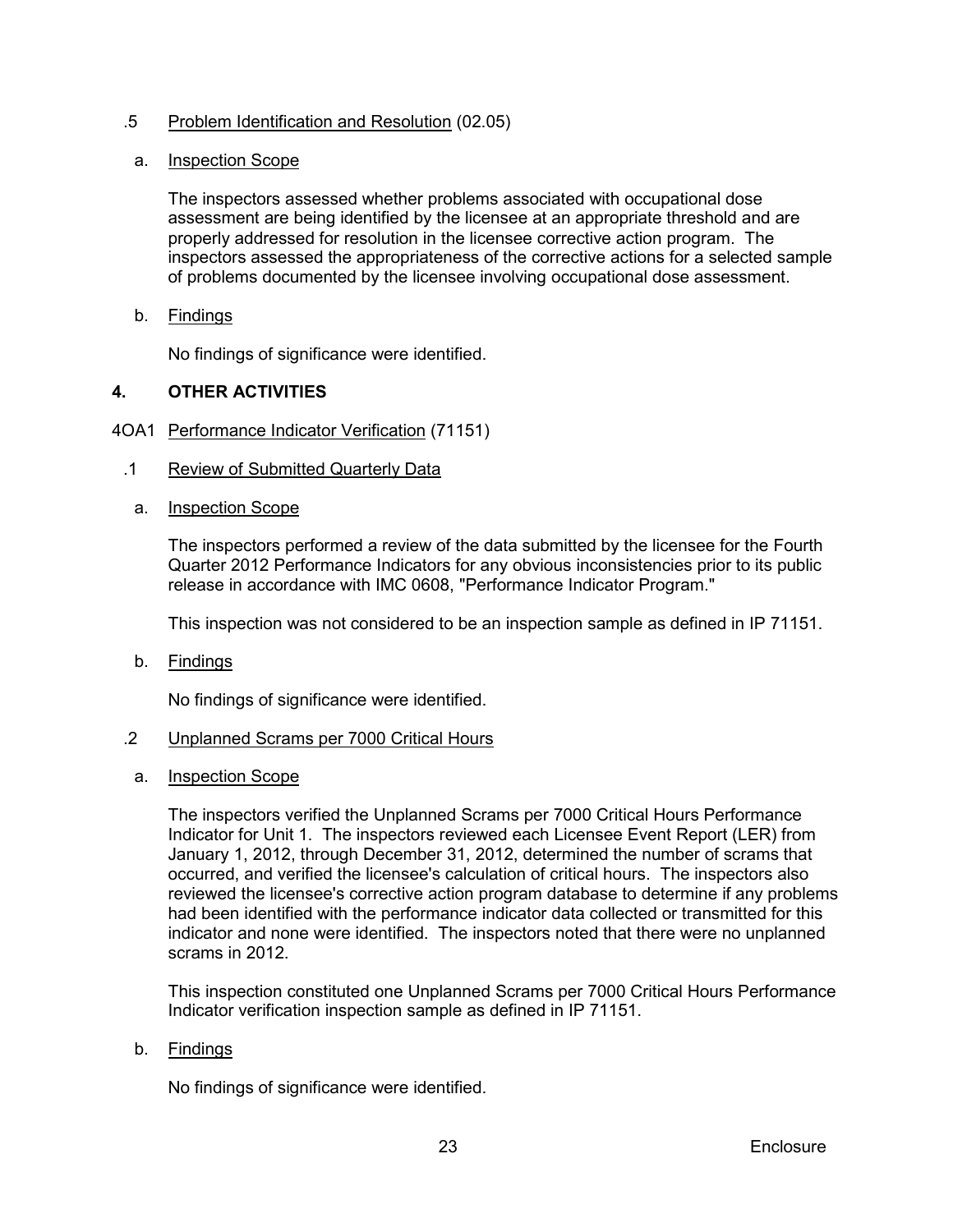.5 Problem Identification and Resolution (02.05)

a. Inspection Scope

The inspectors assessed whether problems associated with occupational dose assessment are being identified by the licensee at an appropriate threshold and are properly addressed for resolution in the licensee corrective action program. The inspectors assessed the appropriateness of the corrective actions for a selected sample of problems documented by the licensee involving occupational dose assessment.

b. Findings

No findings of significance were identified.

## 4. OTHER ACTIVITIES

4OA1 Performance Indicator Verification (71151)

.1 Review of Submitted Quarterly Data

a. Inspection Scope

The inspectors performed a review of the data submitted by the licensee for the Fourth Quarter 2012 Performance Indicators for any obvious inconsistencies prior to its public release in accordance with IMC 0608, "Performance Indicator Program."

This inspection was not considered to be an inspection sample as defined in IP 71151.

b. Findings

No findings of significance were identified.

.2 Unplanned Scrams per 7000 Critical Hours

a. Inspection Scope

The inspectors verified the Unplanned Scrams per 7000 Critical Hours Performance Indicator for Unit 1. The inspectors reviewed each Licensee Event Report (LER) from January 1, 2012, through December 31, 2012, determined the number of scrams that occurred, and verified the licensee's calculation of critical hours. The inspectors also reviewed the licensee's corrective action program database to determine if any problems had been identified with the performance indicator data collected or transmitted for this indicator and none were identified. The inspectors noted that there were no unplanned scrams in 2012.

This inspection constituted one Unplanned Scrams per 7000 Critical Hours Performance Indicator verification inspection sample as defined in IP 71151.

b. Findings

No findings of significance were identified.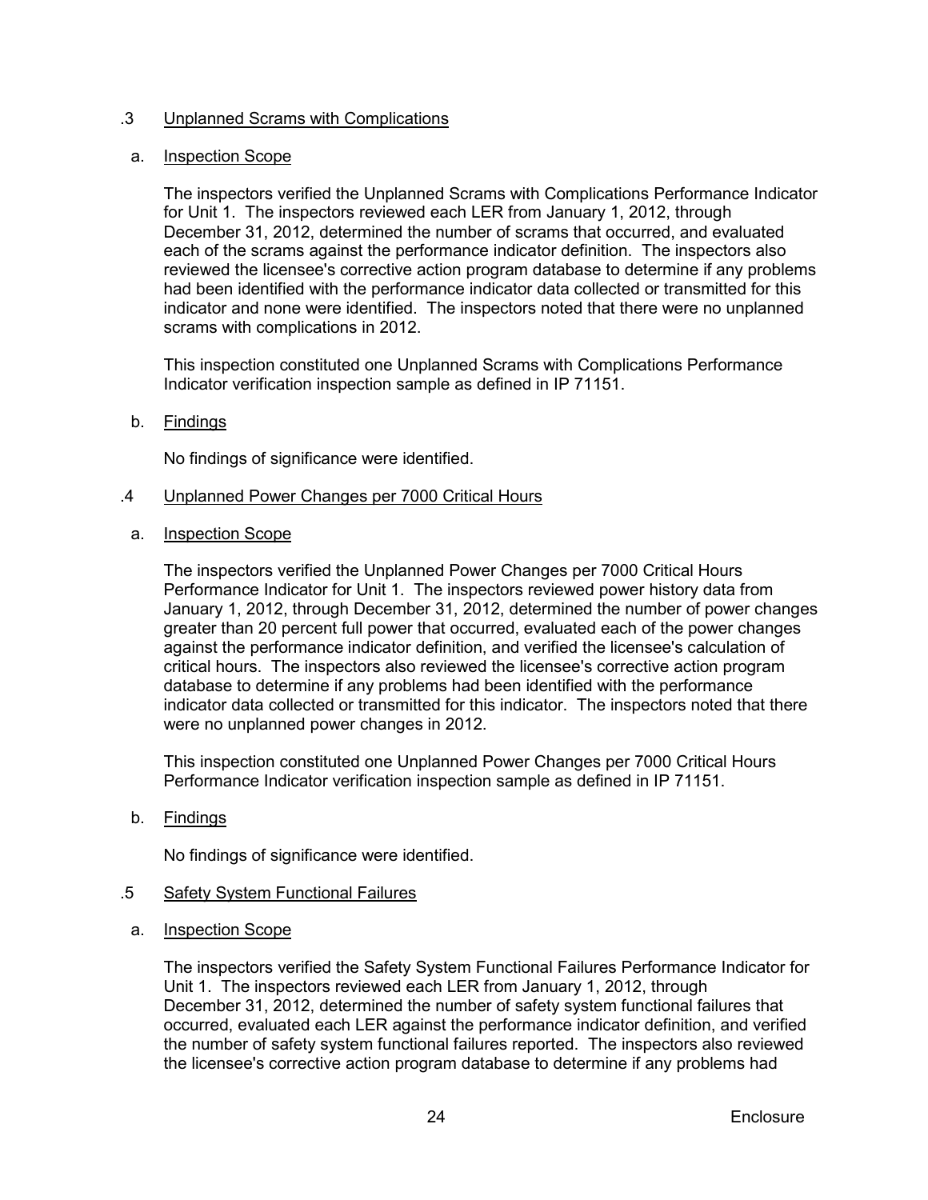### .3 Unplanned Scrams with Complications

#### a. Inspection Scope

The inspectors verified the Unplanned Scrams with Complications Performance Indicator for Unit 1. The inspectors reviewed each LER from January 1, 2012, through December 31, 2012, determined the number of scrams that occurred, and evaluated each of the scrams against the performance indicator definition. The inspectors also reviewed the licensee's corrective action program database to determine if any problems had been identified with the performance indicator data collected or transmitted for this indicator and none were identified. The inspectors noted that there were no unplanned scrams with complications in 2012.

This inspection constituted one Unplanned Scrams with Complications Performance Indicator verification inspection sample as defined in IP 71151.

#### b. Findings

No findings of significance were identified.

### .4 Unplanned Power Changes per 7000 Critical Hours

#### a. Inspection Scope

The inspectors verified the Unplanned Power Changes per 7000 Critical Hours Performance Indicator for Unit 1. The inspectors reviewed power history data from January 1, 2012, through December 31, 2012, determined the number of power changes greater than 20 percent full power that occurred, evaluated each of the power changes against the performance indicator definition, and verified the licensee's calculation of critical hours. The inspectors also reviewed the licensee's corrective action program database to determine if any problems had been identified with the performance indicator data collected or transmitted for this indicator. The inspectors noted that there were no unplanned power changes in 2012.

This inspection constituted one Unplanned Power Changes per 7000 Critical Hours Performance Indicator verification inspection sample as defined in IP 71151.

#### b. Findings

No findings of significance were identified.

### .5 Safety System Functional Failures

#### a. Inspection Scope

The inspectors verified the Safety System Functional Failures Performance Indicator for Unit 1. The inspectors reviewed each LER from January 1, 2012, through December 31, 2012, determined the number of safety system functional failures that occurred, evaluated each LER against the performance indicator definition, and verified the number of safety system functional failures reported. The inspectors also reviewed the licensee's corrective action program database to determine if any problems had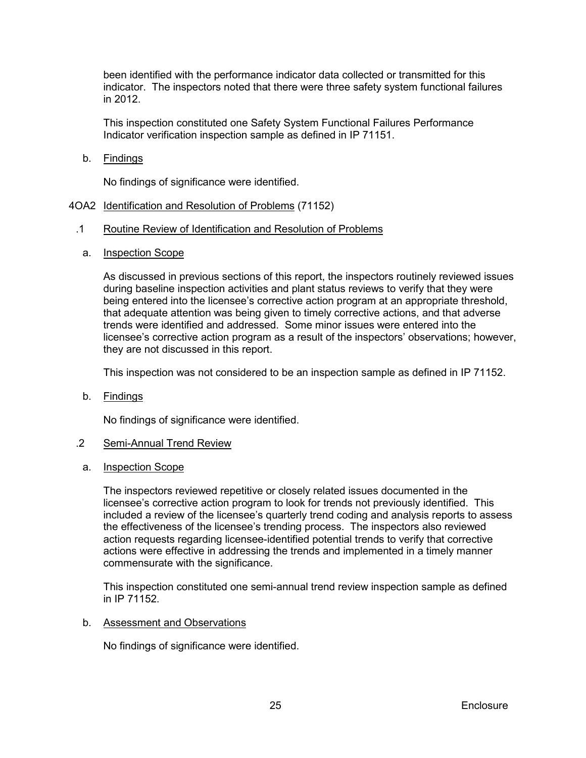been identified with the performance indicator data collected or transmitted for this indicator. The inspectors noted that there were three safety system functional failures in 2012.

This inspection constituted one Safety System Functional Failures Performance Indicator verification inspection sample as defined in IP 71151.

b. Findings

No findings of significance were identified.

## 4OA2 Identification and Resolution of Problems (71152)

### .1 Routine Review of Identification and Resolution of Problems

a. Inspection Scope

As discussed in previous sections of this report, the inspectors routinely reviewed issues during baseline inspection activities and plant status reviews to verify that they were being entered into the licensee's corrective action program at an appropriate threshold, that adequate attention was being given to timely corrective actions, and that adverse trends were identified and addressed. Some minor issues were entered into the licensee's corrective action program as a result of the inspectors' observations; however, they are not discussed in this report.

This inspection was not considered to be an inspection sample as defined in IP 71152.

b. Findings

No findings of significance were identified.

### .2 Semi-Annual Trend Review

a. Inspection Scope

The inspectors reviewed repetitive or closely related issues documented in the licensee's corrective action program to look for trends not previously identified. This included a review of the licensee's quarterly trend coding and analysis reports to assess the effectiveness of the licensee's trending process. The inspectors also reviewed action requests regarding licensee-identified potential trends to verify that corrective actions were effective in addressing the trends and implemented in a timely manner commensurate with the significance.

This inspection constituted one semi-annual trend review inspection sample as defined in IP 71152.

b. Assessment and Observations

No findings of significance were identified.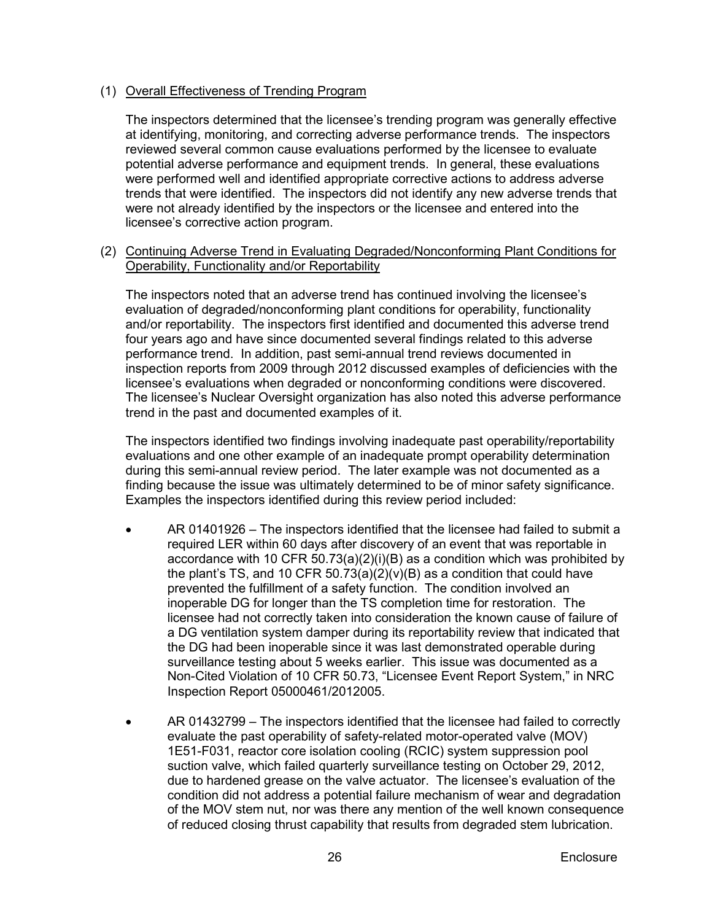(1) Overall Effectiveness of Trending Program

The inspectors determined that the licensee's trending program was generally effective at identifying, monitoring, and correcting adverse performance trends. The inspectors reviewed several common cause evaluations performed by the licensee to evaluate potential adverse performance and equipment trends. In general, these evaluations were performed well and identified appropriate corrective actions to address adverse trends that were identified. The inspectors did not identify any new adverse trends that were not already identified by the inspectors or the licensee and entered into the licensee's corrective action program.

(2) Continuing Adverse Trend in Evaluating Degraded/Nonconforming Plant Conditions for Operability, Functionality and/or Reportability

The inspectors noted that an adverse trend has continued involving the licensee's evaluation of degraded/nonconforming plant conditions for operability, functionality and/or reportability. The inspectors first identified and documented this adverse trend four years ago and have since documented several findings related to this adverse performance trend. In addition, past semi-annual trend reviews documented in inspection reports from 2009 through 2012 discussed examples of deficiencies with the licensee's evaluations when degraded or nonconforming conditions were discovered. The licensee's Nuclear Oversight organization has also noted this adverse performance trend in the past and documented examples of it.

The inspectors identified two findings involving inadequate past operability/reportability evaluations and one other example of an inadequate prompt operability determination during this semi-annual review period. The later example was not documented as a finding because the issue was ultimately determined to be of minor safety significance. Examples the inspectors identified during this review period included:

- AR 01401926 – The inspectors identified that the licensee had failed to submit a required LER within 60 days after discovery of an event that was reportable in accordance with 10 CFR 50.73(a)(2)(i)(B) as a condition which was prohibited by the plant's TS, and 10 CFR 50.73(a)(2)(v)(B) as a condition that could have prevented the fulfillment of a safety function. The condition involved an inoperable DG for longer than the TS completion time for restoration. The licensee had not correctly taken into consideration the known cause of failure of a DG ventilation system damper during its reportability review that indicated that the DG had been inoperable since it was last demonstrated operable during surveillance testing about 5 weeks earlier. This issue was documented as a Non-Cited Violation of 10 CFR 50.73, "Licensee Event Report System," in NRC Inspection Report 05000461/2012005.

- AR 01432799 – The inspectors identified that the licensee had failed to correctly evaluate the past operability of safety-related motor-operated valve (MOV) 1E51-F031, reactor core isolation cooling (RCIC) system suppression pool suction valve, which failed quarterly surveillance testing on October 29, 2012, due to hardened grease on the valve actuator. The licensee's evaluation of the condition did not address a potential failure mechanism of wear and degradation of the MOV stem nut, nor was there any mention of the well known consequence of reduced closing thrust capability that results from degraded stem lubrication.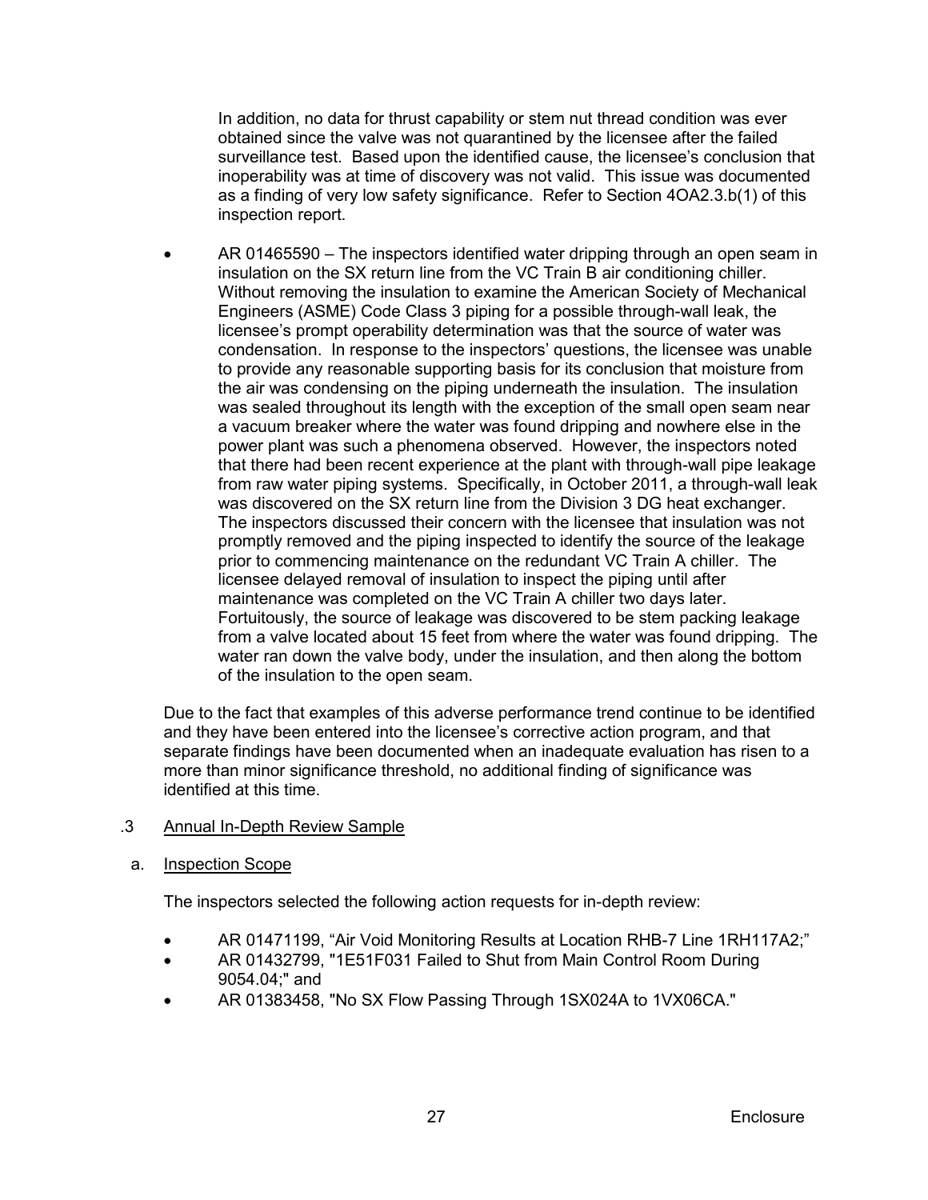In addition, no data for thrust capability or stem nut thread condition was ever obtained since the valve was not quarantined by the licensee after the failed surveillance test. Based upon the identified cause, the licensee's conclusion that inoperability was at time of discovery was not valid. This issue was documented as a finding of very low safety significance. Refer to Section 4OA2.3.b(1) of this inspection report.

- AR 01465590 – The inspectors identified water dripping through an open seam in insulation on the SX return line from the VC Train B air conditioning chiller. Without removing the insulation to examine the American Society of Mechanical Engineers (ASME) Code Class 3 piping for a possible through-wall leak, the licensee's prompt operability determination was that the source of water was condensation. In response to the inspectors' questions, the licensee was unable to provide any reasonable supporting basis for its conclusion that moisture from the air was condensing on the piping underneath the insulation. The insulation was sealed throughout its length with the exception of the small open seam near a vacuum breaker where the water was found dripping and nowhere else in the power plant was such a phenomena observed. However, the inspectors noted that there had been recent experience at the plant with through-wall pipe leakage from raw water piping systems. Specifically, in October 2011, a through-wall leak was discovered on the SX return line from the Division 3 DG heat exchanger. The inspectors discussed their concern with the licensee that insulation was not promptly removed and the piping inspected to identify the source of the leakage prior to commencing maintenance on the redundant VC Train A chiller. The licensee delayed removal of insulation to inspect the piping until after maintenance was completed on the VC Train A chiller two days later. Fortuitously, the source of leakage was discovered to be stem packing leakage from a valve located about 15 feet from where the water was found dripping. The water ran down the valve body, under the insulation, and then along the bottom of the insulation to the open seam.

Due to the fact that examples of this adverse performance trend continue to be identified and they have been entered into the licensee's corrective action program, and that separate findings have been documented when an inadequate evaluation has risen to a more than minor significance threshold, no additional finding of significance was identified at this time.

## .3 Annual In-Depth Review Sample

### a. Inspection Scope

The inspectors selected the following action requests for in-depth review:

- AR 01471199, "Air Void Monitoring Results at Location RHB-7 Line 1RH117A2;"
- AR 01432799, "1E51F031 Failed to Shut from Main Control Room During 9054.04;" and
- AR 01383458, "No SX Flow Passing Through 1SX024A to 1VX06CA."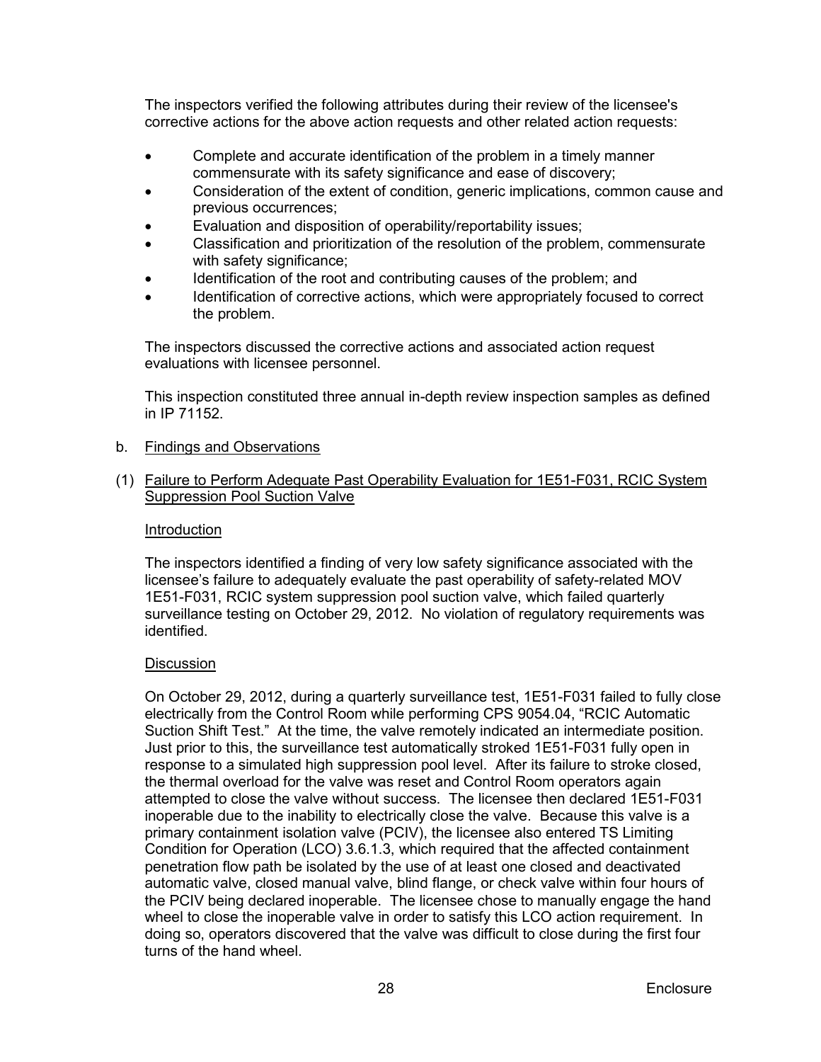The inspectors verified the following attributes during their review of the licensee's corrective actions for the above action requests and other related action requests:

- Complete and accurate identification of the problem in a timely manner commensurate with its safety significance and ease of discovery;
- Consideration of the extent of condition, generic implications, common cause and previous occurrences;
- Evaluation and disposition of operability/reportability issues;
- Classification and prioritization of the resolution of the problem, commensurate with safety significance;
- Identification of the root and contributing causes of the problem; and
- Identification of corrective actions, which were appropriately focused to correct the problem.

The inspectors discussed the corrective actions and associated action request evaluations with licensee personnel.

This inspection constituted three annual in-depth review inspection samples as defined in IP 71152.

b. Findings and Observations

(1) Failure to Perform Adequate Past Operability Evaluation for 1E51-F031, RCIC System Suppression Pool Suction Valve

Introduction

The inspectors identified a finding of very low safety significance associated with the licensee's failure to adequately evaluate the past operability of safety-related MOV 1E51-F031, RCIC system suppression pool suction valve, which failed quarterly surveillance testing on October 29, 2012. No violation of regulatory requirements was identified.

Discussion

On October 29, 2012, during a quarterly surveillance test, 1E51-F031 failed to fully close electrically from the Control Room while performing CPS 9054.04, "RCIC Automatic Suction Shift Test." At the time, the valve remotely indicated an intermediate position. Just prior to this, the surveillance test automatically stroked 1E51-F031 fully open in response to a simulated high suppression pool level. After its failure to stroke closed, the thermal overload for the valve was reset and Control Room operators again attempted to close the valve without success. The licensee then declared 1E51-F031 inoperable due to the inability to electrically close the valve. Because this valve is a primary containment isolation valve (PCIV), the licensee also entered TS Limiting Condition for Operation (LCO) 3.6.1.3, which required that the affected containment penetration flow path be isolated by the use of at least one closed and deactivated automatic valve, closed manual valve, blind flange, or check valve within four hours of the PCIV being declared inoperable. The licensee chose to manually engage the hand wheel to close the inoperable valve in order to satisfy this LCO action requirement. In doing so, operators discovered that the valve was difficult to close during the first four turns of the hand wheel.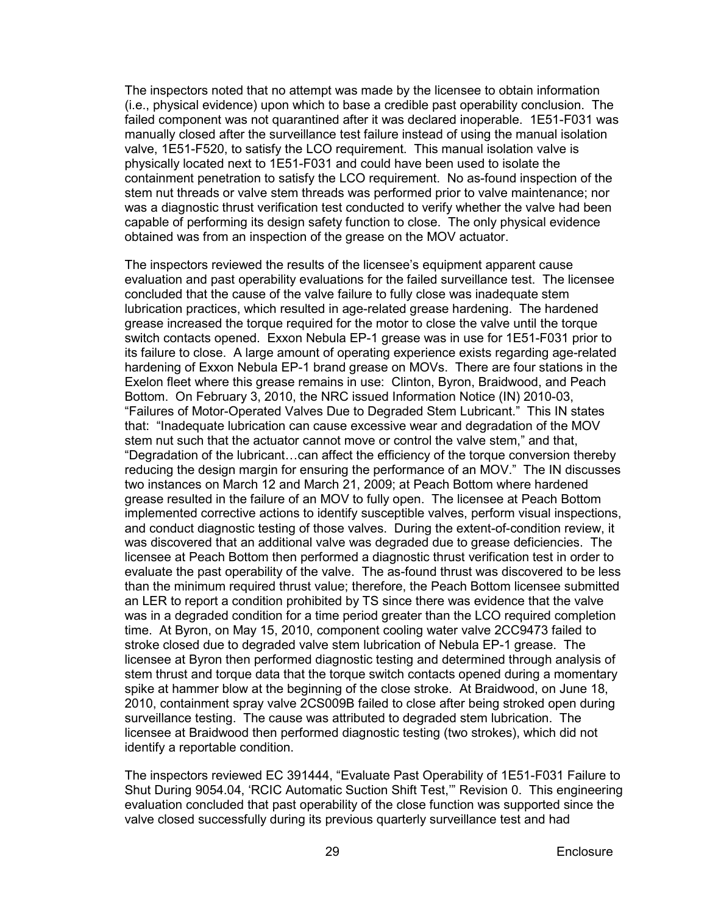The inspectors noted that no attempt was made by the licensee to obtain information (i.e., physical evidence) upon which to base a credible past operability conclusion. The failed component was not quarantined after it was declared inoperable. 1E51-F031 was manually closed after the surveillance test failure instead of using the manual isolation valve, 1E51-F520, to satisfy the LCO requirement. This manual isolation valve is physically located next to 1E51-F031 and could have been used to isolate the containment penetration to satisfy the LCO requirement. No as-found inspection of the stem nut threads or valve stem threads was performed prior to valve maintenance; nor was a diagnostic thrust verification test conducted to verify whether the valve had been capable of performing its design safety function to close. The only physical evidence obtained was from an inspection of the grease on the MOV actuator.

The inspectors reviewed the results of the licensee's equipment apparent cause evaluation and past operability evaluations for the failed surveillance test. The licensee concluded that the cause of the valve failure to fully close was inadequate stem lubrication practices, which resulted in age-related grease hardening. The hardened grease increased the torque required for the motor to close the valve until the torque switch contacts opened. Exxon Nebula EP-1 grease was in use for 1E51-F031 prior to its failure to close. A large amount of operating experience exists regarding age-related hardening of Exxon Nebula EP-1 brand grease on MOVs. There are four stations in the Exelon fleet where this grease remains in use: Clinton, Byron, Braidwood, and Peach Bottom. On February 3, 2010, the NRC issued Information Notice (IN) 2010-03, "Failures of Motor-Operated Valves Due to Degraded Stem Lubricant." This IN states that: "Inadequate lubrication can cause excessive wear and degradation of the MOV stem nut such that the actuator cannot move or control the valve stem," and that, "Degradation of the lubricant…can affect the efficiency of the torque conversion thereby reducing the design margin for ensuring the performance of an MOV." The IN discusses two instances on March 12 and March 21, 2009; at Peach Bottom where hardened grease resulted in the failure of an MOV to fully open. The licensee at Peach Bottom implemented corrective actions to identify susceptible valves, perform visual inspections, and conduct diagnostic testing of those valves. During the extent-of-condition review, it was discovered that an additional valve was degraded due to grease deficiencies. The licensee at Peach Bottom then performed a diagnostic thrust verification test in order to evaluate the past operability of the valve. The as-found thrust was discovered to be less than the minimum required thrust value; therefore, the Peach Bottom licensee submitted an LER to report a condition prohibited by TS since there was evidence that the valve was in a degraded condition for a time period greater than the LCO required completion time. At Byron, on May 15, 2010, component cooling water valve 2CC9473 failed to stroke closed due to degraded valve stem lubrication of Nebula EP-1 grease. The licensee at Byron then performed diagnostic testing and determined through analysis of stem thrust and torque data that the torque switch contacts opened during a momentary spike at hammer blow at the beginning of the close stroke. At Braidwood, on June 18, 2010, containment spray valve 2CS009B failed to close after being stroked open during surveillance testing. The cause was attributed to degraded stem lubrication. The licensee at Braidwood then performed diagnostic testing (two strokes), which did not identify a reportable condition.

The inspectors reviewed EC 391444, "Evaluate Past Operability of 1E51-F031 Failure to Shut During 9054.04, 'RCIC Automatic Suction Shift Test,'" Revision 0. This engineering evaluation concluded that past operability of the close function was supported since the valve closed successfully during its previous quarterly surveillance test and had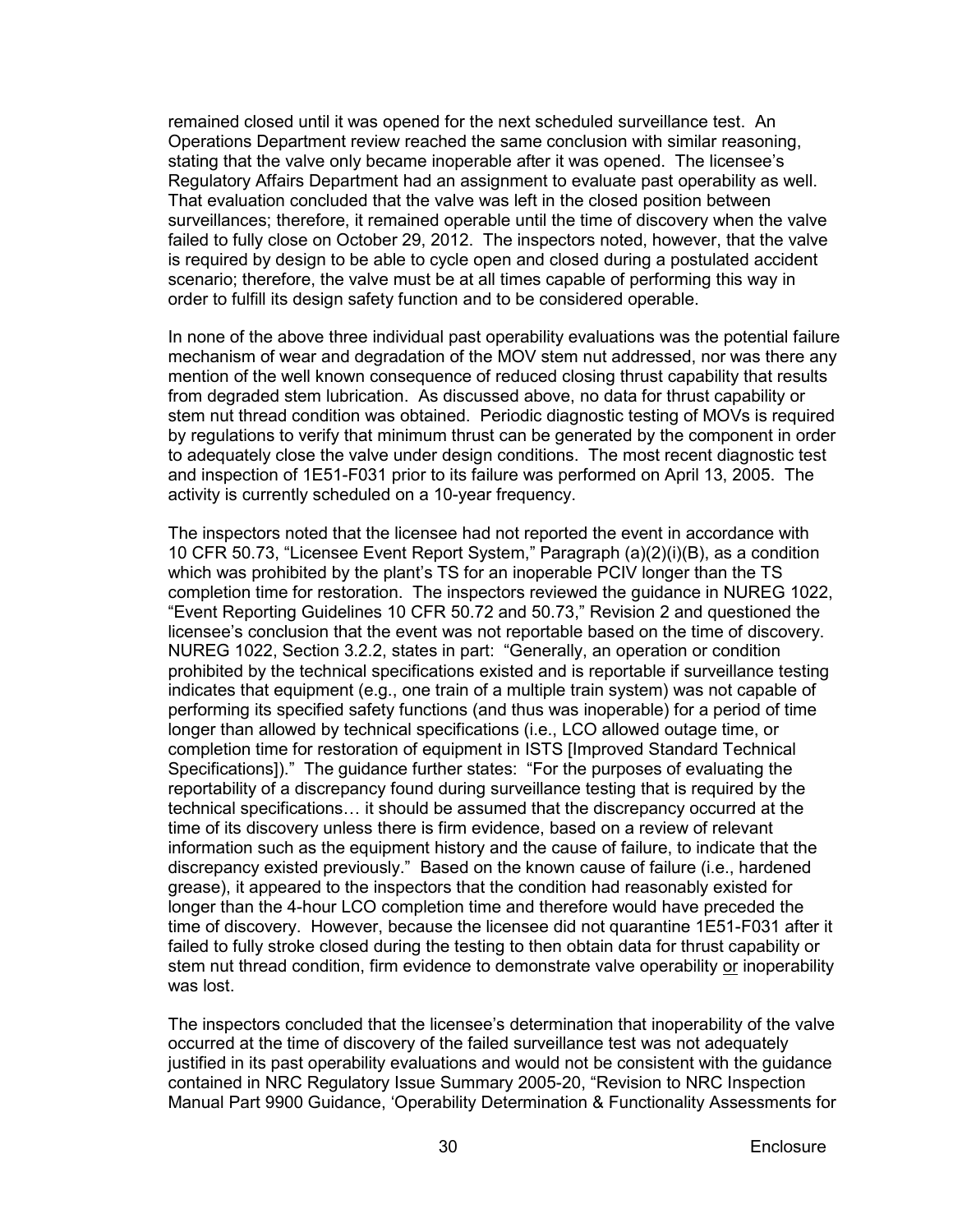remained closed until it was opened for the next scheduled surveillance test. An Operations Department review reached the same conclusion with similar reasoning, stating that the valve only became inoperable after it was opened. The licensee's Regulatory Affairs Department had an assignment to evaluate past operability as well. That evaluation concluded that the valve was left in the closed position between surveillances; therefore, it remained operable until the time of discovery when the valve failed to fully close on October 29, 2012. The inspectors noted, however, that the valve is required by design to be able to cycle open and closed during a postulated accident scenario; therefore, the valve must be at all times capable of performing this way in order to fulfill its design safety function and to be considered operable.

In none of the above three individual past operability evaluations was the potential failure mechanism of wear and degradation of the MOV stem nut addressed, nor was there any mention of the well known consequence of reduced closing thrust capability that results from degraded stem lubrication. As discussed above, no data for thrust capability or stem nut thread condition was obtained. Periodic diagnostic testing of MOVs is required by regulations to verify that minimum thrust can be generated by the component in order to adequately close the valve under design conditions. The most recent diagnostic test and inspection of 1E51-F031 prior to its failure was performed on April 13, 2005. The activity is currently scheduled on a 10-year frequency.

The inspectors noted that the licensee had not reported the event in accordance with 10 CFR 50.73, "Licensee Event Report System," Paragraph (a)(2)(i)(B), as a condition which was prohibited by the plant's TS for an inoperable PCIV longer than the TS completion time for restoration. The inspectors reviewed the guidance in NUREG 1022, "Event Reporting Guidelines 10 CFR 50.72 and 50.73," Revision 2 and questioned the licensee's conclusion that the event was not reportable based on the time of discovery. NUREG 1022, Section 3.2.2, states in part: "Generally, an operation or condition prohibited by the technical specifications existed and is reportable if surveillance testing indicates that equipment (e.g., one train of a multiple train system) was not capable of performing its specified safety functions (and thus was inoperable) for a period of time longer than allowed by technical specifications (i.e., LCO allowed outage time, or completion time for restoration of equipment in ISTS [Improved Standard Technical Specifications])." The guidance further states: "For the purposes of evaluating the reportability of a discrepancy found during surveillance testing that is required by the technical specifications… it should be assumed that the discrepancy occurred at the time of its discovery unless there is firm evidence, based on a review of relevant information such as the equipment history and the cause of failure, to indicate that the discrepancy existed previously." Based on the known cause of failure (i.e., hardened grease), it appeared to the inspectors that the condition had reasonably existed for longer than the 4-hour LCO completion time and therefore would have preceded the time of discovery. However, because the licensee did not quarantine 1E51-F031 after it failed to fully stroke closed during the testing to then obtain data for thrust capability or stem nut thread condition, firm evidence to demonstrate valve operability <u>or</u> inoperability was lost.

The inspectors concluded that the licensee's determination that inoperability of the valve occurred at the time of discovery of the failed surveillance test was not adequately justified in its past operability evaluations and would not be consistent with the guidance contained in NRC Regulatory Issue Summary 2005-20, "Revision to NRC Inspection Manual Part 9900 Guidance, 'Operability Determination & Functionality Assessments for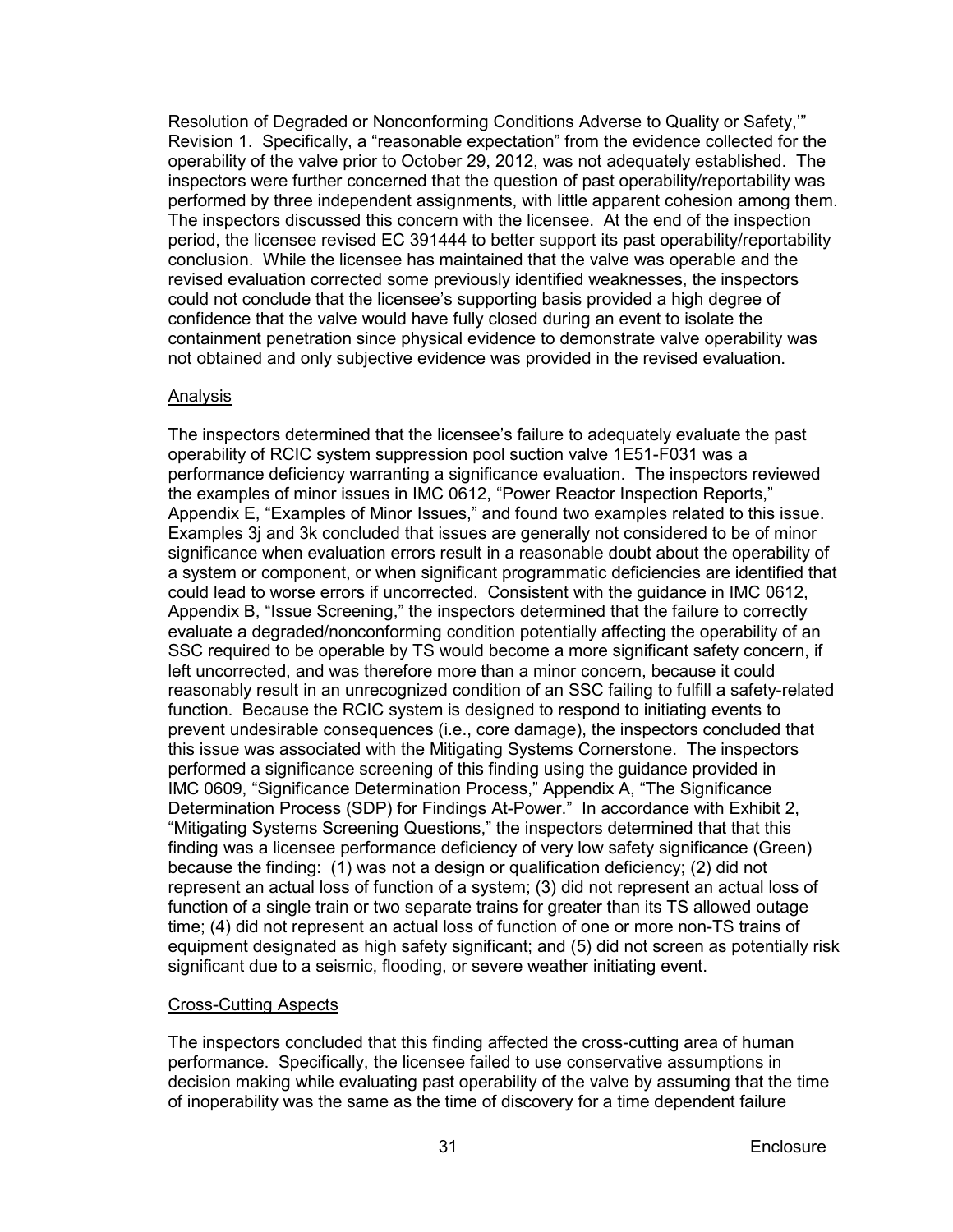Resolution of Degraded or Nonconforming Conditions Adverse to Quality or Safety,'" Revision 1. Specifically, a "reasonable expectation" from the evidence collected for the operability of the valve prior to October 29, 2012, was not adequately established. The inspectors were further concerned that the question of past operability/reportability was performed by three independent assignments, with little apparent cohesion among them. The inspectors discussed this concern with the licensee. At the end of the inspection period, the licensee revised EC 391444 to better support its past operability/reportability conclusion. While the licensee has maintained that the valve was operable and the revised evaluation corrected some previously identified weaknesses, the inspectors could not conclude that the licensee's supporting basis provided a high degree of confidence that the valve would have fully closed during an event to isolate the containment penetration since physical evidence to demonstrate valve operability was not obtained and only subjective evidence was provided in the revised evaluation.

Analysis

The inspectors determined that the licensee's failure to adequately evaluate the past operability of RCIC system suppression pool suction valve 1E51-F031 was a performance deficiency warranting a significance evaluation. The inspectors reviewed the examples of minor issues in IMC 0612, "Power Reactor Inspection Reports," Appendix E, "Examples of Minor Issues," and found two examples related to this issue. Examples 3j and 3k concluded that issues are generally not considered to be of minor significance when evaluation errors result in a reasonable doubt about the operability of a system or component, or when significant programmatic deficiencies are identified that could lead to worse errors if uncorrected. Consistent with the guidance in IMC 0612, Appendix B, "Issue Screening," the inspectors determined that the failure to correctly evaluate a degraded/nonconforming condition potentially affecting the operability of an SSC required to be operable by TS would become a more significant safety concern, if left uncorrected, and was therefore more than a minor concern, because it could reasonably result in an unrecognized condition of an SSC failing to fulfill a safety-related function. Because the RCIC system is designed to respond to initiating events to prevent undesirable consequences (i.e., core damage), the inspectors concluded that this issue was associated with the Mitigating Systems Cornerstone. The inspectors performed a significance screening of this finding using the guidance provided in IMC 0609, "Significance Determination Process," Appendix A, "The Significance Determination Process (SDP) for Findings At-Power." In accordance with Exhibit 2, "Mitigating Systems Screening Questions," the inspectors determined that that this finding was a licensee performance deficiency of very low safety significance (Green) because the finding: (1) was not a design or qualification deficiency; (2) did not represent an actual loss of function of a system; (3) did not represent an actual loss of function of a single train or two separate trains for greater than its TS allowed outage time; (4) did not represent an actual loss of function of one or more non-TS trains of equipment designated as high safety significant; and (5) did not screen as potentially risk significant due to a seismic, flooding, or severe weather initiating event.

Cross-Cutting Aspects

The inspectors concluded that this finding affected the cross-cutting area of human performance. Specifically, the licensee failed to use conservative assumptions in decision making while evaluating past operability of the valve by assuming that the time of inoperability was the same as the time of discovery for a time dependent failure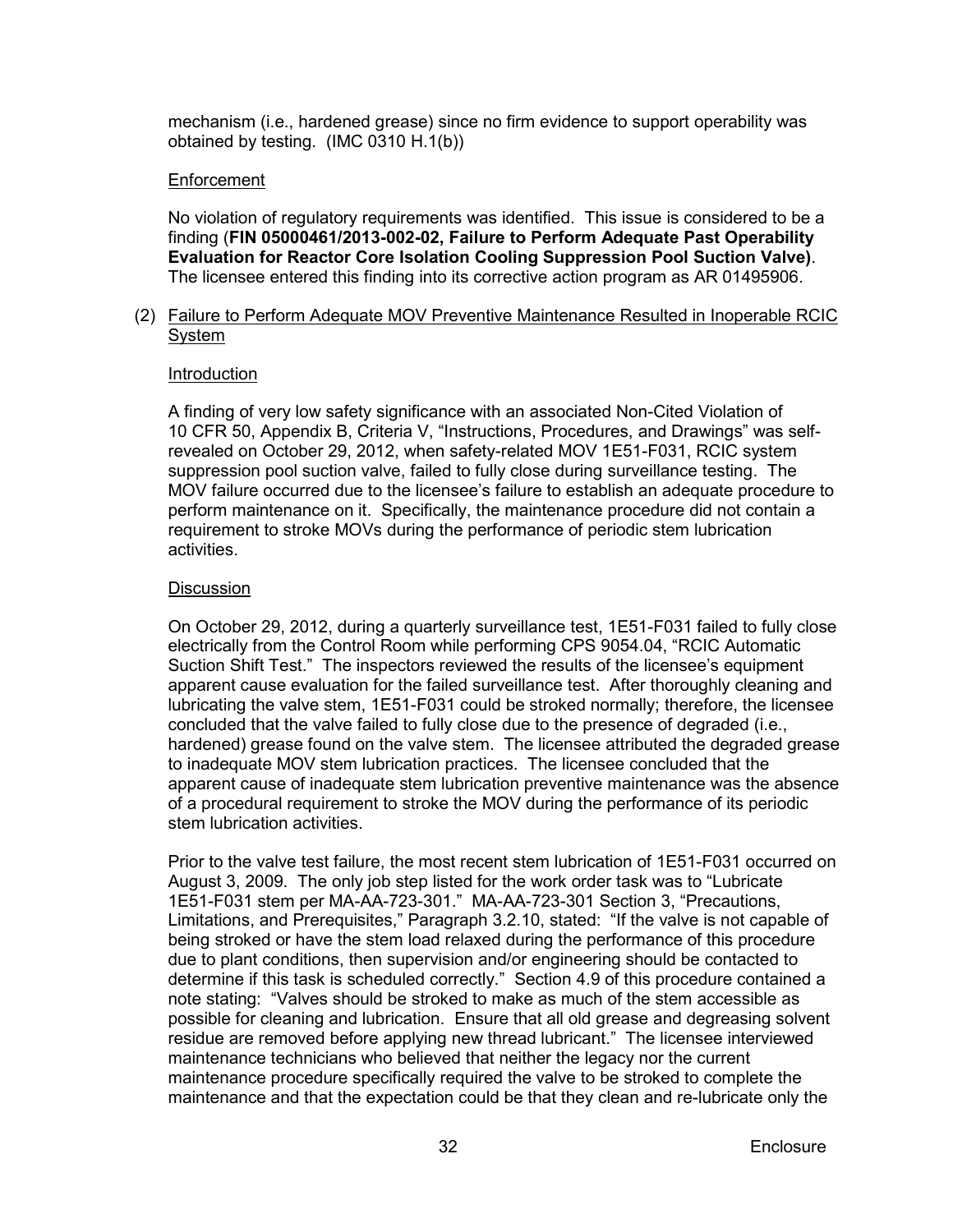mechanism (i.e., hardened grease) since no firm evidence to support operability was obtained by testing. (IMC 0310 H.1(b))

Enforcement

No violation of regulatory requirements was identified. This issue is considered to be a finding (**FIN 05000461/2013-002-02, Failure to Perform Adequate Past Operability Evaluation for Reactor Core Isolation Cooling Suppression Pool Suction Valve)**. The licensee entered this finding into its corrective action program as AR 01495906.

(2) Failure to Perform Adequate MOV Preventive Maintenance Resulted in Inoperable RCIC System

Introduction

A finding of very low safety significance with an associated Non-Cited Violation of 10 CFR 50, Appendix B, Criteria V, "Instructions, Procedures, and Drawings" was self-revealed on October 29, 2012, when safety-related MOV 1E51-F031, RCIC system suppression pool suction valve, failed to fully close during surveillance testing. The MOV failure occurred due to the licensee's failure to establish an adequate procedure to perform maintenance on it. Specifically, the maintenance procedure did not contain a requirement to stroke MOVs during the performance of periodic stem lubrication activities.

Discussion

On October 29, 2012, during a quarterly surveillance test, 1E51-F031 failed to fully close electrically from the Control Room while performing CPS 9054.04, "RCIC Automatic Suction Shift Test." The inspectors reviewed the results of the licensee's equipment apparent cause evaluation for the failed surveillance test. After thoroughly cleaning and lubricating the valve stem, 1E51-F031 could be stroked normally; therefore, the licensee concluded that the valve failed to fully close due to the presence of degraded (i.e., hardened) grease found on the valve stem. The licensee attributed the degraded grease to inadequate MOV stem lubrication practices. The licensee concluded that the apparent cause of inadequate stem lubrication preventive maintenance was the absence of a procedural requirement to stroke the MOV during the performance of its periodic stem lubrication activities.

Prior to the valve test failure, the most recent stem lubrication of 1E51-F031 occurred on August 3, 2009. The only job step listed for the work order task was to "Lubricate 1E51-F031 stem per MA-AA-723-301." MA-AA-723-301 Section 3, "Precautions, Limitations, and Prerequisites," Paragraph 3.2.10, stated: "If the valve is not capable of being stroked or have the stem load relaxed during the performance of this procedure due to plant conditions, then supervision and/or engineering should be contacted to determine if this task is scheduled correctly." Section 4.9 of this procedure contained a note stating: "Valves should be stroked to make as much of the stem accessible as possible for cleaning and lubrication. Ensure that all old grease and degreasing solvent residue are removed before applying new thread lubricant." The licensee interviewed maintenance technicians who believed that neither the legacy nor the current maintenance procedure specifically required the valve to be stroked to complete the maintenance and that the expectation could be that they clean and re-lubricate only the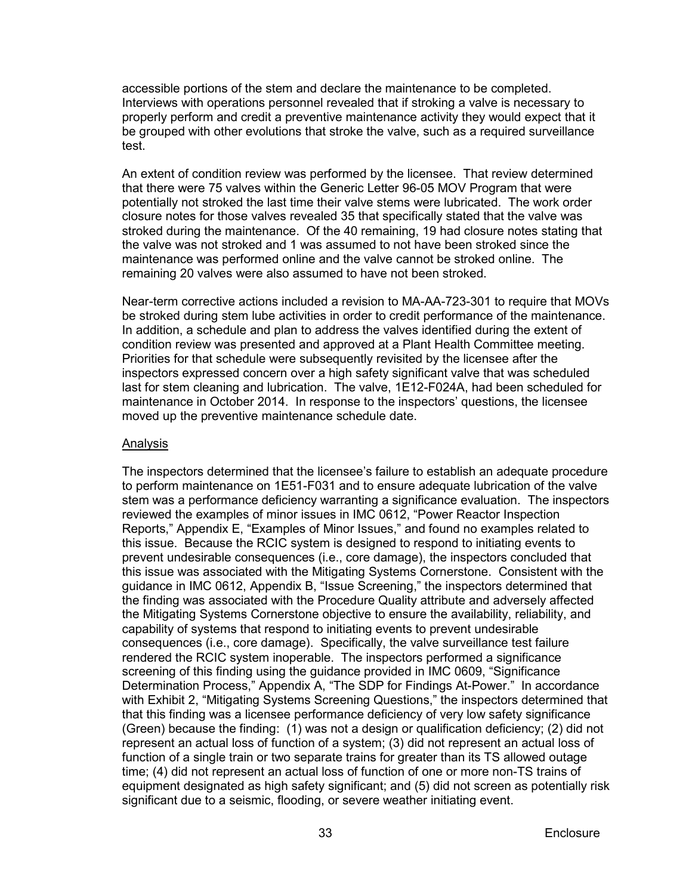accessible portions of the stem and declare the maintenance to be completed. Interviews with operations personnel revealed that if stroking a valve is necessary to properly perform and credit a preventive maintenance activity they would expect that it be grouped with other evolutions that stroke the valve, such as a required surveillance test.

An extent of condition review was performed by the licensee. That review determined that there were 75 valves within the Generic Letter 96-05 MOV Program that were potentially not stroked the last time their valve stems were lubricated. The work order closure notes for those valves revealed 35 that specifically stated that the valve was stroked during the maintenance. Of the 40 remaining, 19 had closure notes stating that the valve was not stroked and 1 was assumed to not have been stroked since the maintenance was performed online and the valve cannot be stroked online. The remaining 20 valves were also assumed to have not been stroked.

Near-term corrective actions included a revision to MA-AA-723-301 to require that MOVs be stroked during stem lube activities in order to credit performance of the maintenance. In addition, a schedule and plan to address the valves identified during the extent of condition review was presented and approved at a Plant Health Committee meeting. Priorities for that schedule were subsequently revisited by the licensee after the inspectors expressed concern over a high safety significant valve that was scheduled last for stem cleaning and lubrication. The valve, 1E12-F024A, had been scheduled for maintenance in October 2014. In response to the inspectors' questions, the licensee moved up the preventive maintenance schedule date.

Analysis

The inspectors determined that the licensee's failure to establish an adequate procedure to perform maintenance on 1E51-F031 and to ensure adequate lubrication of the valve stem was a performance deficiency warranting a significance evaluation. The inspectors reviewed the examples of minor issues in IMC 0612, "Power Reactor Inspection Reports," Appendix E, "Examples of Minor Issues," and found no examples related to this issue. Because the RCIC system is designed to respond to initiating events to prevent undesirable consequences (i.e., core damage), the inspectors concluded that this issue was associated with the Mitigating Systems Cornerstone. Consistent with the guidance in IMC 0612, Appendix B, "Issue Screening," the inspectors determined that the finding was associated with the Procedure Quality attribute and adversely affected the Mitigating Systems Cornerstone objective to ensure the availability, reliability, and capability of systems that respond to initiating events to prevent undesirable consequences (i.e., core damage). Specifically, the valve surveillance test failure rendered the RCIC system inoperable. The inspectors performed a significance screening of this finding using the guidance provided in IMC 0609, "Significance Determination Process," Appendix A, "The SDP for Findings At-Power." In accordance with Exhibit 2, "Mitigating Systems Screening Questions," the inspectors determined that that this finding was a licensee performance deficiency of very low safety significance (Green) because the finding: (1) was not a design or qualification deficiency; (2) did not represent an actual loss of function of a system; (3) did not represent an actual loss of function of a single train or two separate trains for greater than its TS allowed outage time; (4) did not represent an actual loss of function of one or more non-TS trains of equipment designated as high safety significant; and (5) did not screen as potentially risk significant due to a seismic, flooding, or severe weather initiating event.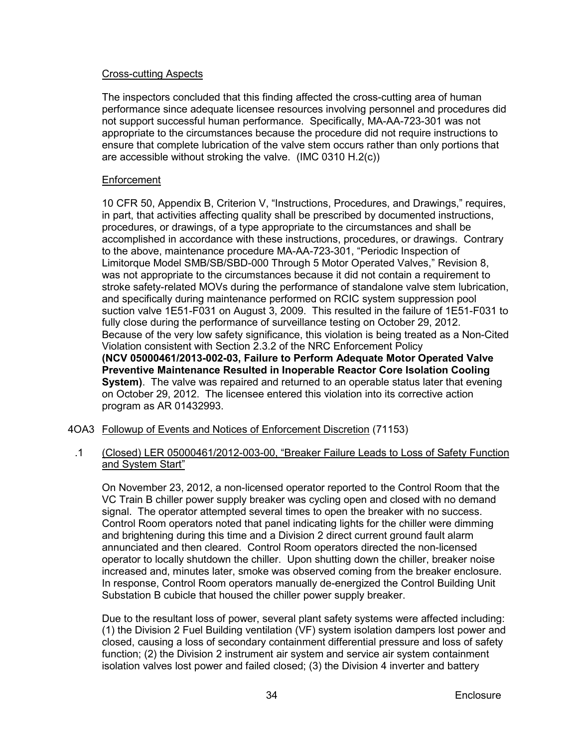Cross-cutting Aspects

The inspectors concluded that this finding affected the cross-cutting area of human performance since adequate licensee resources involving personnel and procedures did not support successful human performance. Specifically, MA-AA-723-301 was not appropriate to the circumstances because the procedure did not require instructions to ensure that complete lubrication of the valve stem occurs rather than only portions that are accessible without stroking the valve. (IMC 0310 H.2(c))

Enforcement

10 CFR 50, Appendix B, Criterion V, "Instructions, Procedures, and Drawings," requires, in part, that activities affecting quality shall be prescribed by documented instructions, procedures, or drawings, of a type appropriate to the circumstances and shall be accomplished in accordance with these instructions, procedures, or drawings. Contrary to the above, maintenance procedure MA-AA-723-301, "Periodic Inspection of Limitorque Model SMB/SB/SBD-000 Through 5 Motor Operated Valves," Revision 8, was not appropriate to the circumstances because it did not contain a requirement to stroke safety-related MOVs during the performance of standalone valve stem lubrication, and specifically during maintenance performed on RCIC system suppression pool suction valve 1E51-F031 on August 3, 2009. This resulted in the failure of 1E51-F031 to fully close during the performance of surveillance testing on October 29, 2012. Because of the very low safety significance, this violation is being treated as a Non-Cited Violation consistent with Section 2.3.2 of the NRC Enforcement Policy **(NCV 05000461/2013-002-03, Failure to Perform Adequate Motor Operated Valve Preventive Maintenance Resulted in Inoperable Reactor Core Isolation Cooling System)**. The valve was repaired and returned to an operable status later that evening on October 29, 2012. The licensee entered this violation into its corrective action program as AR 01432993.

## 4OA3 Followup of Events and Notices of Enforcement Discretion (71153)

### .1 (Closed) LER 05000461/2012-003-00, "Breaker Failure Leads to Loss of Safety Function and System Start"

On November 23, 2012, a non-licensed operator reported to the Control Room that the VC Train B chiller power supply breaker was cycling open and closed with no demand signal. The operator attempted several times to open the breaker with no success. Control Room operators noted that panel indicating lights for the chiller were dimming and brightening during this time and a Division 2 direct current ground fault alarm annunciated and then cleared. Control Room operators directed the non-licensed operator to locally shutdown the chiller. Upon shutting down the chiller, breaker noise increased and, minutes later, smoke was observed coming from the breaker enclosure. In response, Control Room operators manually de-energized the Control Building Unit Substation B cubicle that housed the chiller power supply breaker.

Due to the resultant loss of power, several plant safety systems were affected including: (1) the Division 2 Fuel Building ventilation (VF) system isolation dampers lost power and closed, causing a loss of secondary containment differential pressure and loss of safety function; (2) the Division 2 instrument air system and service air system containment isolation valves lost power and failed closed; (3) the Division 4 inverter and battery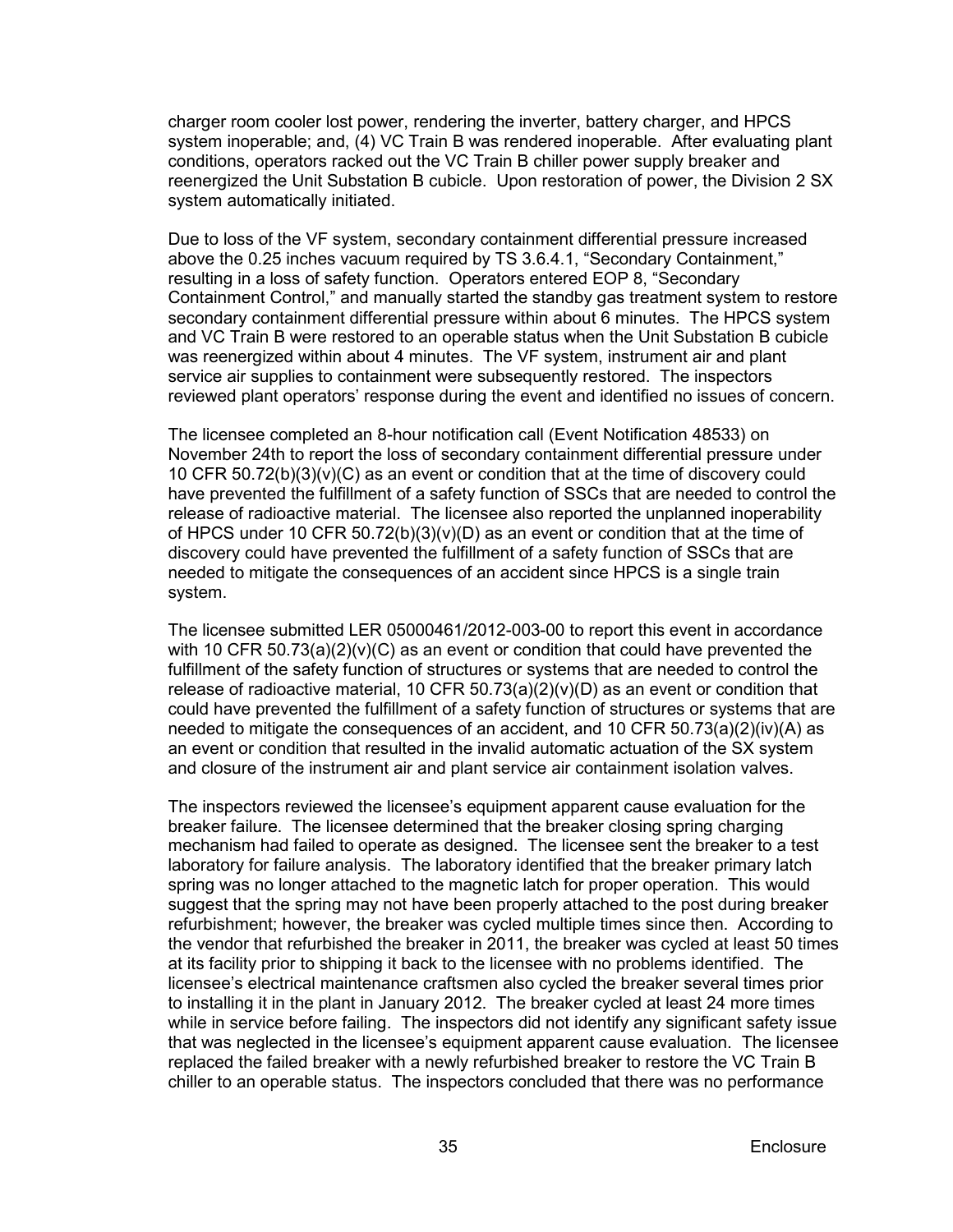charger room cooler lost power, rendering the inverter, battery charger, and HPCS system inoperable; and, (4) VC Train B was rendered inoperable. After evaluating plant conditions, operators racked out the VC Train B chiller power supply breaker and reenergized the Unit Substation B cubicle. Upon restoration of power, the Division 2 SX system automatically initiated.

Due to loss of the VF system, secondary containment differential pressure increased above the 0.25 inches vacuum required by TS 3.6.4.1, "Secondary Containment," resulting in a loss of safety function. Operators entered EOP 8, "Secondary Containment Control," and manually started the standby gas treatment system to restore secondary containment differential pressure within about 6 minutes. The HPCS system and VC Train B were restored to an operable status when the Unit Substation B cubicle was reenergized within about 4 minutes. The VF system, instrument air and plant service air supplies to containment were subsequently restored. The inspectors reviewed plant operators' response during the event and identified no issues of concern.

The licensee completed an 8-hour notification call (Event Notification 48533) on November 24th to report the loss of secondary containment differential pressure under 10 CFR 50.72(b)(3)(v)(C) as an event or condition that at the time of discovery could have prevented the fulfillment of a safety function of SSCs that are needed to control the release of radioactive material. The licensee also reported the unplanned inoperability of HPCS under 10 CFR 50.72(b)(3)(v)(D) as an event or condition that at the time of discovery could have prevented the fulfillment of a safety function of SSCs that are needed to mitigate the consequences of an accident since HPCS is a single train system.

The licensee submitted LER 05000461/2012-003-00 to report this event in accordance with 10 CFR 50.73(a)(2)(v)(C) as an event or condition that could have prevented the fulfillment of the safety function of structures or systems that are needed to control the release of radioactive material, 10 CFR 50.73(a)(2)(v)(D) as an event or condition that could have prevented the fulfillment of a safety function of structures or systems that are needed to mitigate the consequences of an accident, and 10 CFR 50.73(a)(2)(iv)(A) as an event or condition that resulted in the invalid automatic actuation of the SX system and closure of the instrument air and plant service air containment isolation valves.

The inspectors reviewed the licensee's equipment apparent cause evaluation for the breaker failure. The licensee determined that the breaker closing spring charging mechanism had failed to operate as designed. The licensee sent the breaker to a test laboratory for failure analysis. The laboratory identified that the breaker primary latch spring was no longer attached to the magnetic latch for proper operation. This would suggest that the spring may not have been properly attached to the post during breaker refurbishment; however, the breaker was cycled multiple times since then. According to the vendor that refurbished the breaker in 2011, the breaker was cycled at least 50 times at its facility prior to shipping it back to the licensee with no problems identified. The licensee's electrical maintenance craftsmen also cycled the breaker several times prior to installing it in the plant in January 2012. The breaker cycled at least 24 more times while in service before failing. The inspectors did not identify any significant safety issue that was neglected in the licensee's equipment apparent cause evaluation. The licensee replaced the failed breaker with a newly refurbished breaker to restore the VC Train B chiller to an operable status. The inspectors concluded that there was no performance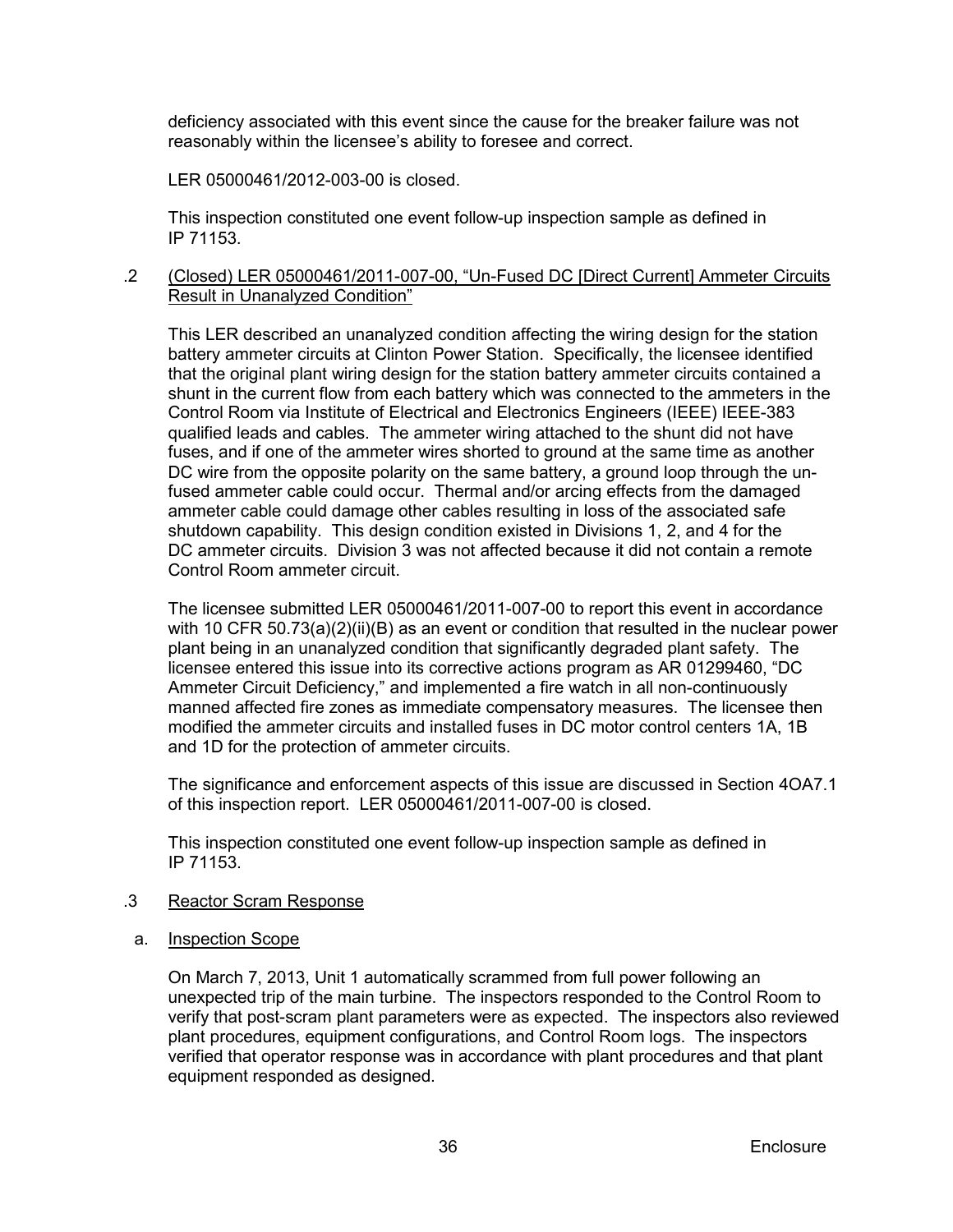deficiency associated with this event since the cause for the breaker failure was not reasonably within the licensee's ability to foresee and correct.

LER 05000461/2012-003-00 is closed.

This inspection constituted one event follow-up inspection sample as defined in IP 71153.

.2 (Closed) LER 05000461/2011-007-00, "Un-Fused DC [Direct Current] Ammeter Circuits Result in Unanalyzed Condition"

This LER described an unanalyzed condition affecting the wiring design for the station battery ammeter circuits at Clinton Power Station. Specifically, the licensee identified that the original plant wiring design for the station battery ammeter circuits contained a shunt in the current flow from each battery which was connected to the ammeters in the Control Room via Institute of Electrical and Electronics Engineers (IEEE) IEEE-383 qualified leads and cables. The ammeter wiring attached to the shunt did not have fuses, and if one of the ammeter wires shorted to ground at the same time as another DC wire from the opposite polarity on the same battery, a ground loop through the un-fused ammeter cable could occur. Thermal and/or arcing effects from the damaged ammeter cable could damage other cables resulting in loss of the associated safe shutdown capability. This design condition existed in Divisions 1, 2, and 4 for the DC ammeter circuits. Division 3 was not affected because it did not contain a remote Control Room ammeter circuit.

The licensee submitted LER 05000461/2011-007-00 to report this event in accordance with 10 CFR 50.73(a)(2)(ii)(B) as an event or condition that resulted in the nuclear power plant being in an unanalyzed condition that significantly degraded plant safety. The licensee entered this issue into its corrective actions program as AR 01299460, "DC Ammeter Circuit Deficiency," and implemented a fire watch in all non-continuously manned affected fire zones as immediate compensatory measures. The licensee then modified the ammeter circuits and installed fuses in DC motor control centers 1A, 1B and 1D for the protection of ammeter circuits.

The significance and enforcement aspects of this issue are discussed in Section 4OA7.1 of this inspection report. LER 05000461/2011-007-00 is closed.

This inspection constituted one event follow-up inspection sample as defined in IP 71153.

.3 Reactor Scram Response

a. Inspection Scope

On March 7, 2013, Unit 1 automatically scrammed from full power following an unexpected trip of the main turbine. The inspectors responded to the Control Room to verify that post-scram plant parameters were as expected. The inspectors also reviewed plant procedures, equipment configurations, and Control Room logs. The inspectors verified that operator response was in accordance with plant procedures and that plant equipment responded as designed.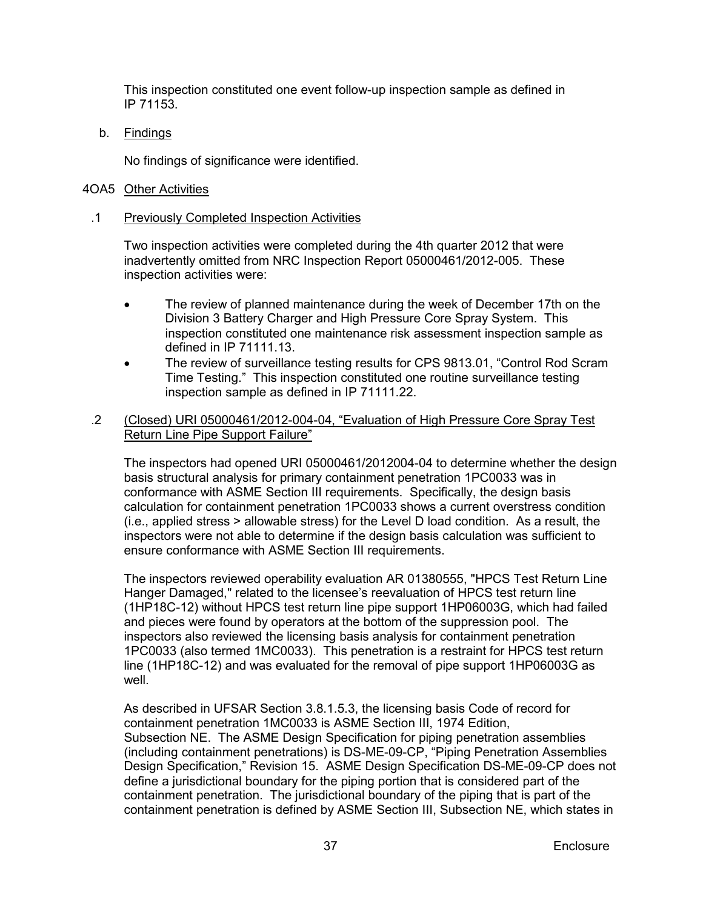This inspection constituted one event follow-up inspection sample as defined in IP 71153.

b. Findings

No findings of significance were identified.

## 4OA5 Other Activities

### .1 Previously Completed Inspection Activities

Two inspection activities were completed during the 4th quarter 2012 that were inadvertently omitted from NRC Inspection Report 05000461/2012-005. These inspection activities were:

- The review of planned maintenance during the week of December 17th on the Division 3 Battery Charger and High Pressure Core Spray System. This inspection constituted one maintenance risk assessment inspection sample as defined in IP 71111.13.
- The review of surveillance testing results for CPS 9813.01, "Control Rod Scram Time Testing." This inspection constituted one routine surveillance testing inspection sample as defined in IP 71111.22.

### .2 (Closed) URI 05000461/2012-004-04, "Evaluation of High Pressure Core Spray Test Return Line Pipe Support Failure"

The inspectors had opened URI 05000461/2012004-04 to determine whether the design basis structural analysis for primary containment penetration 1PC0033 was in conformance with ASME Section III requirements. Specifically, the design basis calculation for containment penetration 1PC0033 shows a current overstress condition (i.e., applied stress > allowable stress) for the Level D load condition. As a result, the inspectors were not able to determine if the design basis calculation was sufficient to ensure conformance with ASME Section III requirements.

The inspectors reviewed operability evaluation AR 01380555, "HPCS Test Return Line Hanger Damaged," related to the licensee's reevaluation of HPCS test return line (1HP18C-12) without HPCS test return line pipe support 1HP06003G, which had failed and pieces were found by operators at the bottom of the suppression pool. The inspectors also reviewed the licensing basis analysis for containment penetration 1PC0033 (also termed 1MC0033). This penetration is a restraint for HPCS test return line (1HP18C-12) and was evaluated for the removal of pipe support 1HP06003G as well.

As described in UFSAR Section 3.8.1.5.3, the licensing basis Code of record for containment penetration 1MC0033 is ASME Section III, 1974 Edition, Subsection NE. The ASME Design Specification for piping penetration assemblies (including containment penetrations) is DS-ME-09-CP, "Piping Penetration Assemblies Design Specification," Revision 15. ASME Design Specification DS-ME-09-CP does not define a jurisdictional boundary for the piping portion that is considered part of the containment penetration. The jurisdictional boundary of the piping that is part of the containment penetration is defined by ASME Section III, Subsection NE, which states in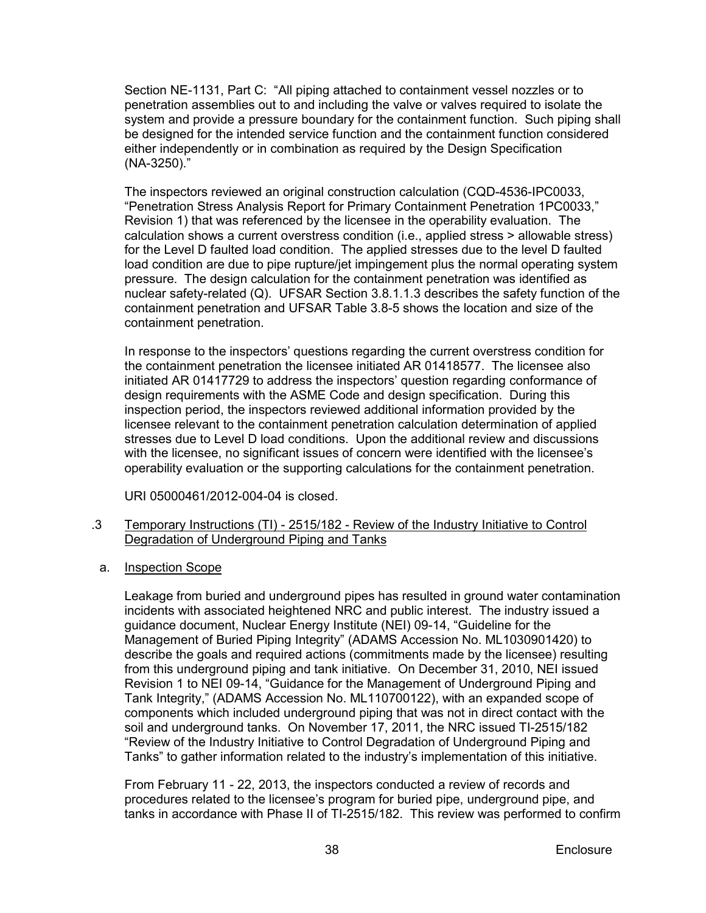Section NE-1131, Part C: "All piping attached to containment vessel nozzles or to penetration assemblies out to and including the valve or valves required to isolate the system and provide a pressure boundary for the containment function. Such piping shall be designed for the intended service function and the containment function considered either independently or in combination as required by the Design Specification (NA-3250)."

The inspectors reviewed an original construction calculation (CQD-4536-IPC0033, "Penetration Stress Analysis Report for Primary Containment Penetration 1PC0033," Revision 1) that was referenced by the licensee in the operability evaluation. The calculation shows a current overstress condition (i.e., applied stress > allowable stress) for the Level D faulted load condition. The applied stresses due to the level D faulted load condition are due to pipe rupture/jet impingement plus the normal operating system pressure. The design calculation for the containment penetration was identified as nuclear safety-related (Q). UFSAR Section 3.8.1.1.3 describes the safety function of the containment penetration and UFSAR Table 3.8-5 shows the location and size of the containment penetration.

In response to the inspectors' questions regarding the current overstress condition for the containment penetration the licensee initiated AR 01418577. The licensee also initiated AR 01417729 to address the inspectors' question regarding conformance of design requirements with the ASME Code and design specification. During this inspection period, the inspectors reviewed additional information provided by the licensee relevant to the containment penetration calculation determination of applied stresses due to Level D load conditions. Upon the additional review and discussions with the licensee, no significant issues of concern were identified with the licensee's operability evaluation or the supporting calculations for the containment penetration.

URI 05000461/2012-004-04 is closed.

.3 Temporary Instructions (TI) - 2515/182 - Review of the Industry Initiative to Control Degradation of Underground Piping and Tanks

a. Inspection Scope

Leakage from buried and underground pipes has resulted in ground water contamination incidents with associated heightened NRC and public interest. The industry issued a guidance document, Nuclear Energy Institute (NEI) 09-14, "Guideline for the Management of Buried Piping Integrity" (ADAMS Accession No. ML1030901420) to describe the goals and required actions (commitments made by the licensee) resulting from this underground piping and tank initiative. On December 31, 2010, NEI issued Revision 1 to NEI 09-14, "Guidance for the Management of Underground Piping and Tank Integrity," (ADAMS Accession No. ML110700122), with an expanded scope of components which included underground piping that was not in direct contact with the soil and underground tanks. On November 17, 2011, the NRC issued TI-2515/182 "Review of the Industry Initiative to Control Degradation of Underground Piping and Tanks" to gather information related to the industry's implementation of this initiative.

From February 11 - 22, 2013, the inspectors conducted a review of records and procedures related to the licensee's program for buried pipe, underground pipe, and tanks in accordance with Phase II of TI-2515/182. This review was performed to confirm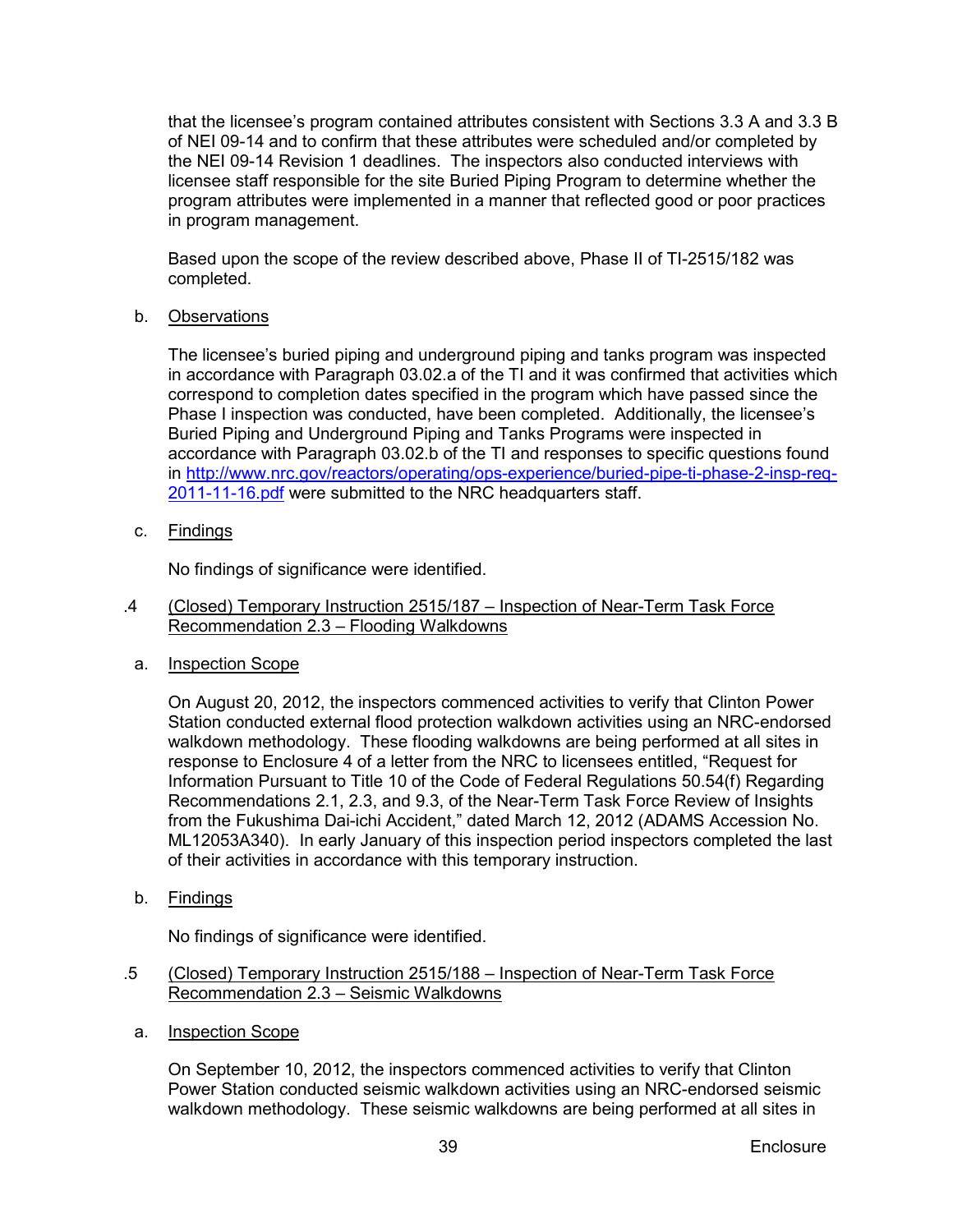that the licensee's program contained attributes consistent with Sections 3.3 A and 3.3 B of NEI 09-14 and to confirm that these attributes were scheduled and/or completed by the NEI 09-14 Revision 1 deadlines. The inspectors also conducted interviews with licensee staff responsible for the site Buried Piping Program to determine whether the program attributes were implemented in a manner that reflected good or poor practices in program management.

Based upon the scope of the review described above, Phase II of TI-2515/182 was completed.

b. Observations

The licensee's buried piping and underground piping and tanks program was inspected in accordance with Paragraph 03.02.a of the TI and it was confirmed that activities which correspond to completion dates specified in the program which have passed since the Phase I inspection was conducted, have been completed. Additionally, the licensee's Buried Piping and Underground Piping and Tanks Programs were inspected in accordance with Paragraph 03.02.b of the TI and responses to specific questions found in http://www.nrc.gov/reactors/operating/ops-experience/buried-pipe-ti-phase-2-insp-req-2011-11-16.pdf were submitted to the NRC headquarters staff.

c. Findings

No findings of significance were identified.

.4 (Closed) Temporary Instruction 2515/187 – Inspection of Near-Term Task Force Recommendation 2.3 – Flooding Walkdowns

a. Inspection Scope

On August 20, 2012, the inspectors commenced activities to verify that Clinton Power Station conducted external flood protection walkdown activities using an NRC-endorsed walkdown methodology. These flooding walkdowns are being performed at all sites in response to Enclosure 4 of a letter from the NRC to licensees entitled, "Request for Information Pursuant to Title 10 of the Code of Federal Regulations 50.54(f) Regarding Recommendations 2.1, 2.3, and 9.3, of the Near-Term Task Force Review of Insights from the Fukushima Dai-ichi Accident," dated March 12, 2012 (ADAMS Accession No. ML12053A340). In early January of this inspection period inspectors completed the last of their activities in accordance with this temporary instruction.

b. Findings

No findings of significance were identified.

.5 (Closed) Temporary Instruction 2515/188 – Inspection of Near-Term Task Force Recommendation 2.3 – Seismic Walkdowns

a. Inspection Scope

On September 10, 2012, the inspectors commenced activities to verify that Clinton Power Station conducted seismic walkdown activities using an NRC-endorsed seismic walkdown methodology. These seismic walkdowns are being performed at all sites in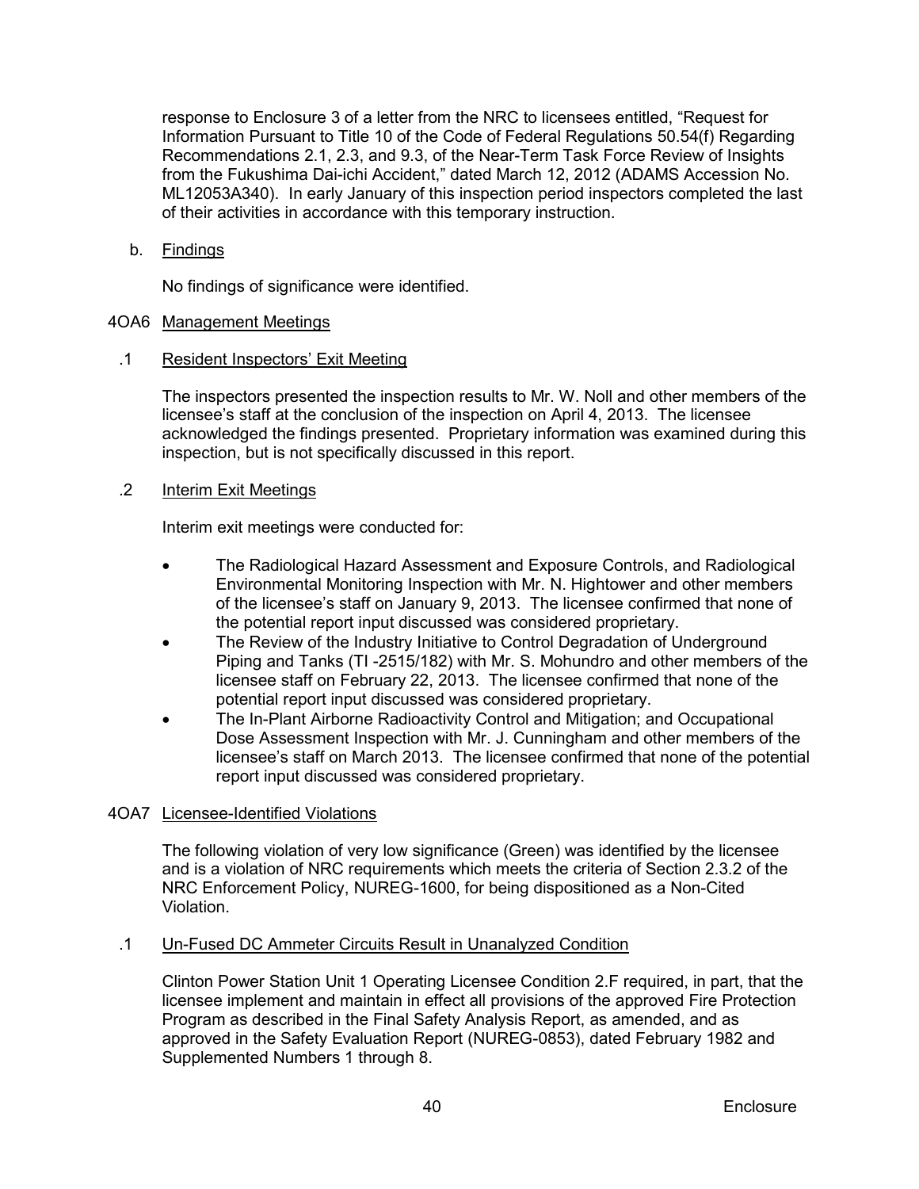response to Enclosure 3 of a letter from the NRC to licensees entitled, "Request for Information Pursuant to Title 10 of the Code of Federal Regulations 50.54(f) Regarding Recommendations 2.1, 2.3, and 9.3, of the Near-Term Task Force Review of Insights from the Fukushima Dai-ichi Accident," dated March 12, 2012 (ADAMS Accession No. ML12053A340). In early January of this inspection period inspectors completed the last of their activities in accordance with this temporary instruction.

b. Findings

No findings of significance were identified.

4OA6 Management Meetings

.1 Resident Inspectors' Exit Meeting

The inspectors presented the inspection results to Mr. W. Noll and other members of the licensee's staff at the conclusion of the inspection on April 4, 2013. The licensee acknowledged the findings presented. Proprietary information was examined during this inspection, but is not specifically discussed in this report.

.2 Interim Exit Meetings

Interim exit meetings were conducted for:

- The Radiological Hazard Assessment and Exposure Controls, and Radiological Environmental Monitoring Inspection with Mr. N. Hightower and other members of the licensee's staff on January 9, 2013. The licensee confirmed that none of the potential report input discussed was considered proprietary.
- The Review of the Industry Initiative to Control Degradation of Underground Piping and Tanks (TI -2515/182) with Mr. S. Mohundro and other members of the licensee staff on February 22, 2013. The licensee confirmed that none of the potential report input discussed was considered proprietary.
- The In-Plant Airborne Radioactivity Control and Mitigation; and Occupational Dose Assessment Inspection with Mr. J. Cunningham and other members of the licensee's staff on March 2013. The licensee confirmed that none of the potential report input discussed was considered proprietary.

4OA7 Licensee-Identified Violations

The following violation of very low significance (Green) was identified by the licensee and is a violation of NRC requirements which meets the criteria of Section 2.3.2 of the NRC Enforcement Policy, NUREG-1600, for being dispositioned as a Non-Cited Violation.

.1 Un-Fused DC Ammeter Circuits Result in Unanalyzed Condition

Clinton Power Station Unit 1 Operating Licensee Condition 2.F required, in part, that the licensee implement and maintain in effect all provisions of the approved Fire Protection Program as described in the Final Safety Analysis Report, as amended, and as approved in the Safety Evaluation Report (NUREG-0853), dated February 1982 and Supplemented Numbers 1 through 8.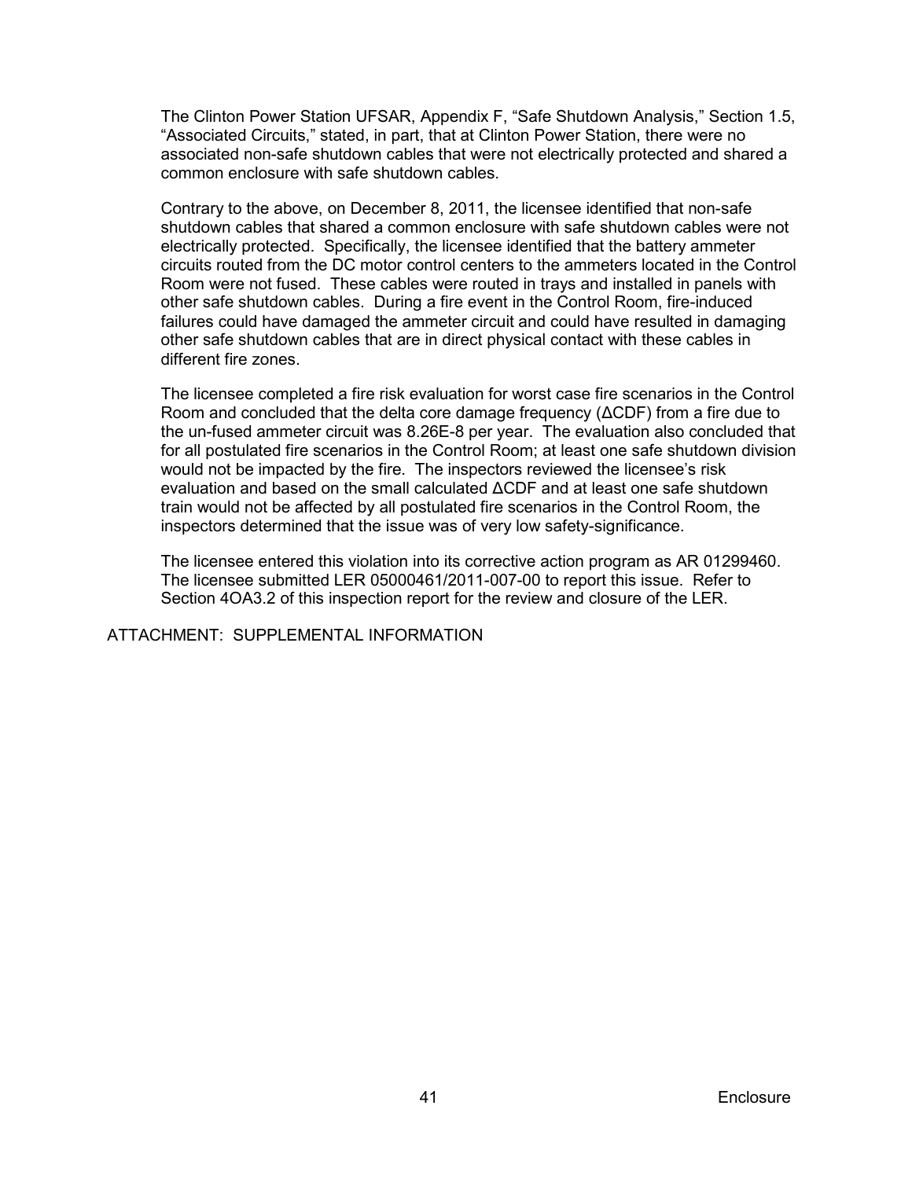The Clinton Power Station UFSAR, Appendix F, "Safe Shutdown Analysis," Section 1.5, "Associated Circuits," stated, in part, that at Clinton Power Station, there were no associated non-safe shutdown cables that were not electrically protected and shared a common enclosure with safe shutdown cables.

Contrary to the above, on December 8, 2011, the licensee identified that non-safe shutdown cables that shared a common enclosure with safe shutdown cables were not electrically protected. Specifically, the licensee identified that the battery ammeter circuits routed from the DC motor control centers to the ammeters located in the Control Room were not fused. These cables were routed in trays and installed in panels with other safe shutdown cables. During a fire event in the Control Room, fire-induced failures could have damaged the ammeter circuit and could have resulted in damaging other safe shutdown cables that are in direct physical contact with these cables in different fire zones.

The licensee completed a fire risk evaluation for worst case fire scenarios in the Control Room and concluded that the delta core damage frequency (ΔCDF) from a fire due to the un-fused ammeter circuit was 8.26E-8 per year. The evaluation also concluded that for all postulated fire scenarios in the Control Room; at least one safe shutdown division would not be impacted by the fire. The inspectors reviewed the licensee's risk evaluation and based on the small calculated ΔCDF and at least one safe shutdown train would not be affected by all postulated fire scenarios in the Control Room, the inspectors determined that the issue was of very low safety-significance.

The licensee entered this violation into its corrective action program as AR 01299460. The licensee submitted LER 05000461/2011-007-00 to report this issue. Refer to Section 4OA3.2 of this inspection report for the review and closure of the LER.

ATTACHMENT: SUPPLEMENTAL INFORMATION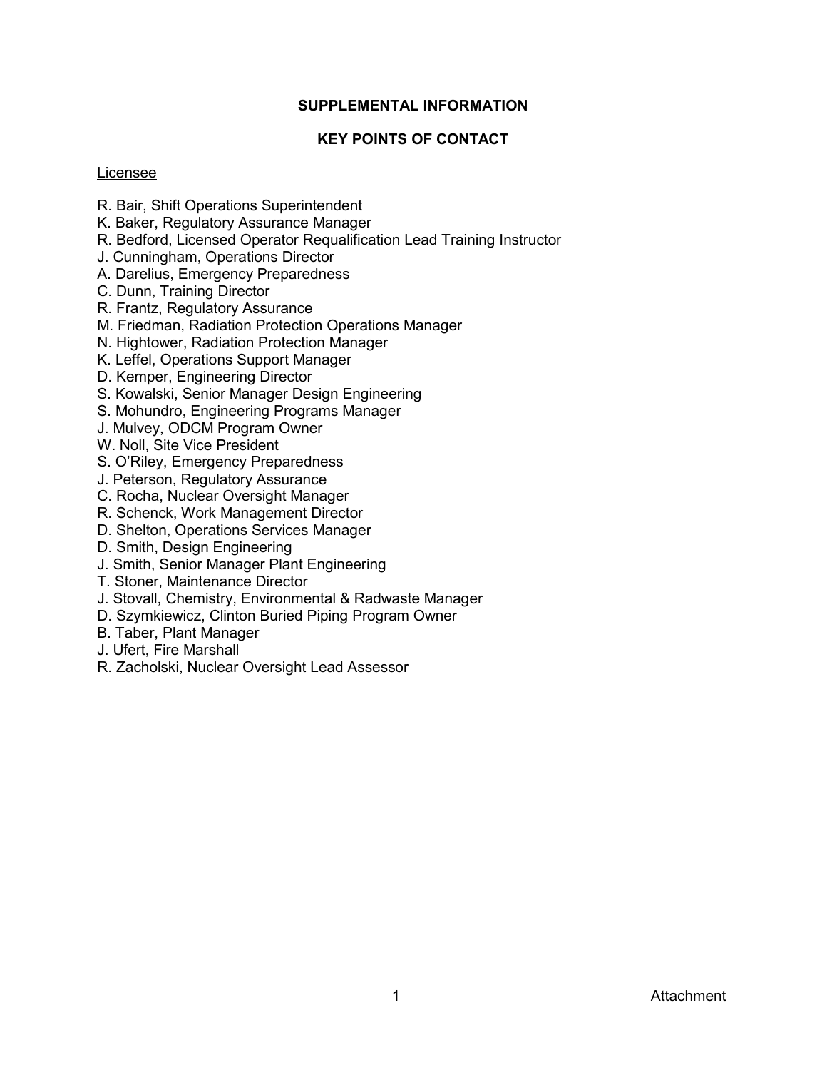## SUPPLEMENTAL INFORMATION

### KEY POINTS OF CONTACT

Licensee

R. Bair, Shift Operations Superintendent
K. Baker, Regulatory Assurance Manager
R. Bedford, Licensed Operator Requalification Lead Training Instructor
J. Cunningham, Operations Director
A. Darelius, Emergency Preparedness
C. Dunn, Training Director
R. Frantz, Regulatory Assurance
M. Friedman, Radiation Protection Operations Manager
N. Hightower, Radiation Protection Manager
K. Leffel, Operations Support Manager
D. Kemper, Engineering Director
S. Kowalski, Senior Manager Design Engineering
S. Mohundro, Engineering Programs Manager
J. Mulvey, ODCM Program Owner
W. Noll, Site Vice President
S. O'Riley, Emergency Preparedness
J. Peterson, Regulatory Assurance
C. Rocha, Nuclear Oversight Manager
R. Schenck, Work Management Director
D. Shelton, Operations Services Manager
D. Smith, Design Engineering
J. Smith, Senior Manager Plant Engineering
T. Stoner, Maintenance Director
J. Stovall, Chemistry, Environmental & Radwaste Manager
D. Szymkiewicz, Clinton Buried Piping Program Owner
B. Taber, Plant Manager
J. Ufert, Fire Marshall
R. Zacholski, Nuclear Oversight Lead Assessor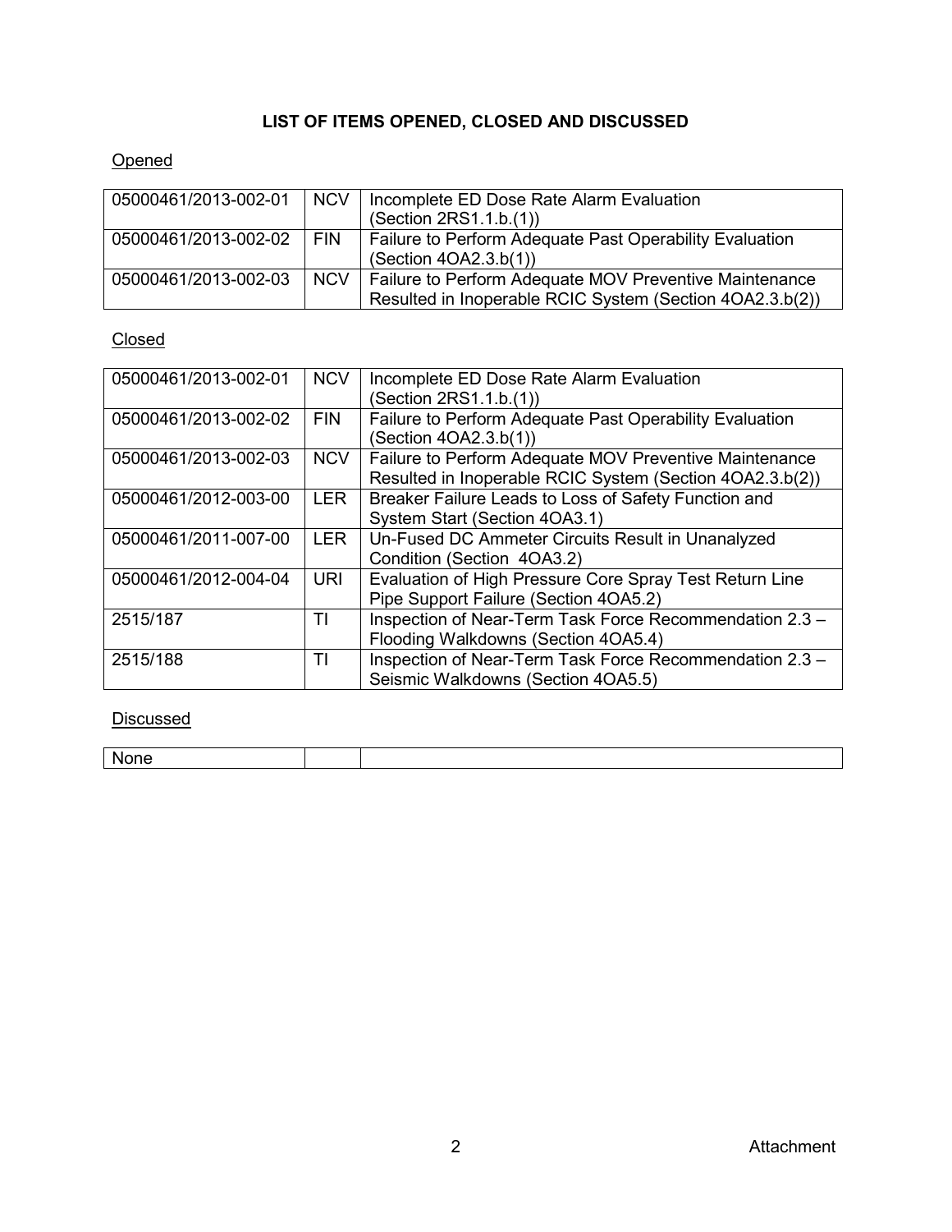# LIST OF ITEMS OPENED, CLOSED AND DISCUSSED

## Opened

| | | |
|---|---|---|
| 05000461/2013-002-01 | NCV | Incomplete ED Dose Rate Alarm Evaluation (Section 2RS1.1.b.(1)) |
| 05000461/2013-002-02 | FIN | Failure to Perform Adequate Past Operability Evaluation (Section 4OA2.3.b(1)) |
| 05000461/2013-002-03 | NCV | Failure to Perform Adequate MOV Preventive Maintenance Resulted in Inoperable RCIC System (Section 4OA2.3.b(2)) |

## Closed

| | | |
|---|---|---|
| 05000461/2013-002-01 | NCV | Incomplete ED Dose Rate Alarm Evaluation (Section 2RS1.1.b.(1)) |
| 05000461/2013-002-02 | FIN | Failure to Perform Adequate Past Operability Evaluation (Section 4OA2.3.b(1)) |
| 05000461/2013-002-03 | NCV | Failure to Perform Adequate MOV Preventive Maintenance Resulted in Inoperable RCIC System (Section 4OA2.3.b(2)) |
| 05000461/2012-003-00 | LER | Breaker Failure Leads to Loss of Safety Function and System Start (Section 4OA3.1) |
| 05000461/2011-007-00 | LER | Un-Fused DC Ammeter Circuits Result in Unanalyzed Condition (Section 4OA3.2) |
| 05000461/2012-004-04 | URI | Evaluation of High Pressure Core Spray Test Return Line Pipe Support Failure (Section 4OA5.2) |
| 2515/187 | TI | Inspection of Near-Term Task Force Recommendation 2.3 – Flooding Walkdowns (Section 4OA5.4) |
| 2515/188 | TI | Inspection of Near-Term Task Force Recommendation 2.3 – Seismic Walkdowns (Section 4OA5.5) |

## Discussed

| | | |
|---|---|---|
| None | | |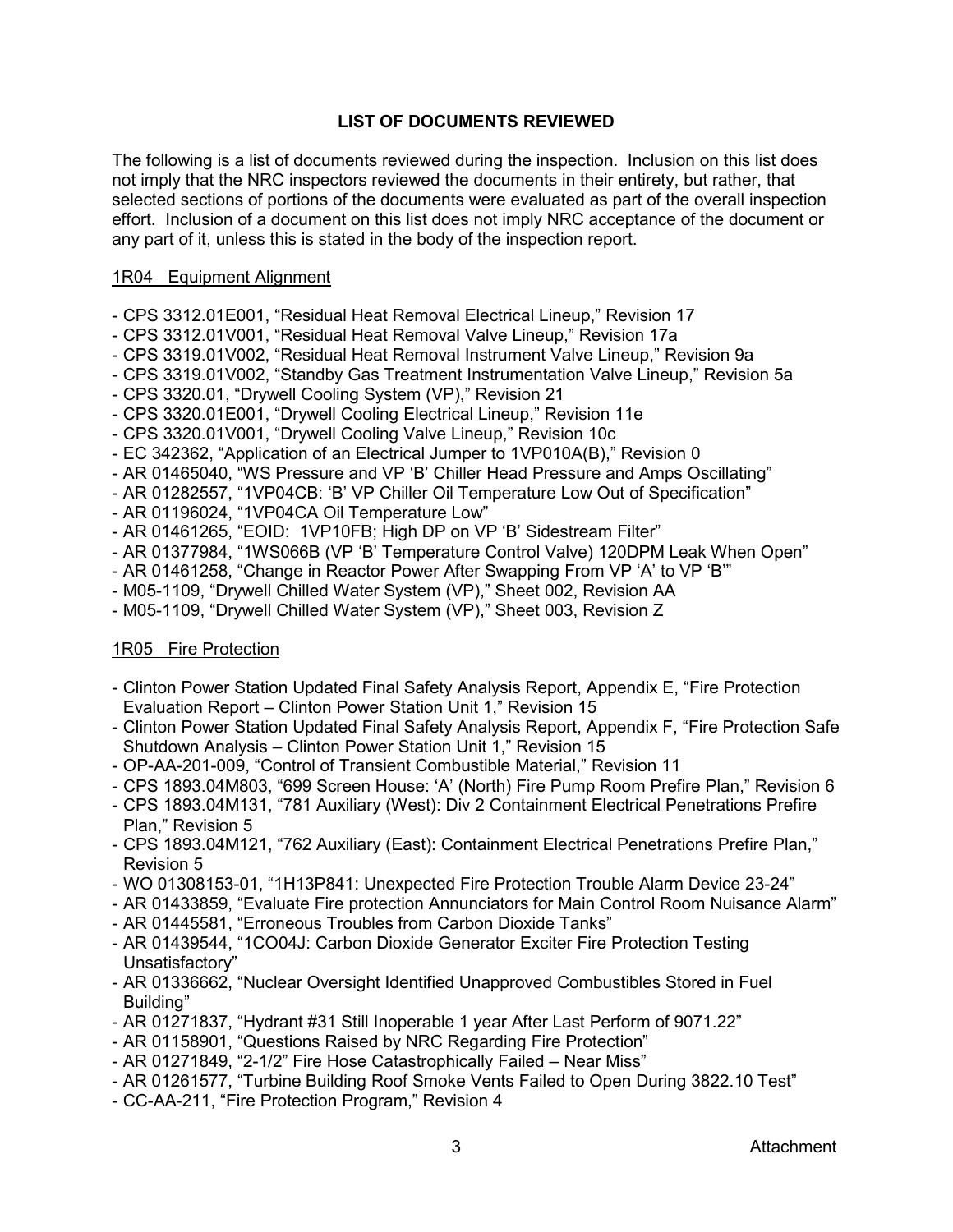## LIST OF DOCUMENTS REVIEWED

The following is a list of documents reviewed during the inspection. Inclusion on this list does not imply that the NRC inspectors reviewed the documents in their entirety, but rather, that selected sections of portions of the documents were evaluated as part of the overall inspection effort. Inclusion of a document on this list does not imply NRC acceptance of the document or any part of it, unless this is stated in the body of the inspection report.

### 1R04 Equipment Alignment

- CPS 3312.01E001, “Residual Heat Removal Electrical Lineup,” Revision 17
- CPS 3312.01V001, “Residual Heat Removal Valve Lineup,” Revision 17a
- CPS 3319.01V002, “Residual Heat Removal Instrument Valve Lineup,” Revision 9a
- CPS 3319.01V002, “Standby Gas Treatment Instrumentation Valve Lineup,” Revision 5a
- CPS 3320.01, “Drywell Cooling System (VP),” Revision 21
- CPS 3320.01E001, “Drywell Cooling Electrical Lineup,” Revision 11e
- CPS 3320.01V001, “Drywell Cooling Valve Lineup,” Revision 10c
- EC 342362, “Application of an Electrical Jumper to 1VP010A(B),” Revision 0
- AR 01465040, “WS Pressure and VP ‘B’ Chiller Head Pressure and Amps Oscillating”
- AR 01282557, “1VP04CB: ‘B’ VP Chiller Oil Temperature Low Out of Specification”
- AR 01196024, “1VP04CA Oil Temperature Low”
- AR 01461265, “EOID: 1VP10FB; High DP on VP ‘B’ Sidestream Filter”
- AR 01377984, “1WS066B (VP ‘B’ Temperature Control Valve) 120DPM Leak When Open”
- AR 01461258, “Change in Reactor Power After Swapping From VP ‘A’ to VP ‘B’”
- M05-1109, “Drywell Chilled Water System (VP),” Sheet 002, Revision AA
- M05-1109, “Drywell Chilled Water System (VP),” Sheet 003, Revision Z

### 1R05 Fire Protection

- Clinton Power Station Updated Final Safety Analysis Report, Appendix E, “Fire Protection Evaluation Report – Clinton Power Station Unit 1,” Revision 15
- Clinton Power Station Updated Final Safety Analysis Report, Appendix F, “Fire Protection Safe Shutdown Analysis – Clinton Power Station Unit 1,” Revision 15
- OP-AA-201-009, “Control of Transient Combustible Material,” Revision 11
- CPS 1893.04M803, “699 Screen House: ‘A’ (North) Fire Pump Room Prefire Plan,” Revision 6
- CPS 1893.04M131, “781 Auxiliary (West): Div 2 Containment Electrical Penetrations Prefire Plan,” Revision 5
- CPS 1893.04M121, “762 Auxiliary (East): Containment Electrical Penetrations Prefire Plan,” Revision 5
- WO 01308153-01, “1H13P841: Unexpected Fire Protection Trouble Alarm Device 23-24”
- AR 01433859, “Evaluate Fire protection Annunciators for Main Control Room Nuisance Alarm”
- AR 01445581, “Erroneous Troubles from Carbon Dioxide Tanks”
- AR 01439544, “1CO04J: Carbon Dioxide Generator Exciter Fire Protection Testing Unsatisfactory”
- AR 01336662, “Nuclear Oversight Identified Unapproved Combustibles Stored in Fuel Building”
- AR 01271837, “Hydrant #31 Still Inoperable 1 year After Last Perform of 9071.22”
- AR 01158901, “Questions Raised by NRC Regarding Fire Protection”
- AR 01271849, “2-1/2” Fire Hose Catastrophically Failed – Near Miss”
- AR 01261577, “Turbine Building Roof Smoke Vents Failed to Open During 3822.10 Test”
- CC-AA-211, “Fire Protection Program,” Revision 4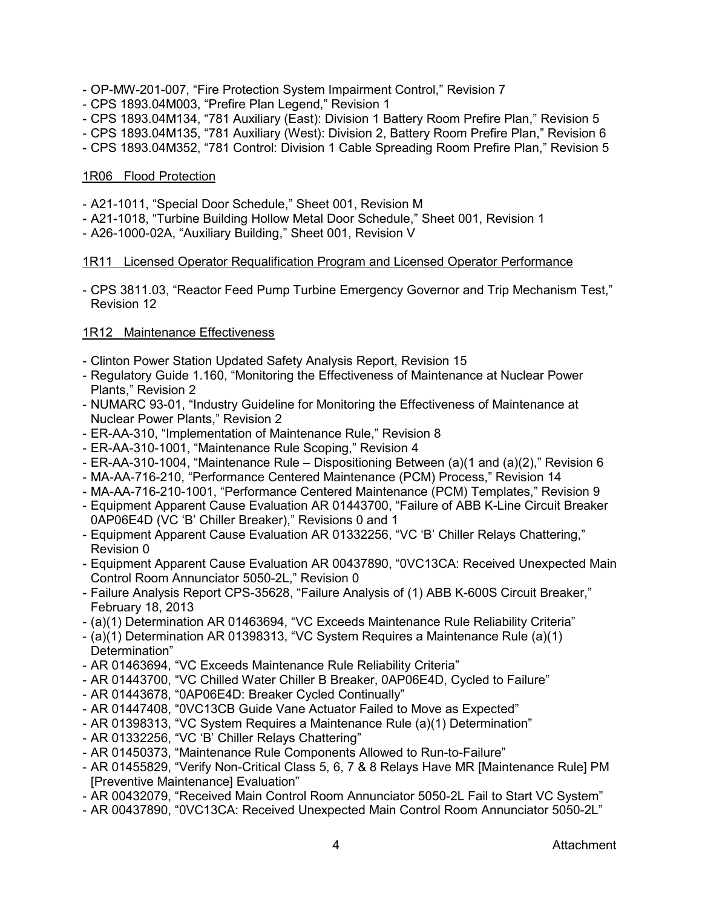- OP-MW-201-007, "Fire Protection System Impairment Control," Revision 7
- CPS 1893.04M003, "Prefire Plan Legend," Revision 1
- CPS 1893.04M134, "781 Auxiliary (East): Division 1 Battery Room Prefire Plan," Revision 5
- CPS 1893.04M135, "781 Auxiliary (West): Division 2, Battery Room Prefire Plan," Revision 6
- CPS 1893.04M352, "781 Control: Division 1 Cable Spreading Room Prefire Plan," Revision 5

1R06 Flood Protection

- A21-1011, "Special Door Schedule," Sheet 001, Revision M
- A21-1018, "Turbine Building Hollow Metal Door Schedule," Sheet 001, Revision 1
- A26-1000-02A, "Auxiliary Building," Sheet 001, Revision V

1R11 Licensed Operator Requalification Program and Licensed Operator Performance

- CPS 3811.03, "Reactor Feed Pump Turbine Emergency Governor and Trip Mechanism Test," Revision 12

1R12 Maintenance Effectiveness

- Clinton Power Station Updated Safety Analysis Report, Revision 15
- Regulatory Guide 1.160, "Monitoring the Effectiveness of Maintenance at Nuclear Power Plants," Revision 2
- NUMARC 93-01, "Industry Guideline for Monitoring the Effectiveness of Maintenance at Nuclear Power Plants," Revision 2
- ER-AA-310, "Implementation of Maintenance Rule," Revision 8
- ER-AA-310-1001, "Maintenance Rule Scoping," Revision 4
- ER-AA-310-1004, "Maintenance Rule – Dispositioning Between (a)(1 and (a)(2)," Revision 6
- MA-AA-716-210, "Performance Centered Maintenance (PCM) Process," Revision 14
- MA-AA-716-210-1001, "Performance Centered Maintenance (PCM) Templates," Revision 9
- Equipment Apparent Cause Evaluation AR 01443700, "Failure of ABB K-Line Circuit Breaker 0AP06E4D (VC 'B' Chiller Breaker)," Revisions 0 and 1
- Equipment Apparent Cause Evaluation AR 01332256, "VC 'B' Chiller Relays Chattering," Revision 0
- Equipment Apparent Cause Evaluation AR 00437890, "0VC13CA: Received Unexpected Main Control Room Annunciator 5050-2L," Revision 0
- Failure Analysis Report CPS-35628, "Failure Analysis of (1) ABB K-600S Circuit Breaker," February 18, 2013
- (a)(1) Determination AR 01463694, "VC Exceeds Maintenance Rule Reliability Criteria"
- (a)(1) Determination AR 01398313, "VC System Requires a Maintenance Rule (a)(1) Determination"
- AR 01463694, "VC Exceeds Maintenance Rule Reliability Criteria"
- AR 01443700, "VC Chilled Water Chiller B Breaker, 0AP06E4D, Cycled to Failure"
- AR 01443678, "0AP06E4D: Breaker Cycled Continually"
- AR 01447408, "0VC13CB Guide Vane Actuator Failed to Move as Expected"
- AR 01398313, "VC System Requires a Maintenance Rule (a)(1) Determination"
- AR 01332256, "VC 'B' Chiller Relays Chattering"
- AR 01450373, "Maintenance Rule Components Allowed to Run-to-Failure"
- AR 01455829, "Verify Non-Critical Class 5, 6, 7 & 8 Relays Have MR [Maintenance Rule] PM [Preventive Maintenance] Evaluation"
- AR 00432079, "Received Main Control Room Annunciator 5050-2L Fail to Start VC System"
- AR 00437890, "0VC13CA: Received Unexpected Main Control Room Annunciator 5050-2L"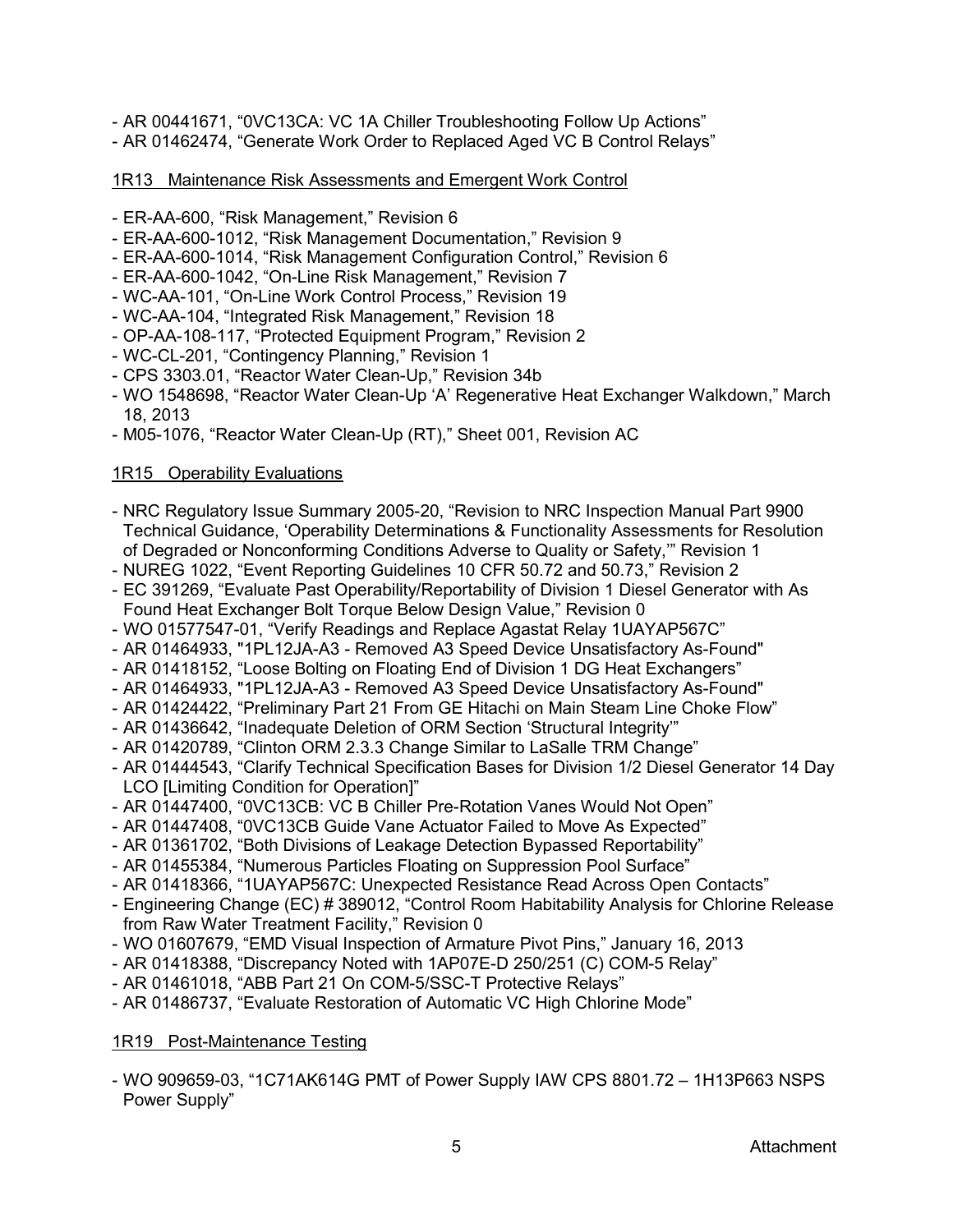- AR 00441671, “0VC13CA: VC 1A Chiller Troubleshooting Follow Up Actions”
- AR 01462474, “Generate Work Order to Replaced Aged VC B Control Relays”

1R13 Maintenance Risk Assessments and Emergent Work Control

- ER-AA-600, “Risk Management,” Revision 6
- ER-AA-600-1012, “Risk Management Documentation,” Revision 9
- ER-AA-600-1014, “Risk Management Configuration Control,” Revision 6
- ER-AA-600-1042, “On-Line Risk Management,” Revision 7
- WC-AA-101, “On-Line Work Control Process,” Revision 19
- WC-AA-104, “Integrated Risk Management,” Revision 18
- OP-AA-108-117, “Protected Equipment Program,” Revision 2
- WC-CL-201, “Contingency Planning,” Revision 1
- CPS 3303.01, “Reactor Water Clean-Up,” Revision 34b
- WO 1548698, “Reactor Water Clean-Up ‘A’ Regenerative Heat Exchanger Walkdown,” March 18, 2013
- M05-1076, “Reactor Water Clean-Up (RT),” Sheet 001, Revision AC

1R15 Operability Evaluations

- NRC Regulatory Issue Summary 2005-20, “Revision to NRC Inspection Manual Part 9900 Technical Guidance, ‘Operability Determinations & Functionality Assessments for Resolution of Degraded or Nonconforming Conditions Adverse to Quality or Safety,’” Revision 1
- NUREG 1022, “Event Reporting Guidelines 10 CFR 50.72 and 50.73,” Revision 2
- EC 391269, “Evaluate Past Operability/Reportability of Division 1 Diesel Generator with As Found Heat Exchanger Bolt Torque Below Design Value,” Revision 0
- WO 01577547-01, “Verify Readings and Replace Agastat Relay 1UAYAP567C”
- AR 01464933, "1PL12JA-A3 - Removed A3 Speed Device Unsatisfactory As-Found"
- AR 01418152, “Loose Bolting on Floating End of Division 1 DG Heat Exchangers”
- AR 01464933, "1PL12JA-A3 - Removed A3 Speed Device Unsatisfactory As-Found"
- AR 01424422, “Preliminary Part 21 From GE Hitachi on Main Steam Line Choke Flow”
- AR 01436642, “Inadequate Deletion of ORM Section ‘Structural Integrity’”
- AR 01420789, “Clinton ORM 2.3.3 Change Similar to LaSalle TRM Change”
- AR 01444543, “Clarify Technical Specification Bases for Division 1/2 Diesel Generator 14 Day LCO [Limiting Condition for Operation]”
- AR 01447400, “0VC13CB: VC B Chiller Pre-Rotation Vanes Would Not Open”
- AR 01447408, “0VC13CB Guide Vane Actuator Failed to Move As Expected”
- AR 01361702, “Both Divisions of Leakage Detection Bypassed Reportability”
- AR 01455384, “Numerous Particles Floating on Suppression Pool Surface”
- AR 01418366, “1UAYAP567C: Unexpected Resistance Read Across Open Contacts”
- Engineering Change (EC) # 389012, “Control Room Habitability Analysis for Chlorine Release from Raw Water Treatment Facility,” Revision 0
- WO 01607679, “EMD Visual Inspection of Armature Pivot Pins,” January 16, 2013
- AR 01418388, “Discrepancy Noted with 1AP07E-D 250/251 (C) COM-5 Relay”
- AR 01461018, “ABB Part 21 On COM-5/SSC-T Protective Relays”
- AR 01486737, “Evaluate Restoration of Automatic VC High Chlorine Mode”

1R19 Post-Maintenance Testing

- WO 909659-03, “1C71AK614G PMT of Power Supply IAW CPS 8801.72 – 1H13P663 NSPS Power Supply”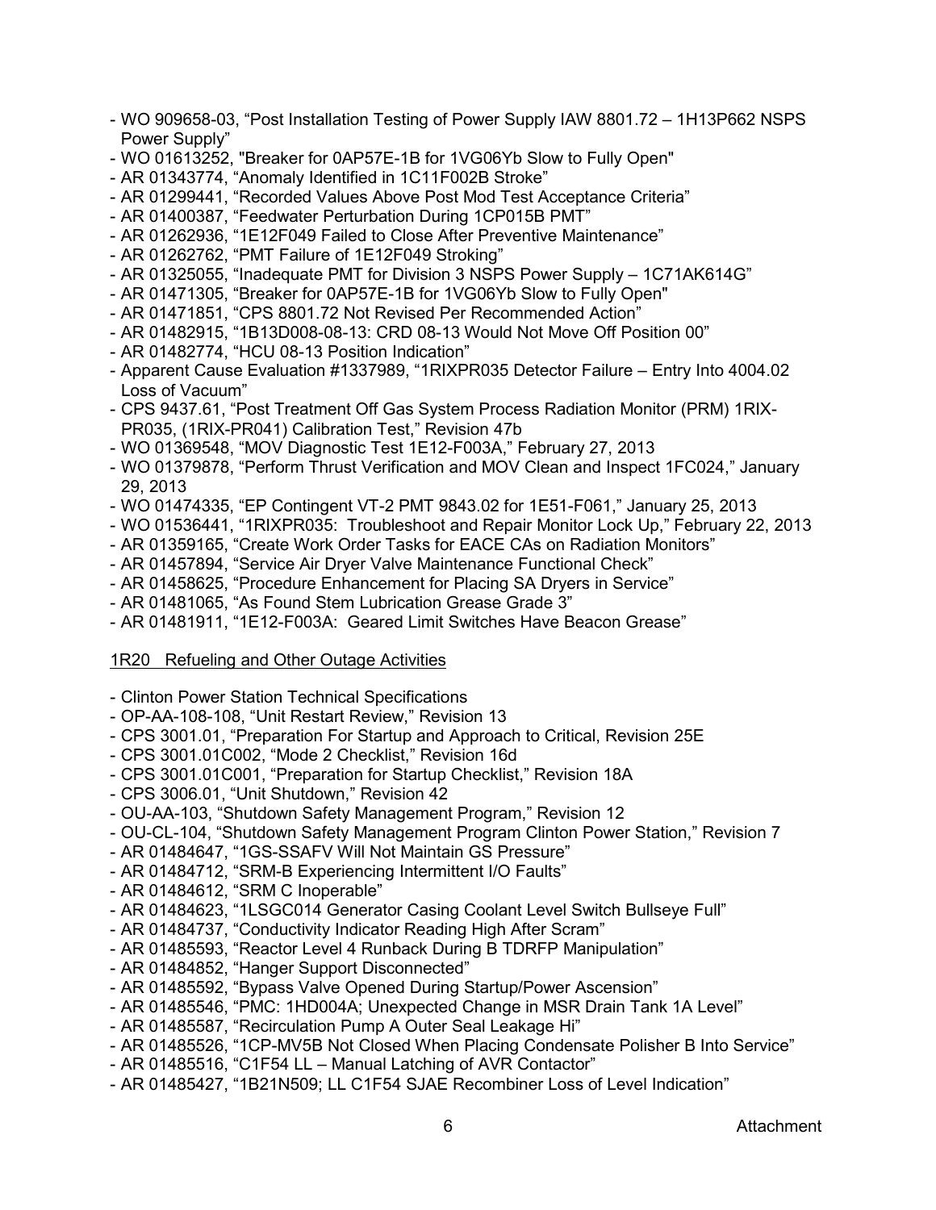- WO 909658-03, "Post Installation Testing of Power Supply IAW 8801.72 – 1H13P662 NSPS Power Supply"
- WO 01613252, "Breaker for 0AP57E-1B for 1VG06Yb Slow to Fully Open"
- AR 01343774, "Anomaly Identified in 1C11F002B Stroke"
- AR 01299441, "Recorded Values Above Post Mod Test Acceptance Criteria"
- AR 01400387, "Feedwater Perturbation During 1CP015B PMT"
- AR 01262936, "1E12F049 Failed to Close After Preventive Maintenance"
- AR 01262762, "PMT Failure of 1E12F049 Stroking"
- AR 01325055, "Inadequate PMT for Division 3 NSPS Power Supply – 1C71AK614G"
- AR 01471305, "Breaker for 0AP57E-1B for 1VG06Yb Slow to Fully Open"
- AR 01471851, "CPS 8801.72 Not Revised Per Recommended Action"
- AR 01482915, "1B13D008-08-13: CRD 08-13 Would Not Move Off Position 00"
- AR 01482774, "HCU 08-13 Position Indication"
- Apparent Cause Evaluation #1337989, "1RIXPR035 Detector Failure – Entry Into 4004.02 Loss of Vacuum"
- CPS 9437.61, "Post Treatment Off Gas System Process Radiation Monitor (PRM) 1RIX-PR035, (1RIX-PR041) Calibration Test," Revision 47b
- WO 01369548, "MOV Diagnostic Test 1E12-F003A," February 27, 2013
- WO 01379878, "Perform Thrust Verification and MOV Clean and Inspect 1FC024," January 29, 2013
- WO 01474335, "EP Contingent VT-2 PMT 9843.02 for 1E51-F061," January 25, 2013
- WO 01536441, "1RIXPR035: Troubleshoot and Repair Monitor Lock Up," February 22, 2013
- AR 01359165, "Create Work Order Tasks for EACE CAs on Radiation Monitors"
- AR 01457894, "Service Air Dryer Valve Maintenance Functional Check"
- AR 01458625, "Procedure Enhancement for Placing SA Dryers in Service"
- AR 01481065, "As Found Stem Lubrication Grease Grade 3"
- AR 01481911, "1E12-F003A: Geared Limit Switches Have Beacon Grease"

1R20 Refueling and Other Outage Activities

- Clinton Power Station Technical Specifications
- OP-AA-108-108, "Unit Restart Review," Revision 13
- CPS 3001.01, "Preparation For Startup and Approach to Critical, Revision 25E
- CPS 3001.01C002, "Mode 2 Checklist," Revision 16d
- CPS 3001.01C001, "Preparation for Startup Checklist," Revision 18A
- CPS 3006.01, "Unit Shutdown," Revision 42
- OU-AA-103, "Shutdown Safety Management Program," Revision 12
- OU-CL-104, "Shutdown Safety Management Program Clinton Power Station," Revision 7
- AR 01484647, "1GS-SSAFV Will Not Maintain GS Pressure"
- AR 01484712, "SRM-B Experiencing Intermittent I/O Faults"
- AR 01484612, "SRM C Inoperable"
- AR 01484623, "1LSGC014 Generator Casing Coolant Level Switch Bullseye Full"
- AR 01484737, "Conductivity Indicator Reading High After Scram"
- AR 01485593, "Reactor Level 4 Runback During B TDRFP Manipulation"
- AR 01484852, "Hanger Support Disconnected"
- AR 01485592, "Bypass Valve Opened During Startup/Power Ascension"
- AR 01485546, "PMC: 1HD004A; Unexpected Change in MSR Drain Tank 1A Level"
- AR 01485587, "Recirculation Pump A Outer Seal Leakage Hi"
- AR 01485526, "1CP-MV5B Not Closed When Placing Condensate Polisher B Into Service"
- AR 01485516, "C1F54 LL – Manual Latching of AVR Contactor"
- AR 01485427, "1B21N509; LL C1F54 SJAE Recombiner Loss of Level Indication"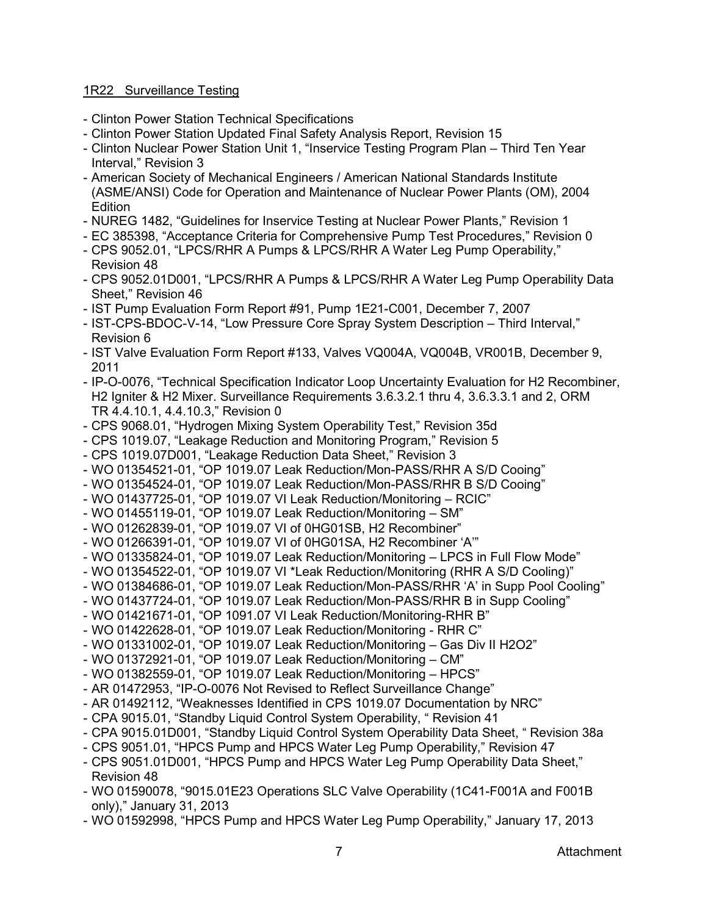1R22 Surveillance Testing

- Clinton Power Station Technical Specifications
- Clinton Power Station Updated Final Safety Analysis Report, Revision 15
- Clinton Nuclear Power Station Unit 1, "Inservice Testing Program Plan – Third Ten Year Interval," Revision 3
- American Society of Mechanical Engineers / American National Standards Institute (ASME/ANSI) Code for Operation and Maintenance of Nuclear Power Plants (OM), 2004 Edition
- NUREG 1482, "Guidelines for Inservice Testing at Nuclear Power Plants," Revision 1
- EC 385398, "Acceptance Criteria for Comprehensive Pump Test Procedures," Revision 0
- CPS 9052.01, "LPCS/RHR A Pumps & LPCS/RHR A Water Leg Pump Operability," Revision 48
- CPS 9052.01D001, "LPCS/RHR A Pumps & LPCS/RHR A Water Leg Pump Operability Data Sheet," Revision 46
- IST Pump Evaluation Form Report #91, Pump 1E21-C001, December 7, 2007
- IST-CPS-BDOC-V-14, "Low Pressure Core Spray System Description – Third Interval," Revision 6
- IST Valve Evaluation Form Report #133, Valves VQ004A, VQ004B, VR001B, December 9, 2011
- IP-O-0076, "Technical Specification Indicator Loop Uncertainty Evaluation for H2 Recombiner, H2 Igniter & H2 Mixer. Surveillance Requirements 3.6.3.2.1 thru 4, 3.6.3.3.1 and 2, ORM TR 4.4.10.1, 4.4.10.3," Revision 0
- CPS 9068.01, "Hydrogen Mixing System Operability Test," Revision 35d
- CPS 1019.07, "Leakage Reduction and Monitoring Program," Revision 5
- CPS 1019.07D001, "Leakage Reduction Data Sheet," Revision 3
- WO 01354521-01, "OP 1019.07 Leak Reduction/Mon-PASS/RHR A S/D Cooing"
- WO 01354524-01, "OP 1019.07 Leak Reduction/Mon-PASS/RHR B S/D Cooing"
- WO 01437725-01, "OP 1019.07 VI Leak Reduction/Monitoring – RCIC"
- WO 01455119-01, "OP 1019.07 Leak Reduction/Monitoring – SM"
- WO 01262839-01, "OP 1019.07 VI of 0HG01SB, H2 Recombiner"
- WO 01266391-01, "OP 1019.07 VI of 0HG01SA, H2 Recombiner 'A'"
- WO 01335824-01, "OP 1019.07 Leak Reduction/Monitoring – LPCS in Full Flow Mode"
- WO 01354522-01, "OP 1019.07 VI *Leak Reduction/Monitoring (RHR A S/D Cooling)"
- WO 01384686-01, "OP 1019.07 Leak Reduction/Mon-PASS/RHR 'A' in Supp Pool Cooling"
- WO 01437724-01, "OP 1019.07 Leak Reduction/Mon-PASS/RHR B in Supp Cooling"
- WO 01421671-01, "OP 1091.07 VI Leak Reduction/Monitoring-RHR B"
- WO 01422628-01, "OP 1019.07 Leak Reduction/Monitoring - RHR C"
- WO 01331002-01, "OP 1019.07 Leak Reduction/Monitoring – Gas Div II H2O2"
- WO 01372921-01, "OP 1019.07 Leak Reduction/Monitoring – CM"
- WO 01382559-01, "OP 1019.07 Leak Reduction/Monitoring – HPCS"
- AR 01472953, "IP-O-0076 Not Revised to Reflect Surveillance Change"
- AR 01492112, "Weaknesses Identified in CPS 1019.07 Documentation by NRC"
- CPA 9015.01, "Standby Liquid Control System Operability, " Revision 41
- CPA 9015.01D001, "Standby Liquid Control System Operability Data Sheet, " Revision 38a
- CPS 9051.01, "HPCS Pump and HPCS Water Leg Pump Operability," Revision 47
- CPS 9051.01D001, "HPCS Pump and HPCS Water Leg Pump Operability Data Sheet," Revision 48
- WO 01590078, "9015.01E23 Operations SLC Valve Operability (1C41-F001A and F001B only)," January 31, 2013
- WO 01592998, "HPCS Pump and HPCS Water Leg Pump Operability," January 17, 2013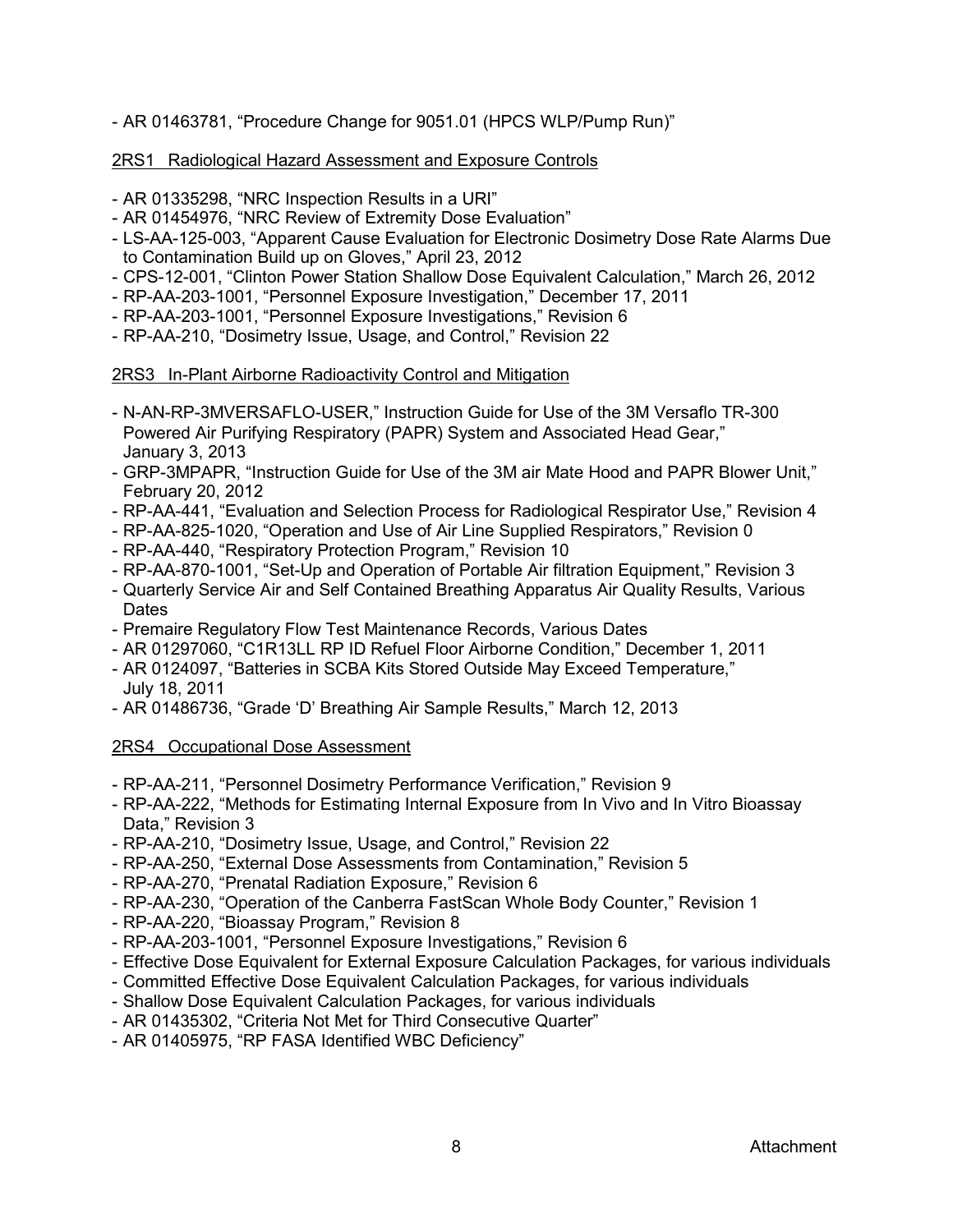- AR 01463781, “Procedure Change for 9051.01 (HPCS WLP/Pump Run)”

<u>2RS1 Radiological Hazard Assessment and Exposure Controls</u>

- AR 01335298, “NRC Inspection Results in a URI”
- AR 01454976, “NRC Review of Extremity Dose Evaluation”
- LS-AA-125-003, “Apparent Cause Evaluation for Electronic Dosimetry Dose Rate Alarms Due to Contamination Build up on Gloves,” April 23, 2012
- CPS-12-001, “Clinton Power Station Shallow Dose Equivalent Calculation,” March 26, 2012
- RP-AA-203-1001, “Personnel Exposure Investigation,” December 17, 2011
- RP-AA-203-1001, “Personnel Exposure Investigations,” Revision 6
- RP-AA-210, “Dosimetry Issue, Usage, and Control,” Revision 22

<u>2RS3 In-Plant Airborne Radioactivity Control and Mitigation</u>

- N-AN-RP-3MVERSAFLO-USER,” Instruction Guide for Use of the 3M Versaflo TR-300 Powered Air Purifying Respiratory (PAPR) System and Associated Head Gear,” January 3, 2013
- GRP-3MPAPR, “Instruction Guide for Use of the 3M air Mate Hood and PAPR Blower Unit,” February 20, 2012
- RP-AA-441, “Evaluation and Selection Process for Radiological Respirator Use,” Revision 4
- RP-AA-825-1020, “Operation and Use of Air Line Supplied Respirators,” Revision 0
- RP-AA-440, “Respiratory Protection Program,” Revision 10
- RP-AA-870-1001, “Set-Up and Operation of Portable Air filtration Equipment,” Revision 3
- Quarterly Service Air and Self Contained Breathing Apparatus Air Quality Results, Various Dates
- Premaire Regulatory Flow Test Maintenance Records, Various Dates
- AR 01297060, “C1R13LL RP ID Refuel Floor Airborne Condition,” December 1, 2011
- AR 0124097, “Batteries in SCBA Kits Stored Outside May Exceed Temperature,” July 18, 2011
- AR 01486736, “Grade ‘D’ Breathing Air Sample Results,” March 12, 2013

<u>2RS4 Occupational Dose Assessment</u>

- RP-AA-211, “Personnel Dosimetry Performance Verification,” Revision 9
- RP-AA-222, “Methods for Estimating Internal Exposure from In Vivo and In Vitro Bioassay Data,” Revision 3
- RP-AA-210, “Dosimetry Issue, Usage, and Control,” Revision 22
- RP-AA-250, “External Dose Assessments from Contamination,” Revision 5
- RP-AA-270, “Prenatal Radiation Exposure,” Revision 6
- RP-AA-230, “Operation of the Canberra FastScan Whole Body Counter,” Revision 1
- RP-AA-220, “Bioassay Program,” Revision 8
- RP-AA-203-1001, “Personnel Exposure Investigations,” Revision 6
- Effective Dose Equivalent for External Exposure Calculation Packages, for various individuals
- Committed Effective Dose Equivalent Calculation Packages, for various individuals
- Shallow Dose Equivalent Calculation Packages, for various individuals
- AR 01435302, “Criteria Not Met for Third Consecutive Quarter”
- AR 01405975, “RP FASA Identified WBC Deficiency”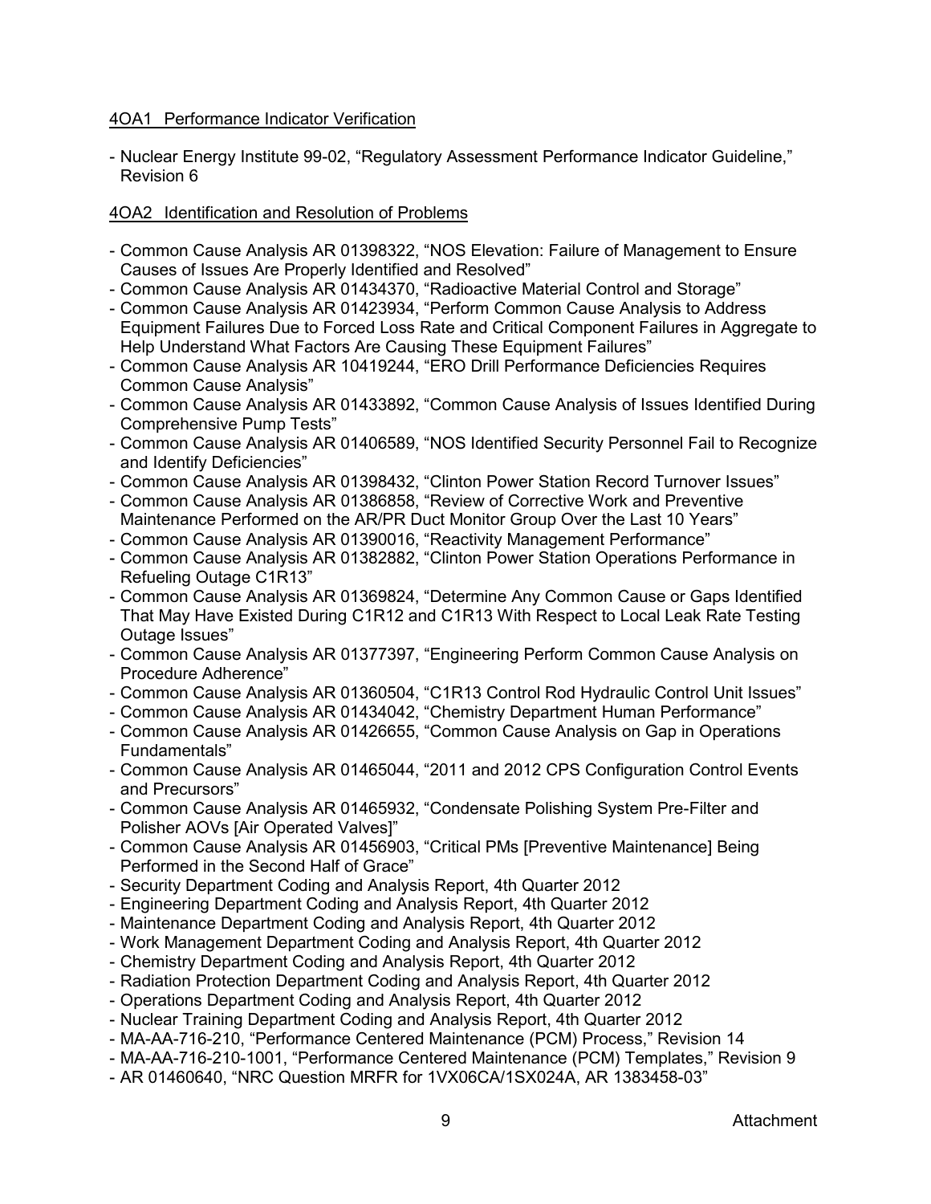4OA1 Performance Indicator Verification

- Nuclear Energy Institute 99-02, "Regulatory Assessment Performance Indicator Guideline," Revision 6

4OA2 Identification and Resolution of Problems

- Common Cause Analysis AR 01398322, "NOS Elevation: Failure of Management to Ensure Causes of Issues Are Properly Identified and Resolved"
- Common Cause Analysis AR 01434370, "Radioactive Material Control and Storage"
- Common Cause Analysis AR 01423934, "Perform Common Cause Analysis to Address Equipment Failures Due to Forced Loss Rate and Critical Component Failures in Aggregate to Help Understand What Factors Are Causing These Equipment Failures"
- Common Cause Analysis AR 10419244, "ERO Drill Performance Deficiencies Requires Common Cause Analysis"
- Common Cause Analysis AR 01433892, "Common Cause Analysis of Issues Identified During Comprehensive Pump Tests"
- Common Cause Analysis AR 01406589, "NOS Identified Security Personnel Fail to Recognize and Identify Deficiencies"
- Common Cause Analysis AR 01398432, "Clinton Power Station Record Turnover Issues"
- Common Cause Analysis AR 01386858, "Review of Corrective Work and Preventive Maintenance Performed on the AR/PR Duct Monitor Group Over the Last 10 Years"
- Common Cause Analysis AR 01390016, "Reactivity Management Performance"
- Common Cause Analysis AR 01382882, "Clinton Power Station Operations Performance in Refueling Outage C1R13"
- Common Cause Analysis AR 01369824, "Determine Any Common Cause or Gaps Identified That May Have Existed During C1R12 and C1R13 With Respect to Local Leak Rate Testing Outage Issues"
- Common Cause Analysis AR 01377397, "Engineering Perform Common Cause Analysis on Procedure Adherence"
- Common Cause Analysis AR 01360504, "C1R13 Control Rod Hydraulic Control Unit Issues"
- Common Cause Analysis AR 01434042, "Chemistry Department Human Performance"
- Common Cause Analysis AR 01426655, "Common Cause Analysis on Gap in Operations Fundamentals"
- Common Cause Analysis AR 01465044, "2011 and 2012 CPS Configuration Control Events and Precursors"
- Common Cause Analysis AR 01465932, "Condensate Polishing System Pre-Filter and Polisher AOVs [Air Operated Valves]"
- Common Cause Analysis AR 01456903, "Critical PMs [Preventive Maintenance] Being Performed in the Second Half of Grace"
- Security Department Coding and Analysis Report, 4th Quarter 2012
- Engineering Department Coding and Analysis Report, 4th Quarter 2012
- Maintenance Department Coding and Analysis Report, 4th Quarter 2012
- Work Management Department Coding and Analysis Report, 4th Quarter 2012
- Chemistry Department Coding and Analysis Report, 4th Quarter 2012
- Radiation Protection Department Coding and Analysis Report, 4th Quarter 2012
- Operations Department Coding and Analysis Report, 4th Quarter 2012
- Nuclear Training Department Coding and Analysis Report, 4th Quarter 2012
- MA-AA-716-210, "Performance Centered Maintenance (PCM) Process," Revision 14
- MA-AA-716-210-1001, "Performance Centered Maintenance (PCM) Templates," Revision 9
- AR 01460640, "NRC Question MRFR for 1VX06CA/1SX024A, AR 1383458-03"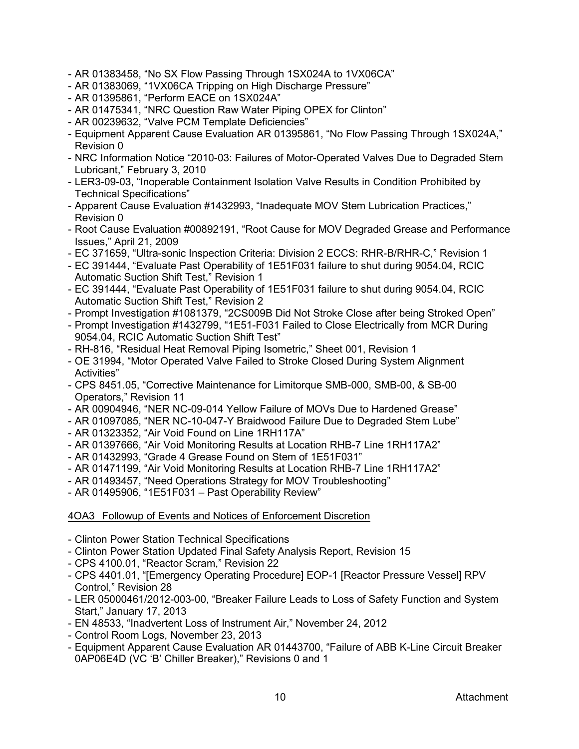- AR 01383458, "No SX Flow Passing Through 1SX024A to 1VX06CA"
- AR 01383069, "1VX06CA Tripping on High Discharge Pressure"
- AR 01395861, "Perform EACE on 1SX024A"
- AR 01475341, "NRC Question Raw Water Piping OPEX for Clinton"
- AR 00239632, "Valve PCM Template Deficiencies"
- Equipment Apparent Cause Evaluation AR 01395861, "No Flow Passing Through 1SX024A," Revision 0
- NRC Information Notice "2010-03: Failures of Motor-Operated Valves Due to Degraded Stem Lubricant," February 3, 2010
- LER3-09-03, "Inoperable Containment Isolation Valve Results in Condition Prohibited by Technical Specifications"
- Apparent Cause Evaluation #1432993, "Inadequate MOV Stem Lubrication Practices," Revision 0
- Root Cause Evaluation #00892191, "Root Cause for MOV Degraded Grease and Performance Issues," April 21, 2009
- EC 371659, "Ultra-sonic Inspection Criteria: Division 2 ECCS: RHR-B/RHR-C," Revision 1
- EC 391444, "Evaluate Past Operability of 1E51F031 failure to shut during 9054.04, RCIC Automatic Suction Shift Test," Revision 1
- EC 391444, "Evaluate Past Operability of 1E51F031 failure to shut during 9054.04, RCIC Automatic Suction Shift Test," Revision 2
- Prompt Investigation #1081379, "2CS009B Did Not Stroke Close after being Stroked Open"
- Prompt Investigation #1432799, "1E51-F031 Failed to Close Electrically from MCR During 9054.04, RCIC Automatic Suction Shift Test"
- RH-816, "Residual Heat Removal Piping Isometric," Sheet 001, Revision 1
- OE 31994, "Motor Operated Valve Failed to Stroke Closed During System Alignment Activities"
- CPS 8451.05, "Corrective Maintenance for Limitorque SMB-000, SMB-00, & SB-00 Operators," Revision 11
- AR 00904946, "NER NC-09-014 Yellow Failure of MOVs Due to Hardened Grease"
- AR 01097085, "NER NC-10-047-Y Braidwood Failure Due to Degraded Stem Lube"
- AR 01323352, "Air Void Found on Line 1RH117A"
- AR 01397666, "Air Void Monitoring Results at Location RHB-7 Line 1RH117A2"
- AR 01432993, "Grade 4 Grease Found on Stem of 1E51F031"
- AR 01471199, "Air Void Monitoring Results at Location RHB-7 Line 1RH117A2"
- AR 01493457, "Need Operations Strategy for MOV Troubleshooting"
- AR 01495906, "1E51F031 – Past Operability Review"

4OA3 Followup of Events and Notices of Enforcement Discretion

- Clinton Power Station Technical Specifications
- Clinton Power Station Updated Final Safety Analysis Report, Revision 15
- CPS 4100.01, "Reactor Scram," Revision 22
- CPS 4401.01, "[Emergency Operating Procedure] EOP-1 [Reactor Pressure Vessel] RPV Control," Revision 28
- LER 05000461/2012-003-00, "Breaker Failure Leads to Loss of Safety Function and System Start," January 17, 2013
- EN 48533, "Inadvertent Loss of Instrument Air," November 24, 2012
- Control Room Logs, November 23, 2013
- Equipment Apparent Cause Evaluation AR 01443700, "Failure of ABB K-Line Circuit Breaker 0AP06E4D (VC 'B' Chiller Breaker)," Revisions 0 and 1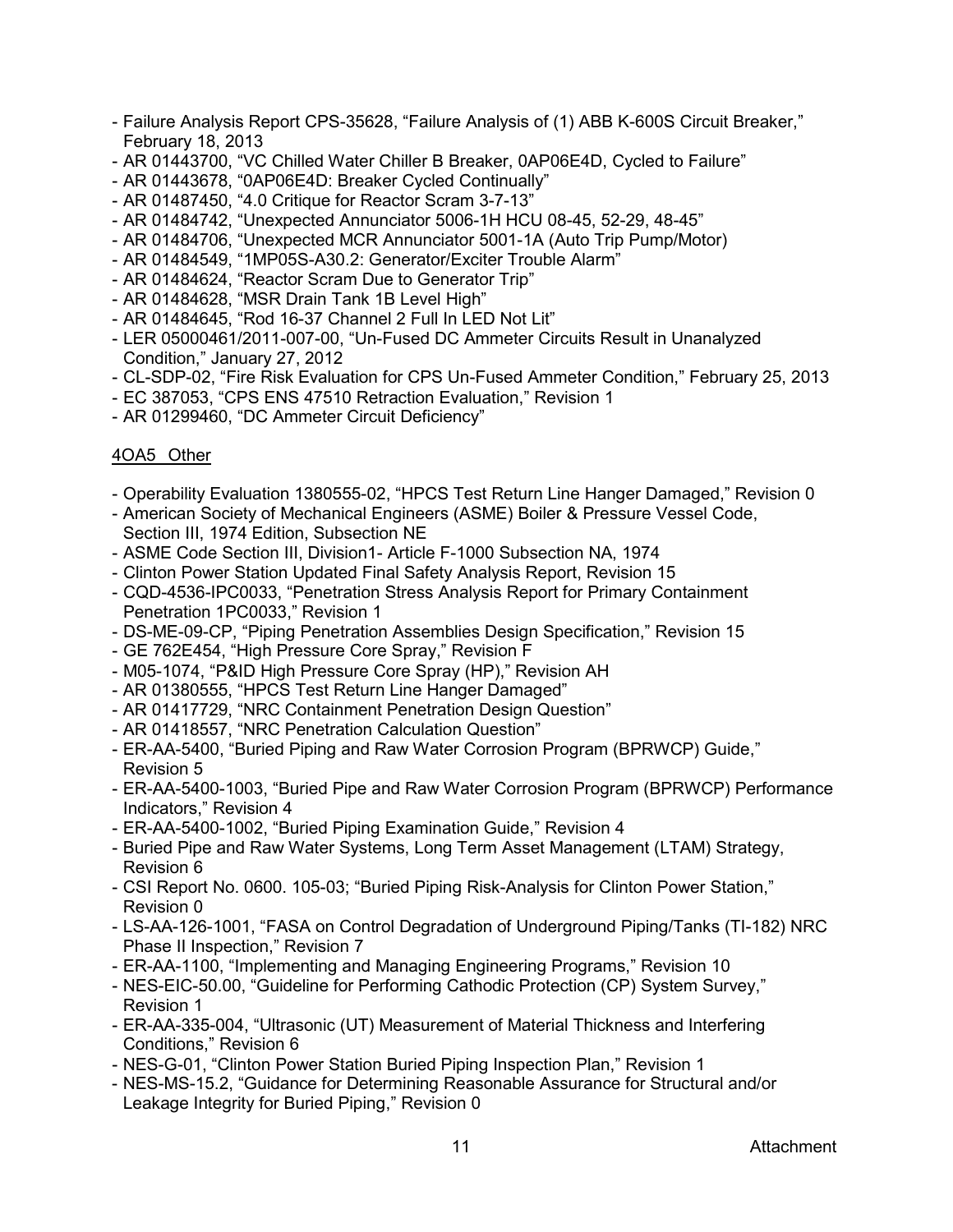- Failure Analysis Report CPS-35628, "Failure Analysis of (1) ABB K-600S Circuit Breaker," February 18, 2013
- AR 01443700, "VC Chilled Water Chiller B Breaker, 0AP06E4D, Cycled to Failure"
- AR 01443678, "0AP06E4D: Breaker Cycled Continually"
- AR 01487450, "4.0 Critique for Reactor Scram 3-7-13"
- AR 01484742, "Unexpected Annunciator 5006-1H HCU 08-45, 52-29, 48-45"
- AR 01484706, "Unexpected MCR Annunciator 5001-1A (Auto Trip Pump/Motor)
- AR 01484549, "1MP05S-A30.2: Generator/Exciter Trouble Alarm"
- AR 01484624, "Reactor Scram Due to Generator Trip"
- AR 01484628, "MSR Drain Tank 1B Level High"
- AR 01484645, "Rod 16-37 Channel 2 Full In LED Not Lit"
- LER 05000461/2011-007-00, "Un-Fused DC Ammeter Circuits Result in Unanalyzed Condition," January 27, 2012
- CL-SDP-02, "Fire Risk Evaluation for CPS Un-Fused Ammeter Condition," February 25, 2013
- EC 387053, "CPS ENS 47510 Retraction Evaluation," Revision 1
- AR 01299460, "DC Ammeter Circuit Deficiency"

4OA5 Other

- Operability Evaluation 1380555-02, "HPCS Test Return Line Hanger Damaged," Revision 0
- American Society of Mechanical Engineers (ASME) Boiler & Pressure Vessel Code, Section III, 1974 Edition, Subsection NE
- ASME Code Section III, Division1- Article F-1000 Subsection NA, 1974
- Clinton Power Station Updated Final Safety Analysis Report, Revision 15
- CQD-4536-IPC0033, "Penetration Stress Analysis Report for Primary Containment Penetration 1PC0033," Revision 1
- DS-ME-09-CP, "Piping Penetration Assemblies Design Specification," Revision 15
- GE 762E454, "High Pressure Core Spray," Revision F
- M05-1074, "P&ID High Pressure Core Spray (HP)," Revision AH
- AR 01380555, "HPCS Test Return Line Hanger Damaged"
- AR 01417729, "NRC Containment Penetration Design Question"
- AR 01418557, "NRC Penetration Calculation Question"
- ER-AA-5400, "Buried Piping and Raw Water Corrosion Program (BPRWCP) Guide," Revision 5
- ER-AA-5400-1003, "Buried Pipe and Raw Water Corrosion Program (BPRWCP) Performance Indicators," Revision 4
- ER-AA-5400-1002, "Buried Piping Examination Guide," Revision 4
- Buried Pipe and Raw Water Systems, Long Term Asset Management (LTAM) Strategy, Revision 6
- CSI Report No. 0600. 105-03; "Buried Piping Risk-Analysis for Clinton Power Station," Revision 0
- LS-AA-126-1001, "FASA on Control Degradation of Underground Piping/Tanks (TI-182) NRC Phase II Inspection," Revision 7
- ER-AA-1100, "Implementing and Managing Engineering Programs," Revision 10
- NES-EIC-50.00, "Guideline for Performing Cathodic Protection (CP) System Survey," Revision 1
- ER-AA-335-004, "Ultrasonic (UT) Measurement of Material Thickness and Interfering Conditions," Revision 6
- NES-G-01, "Clinton Power Station Buried Piping Inspection Plan," Revision 1
- NES-MS-15.2, "Guidance for Determining Reasonable Assurance for Structural and/or Leakage Integrity for Buried Piping," Revision 0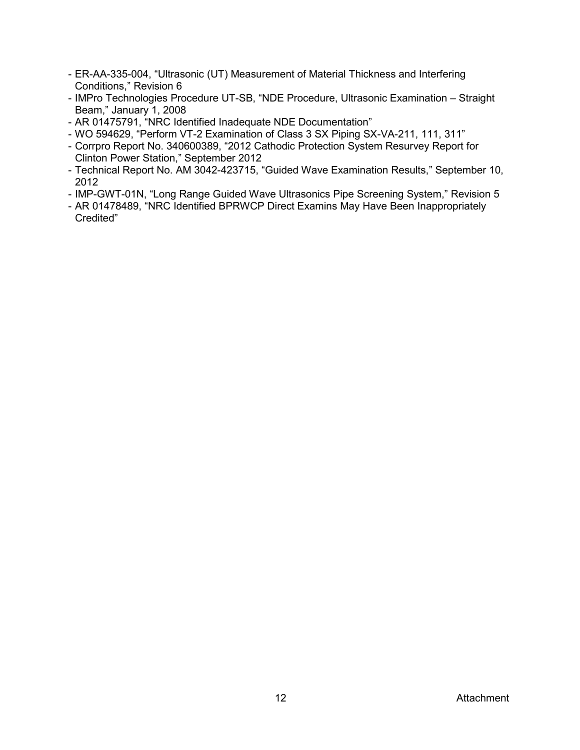- ER-AA-335-004, "Ultrasonic (UT) Measurement of Material Thickness and Interfering Conditions," Revision 6
- IMPro Technologies Procedure UT-SB, "NDE Procedure, Ultrasonic Examination – Straight Beam," January 1, 2008
- AR 01475791, "NRC Identified Inadequate NDE Documentation"
- WO 594629, "Perform VT-2 Examination of Class 3 SX Piping SX-VA-211, 111, 311"
- Corrpro Report No. 340600389, "2012 Cathodic Protection System Resurvey Report for Clinton Power Station," September 2012
- Technical Report No. AM 3042-423715, "Guided Wave Examination Results," September 10, 2012
- IMP-GWT-01N, "Long Range Guided Wave Ultrasonics Pipe Screening System," Revision 5
- AR 01478489, "NRC Identified BPRWCP Direct Examins May Have Been Inappropriately Credited"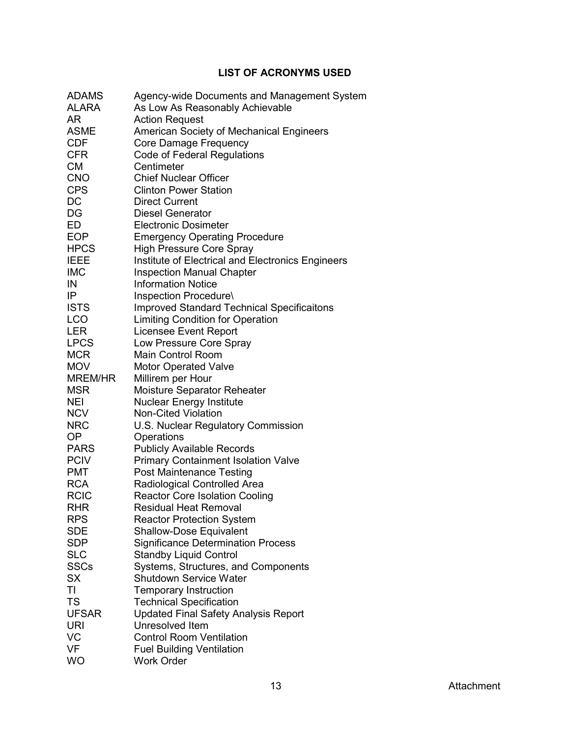## LIST OF ACRONYMS USED

| | |
|---|---|
| ADAMS | Agency-wide Documents and Management System |
| ALARA | As Low As Reasonably Achievable |
| AR | Action Request |
| ASME | American Society of Mechanical Engineers |
| CDF | Core Damage Frequency |
| CFR | Code of Federal Regulations |
| CM | Centimeter |
| CNO | Chief Nuclear Officer |
| CPS | Clinton Power Station |
| DC | Direct Current |
| DG | Diesel Generator |
| ED | Electronic Dosimeter |
| EOP | Emergency Operating Procedure |
| HPCS | High Pressure Core Spray |
| IEEE | Institute of Electrical and Electronics Engineers |
| IMC | Inspection Manual Chapter |
| IN | Information Notice |
| IP | Inspection Procedure\ |
| ISTS | Improved Standard Technical Specificaitons |
| LCO | Limiting Condition for Operation |
| LER | Licensee Event Report |
| LPCS | Low Pressure Core Spray |
| MCR | Main Control Room |
| MOV | Motor Operated Valve |
| MREM/HR | Millirem per Hour |
| MSR | Moisture Separator Reheater |
| NEI | Nuclear Energy Institute |
| NCV | Non-Cited Violation |
| NRC | U.S. Nuclear Regulatory Commission |
| OP | Operations |
| PARS | Publicly Available Records |
| PCIV | Primary Containment Isolation Valve |
| PMT | Post Maintenance Testing |
| RCA | Radiological Controlled Area |
| RCIC | Reactor Core Isolation Cooling |
| RHR | Residual Heat Removal |
| RPS | Reactor Protection System |
| SDE | Shallow-Dose Equivalent |
| SDP | Significance Determination Process |
| SLC | Standby Liquid Control |
| SSCs | Systems, Structures, and Components |
| SX | Shutdown Service Water |
| TI | Temporary Instruction |
| TS | Technical Specification |
| UFSAR | Updated Final Safety Analysis Report |
| URI | Unresolved Item |
| VC | Control Room Ventilation |
| VF | Fuel Building Ventilation |
| WO | Work Order |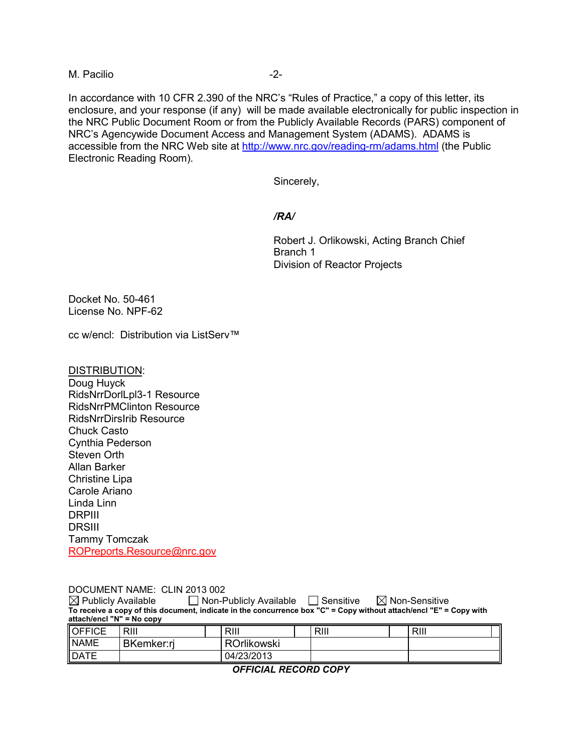M. Pacilio

In accordance with 10 CFR 2.390 of the NRC's "Rules of Practice," a copy of this letter, its enclosure, and your response (if any) will be made available electronically for public inspection in the NRC Public Document Room or from the Publicly Available Records (PARS) component of NRC's Agencywide Document Access and Management System (ADAMS). ADAMS is accessible from the NRC Web site at http://www.nrc.gov/reading-rm/adams.html (the Public Electronic Reading Room).

Sincerely,

*/RA/*

Robert J. Orlikowski, Acting Branch Chief
Branch 1
Division of Reactor Projects

Docket No. 50-461
License No. NPF-62

cc w/encl: Distribution via ListServ™

DISTRIBUTION:
Doug Huyck
RidsNrrDorlLpl3-1 Resource
RidsNrrPMClinton Resource
RidsNrrDirsIrib Resource
Chuck Casto
Cynthia Pederson
Steven Orth
Allan Barker
Christine Lipa
Carole Ariano
Linda Linn
DRPIII
DRSIII
Tammy Tomczak
ROPreports.Resource@nrc.gov

DOCUMENT NAME: CLIN 2013 002
☒ Publicly Available ☐ Non-Publicly Available ☐ Sensitive ☒ Non-Sensitive
**To receive a copy of this document, indicate in the concurrence box "C" = Copy without attach/encl "E" = Copy with attach/encl "N" = No copy**

| OFFICE | RIII | RIII | RIII | RIII |
|---|---|---|---|---|
| NAME | BKemker:rj | ROrlikowski | | |
| DATE | | 04/23/2013 | | |

***OFFICIAL RECORD COPY***